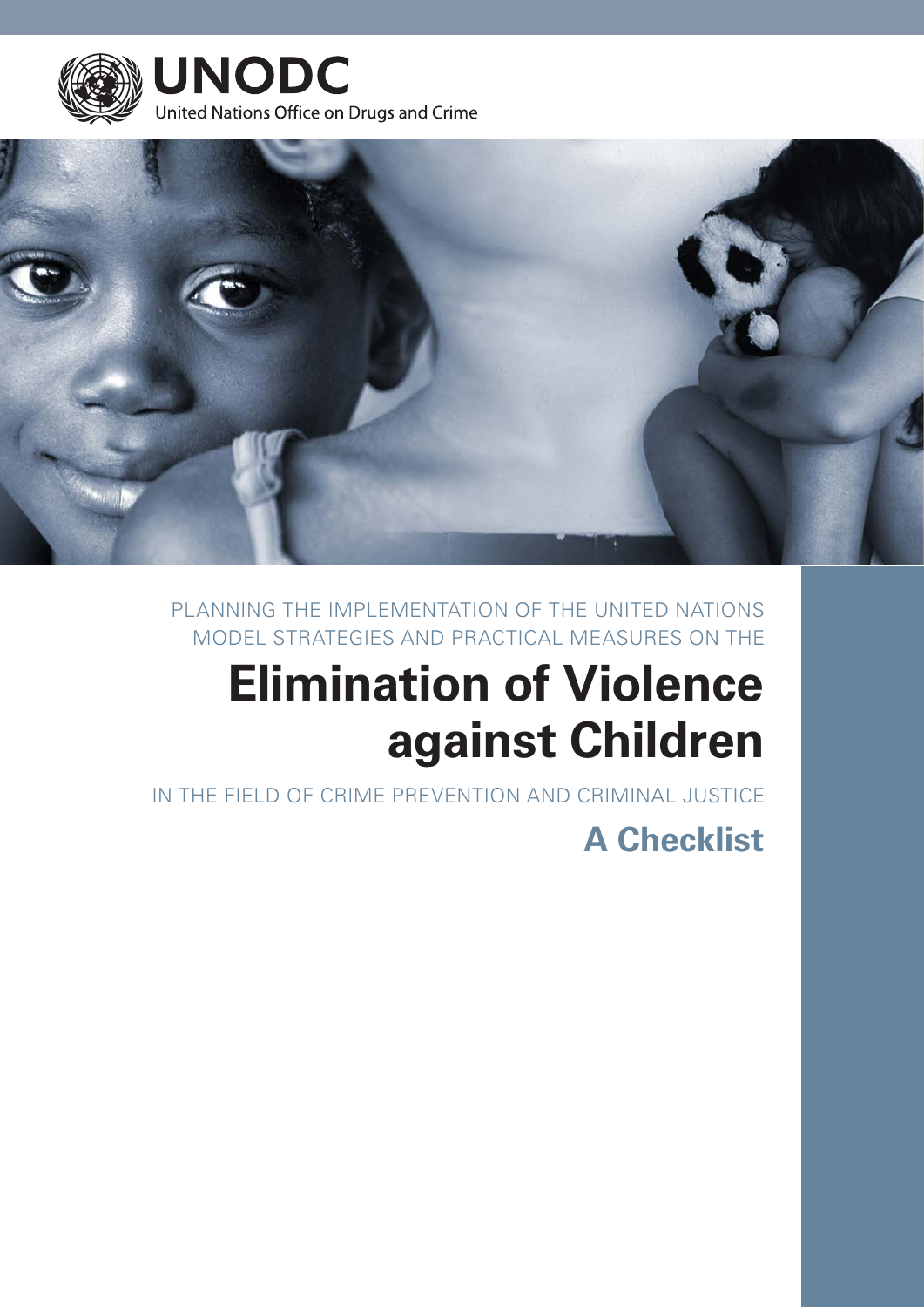UNODC

United Nations Office on Drugs and Crime

PLANNING THE IMPLEMENTATION OF THE UNITED NATIONS MODEL STRATEGIES AND PRACTICAL MEASURES ON THE

# Elimination of Violence against Children

IN THE FIELD OF CRIME PREVENTION AND CRIMINAL JUSTICE

## A Checklist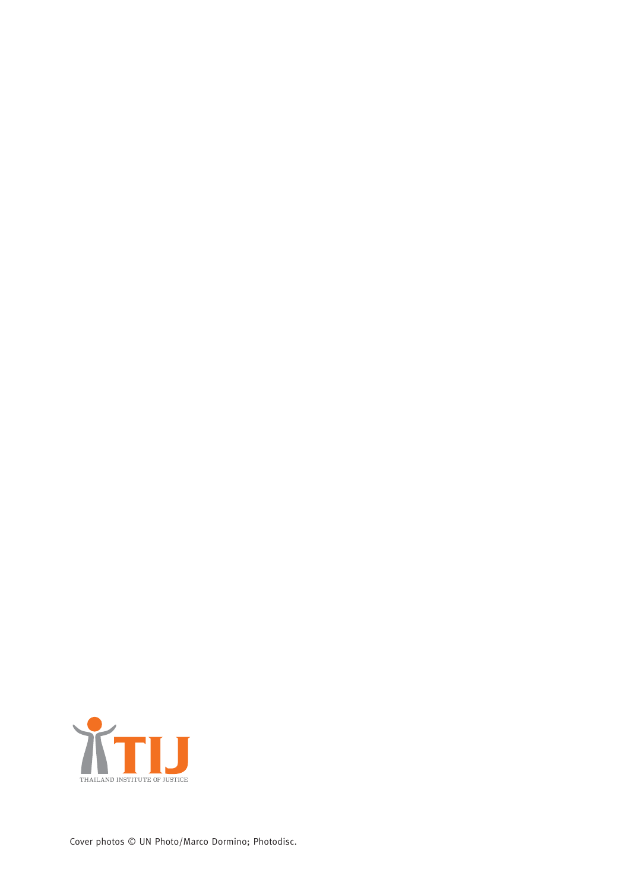TIJ

THAILAND INSTITUTE OF JUSTICE

Cover photos © UN Photo/Marco Dormino; Photodisc.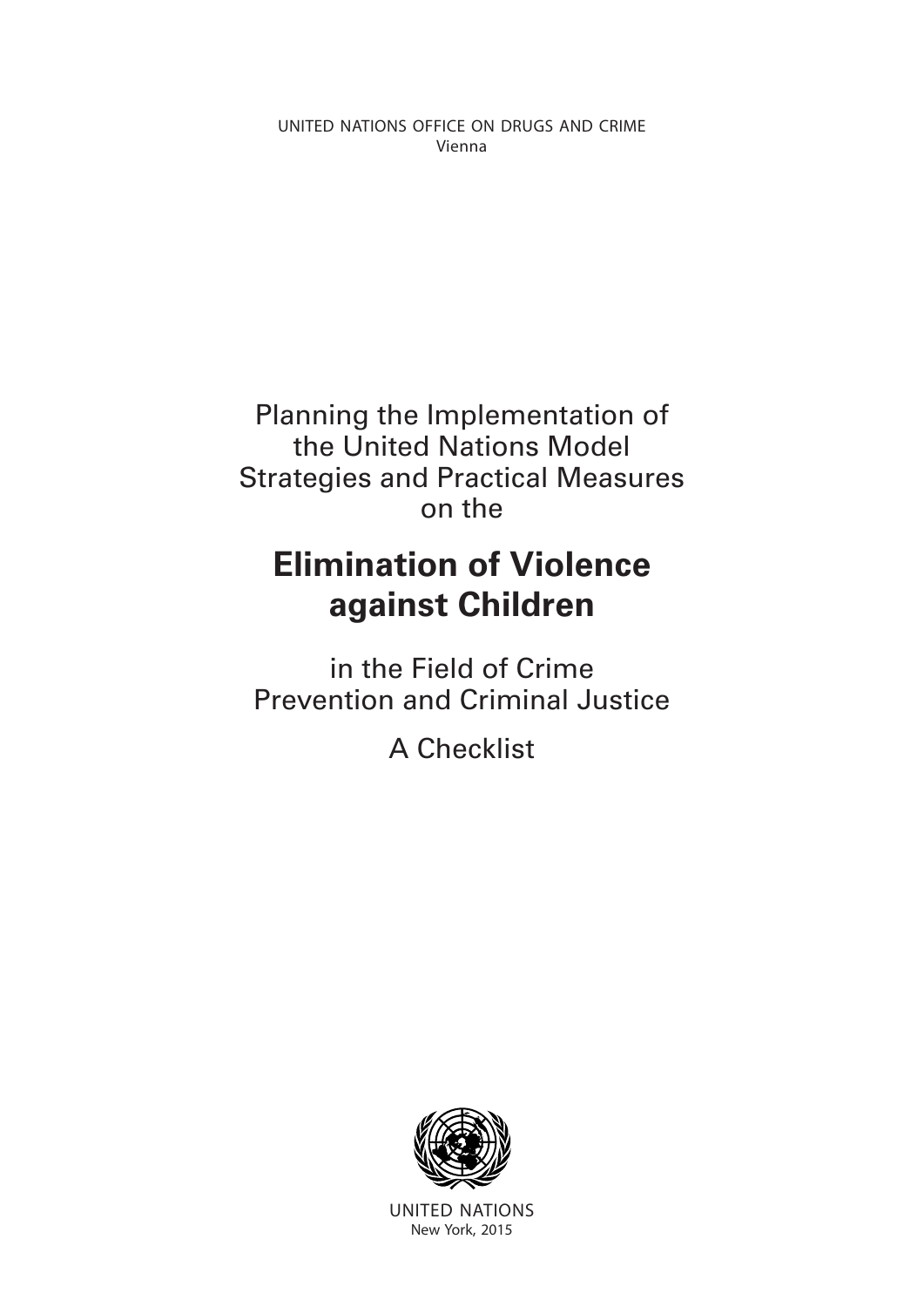UNITED NATIONS OFFICE ON DRUGS AND CRIME
Vienna

Planning the Implementation of the United Nations Model Strategies and Practical Measures on the

# Elimination of Violence against Children

in the Field of Crime Prevention and Criminal Justice

A Checklist

UNITED NATIONS
New York, 2015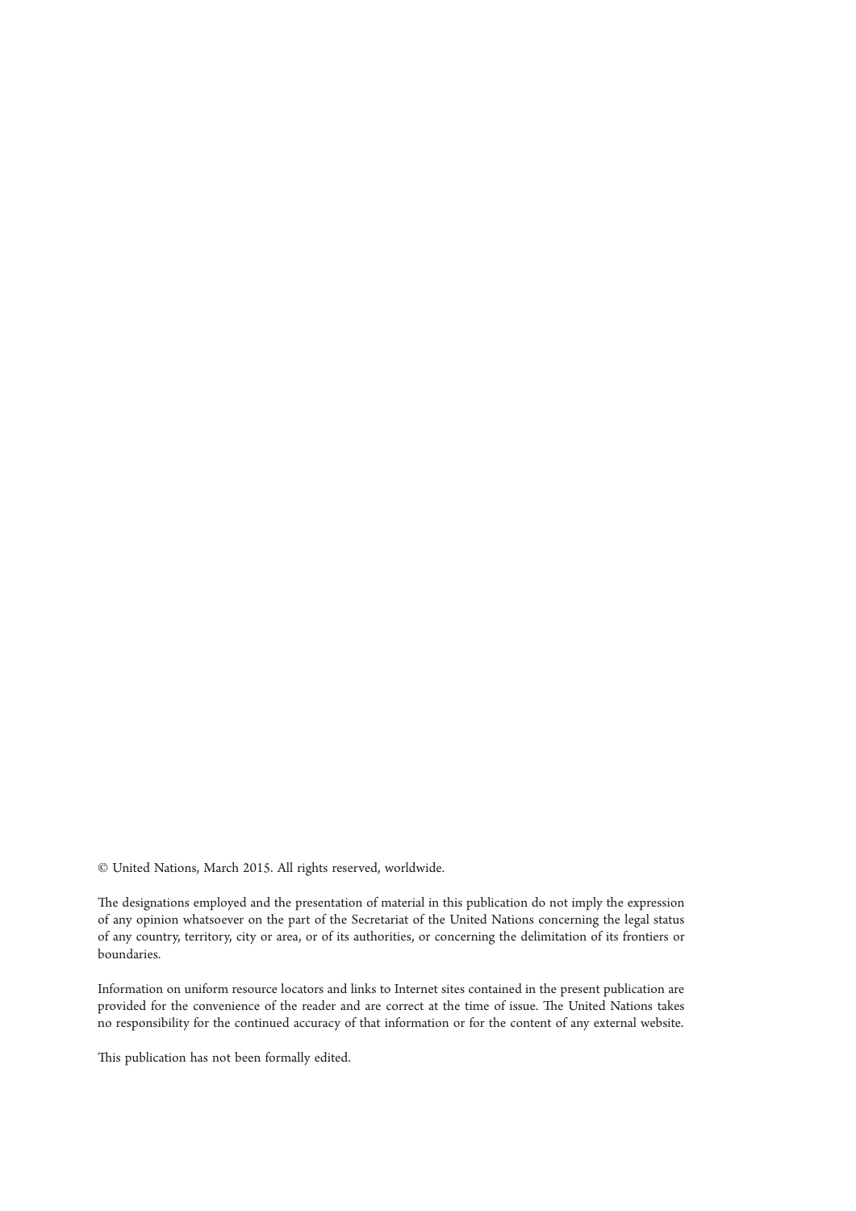© United Nations, March 2015. All rights reserved, worldwide.

The designations employed and the presentation of material in this publication do not imply the expression of any opinion whatsoever on the part of the Secretariat of the United Nations concerning the legal status of any country, territory, city or area, or of its authorities, or concerning the delimitation of its frontiers or boundaries.

Information on uniform resource locators and links to Internet sites contained in the present publication are provided for the convenience of the reader and are correct at the time of issue. The United Nations takes no responsibility for the continued accuracy of that information or for the content of any external website.

This publication has not been formally edited.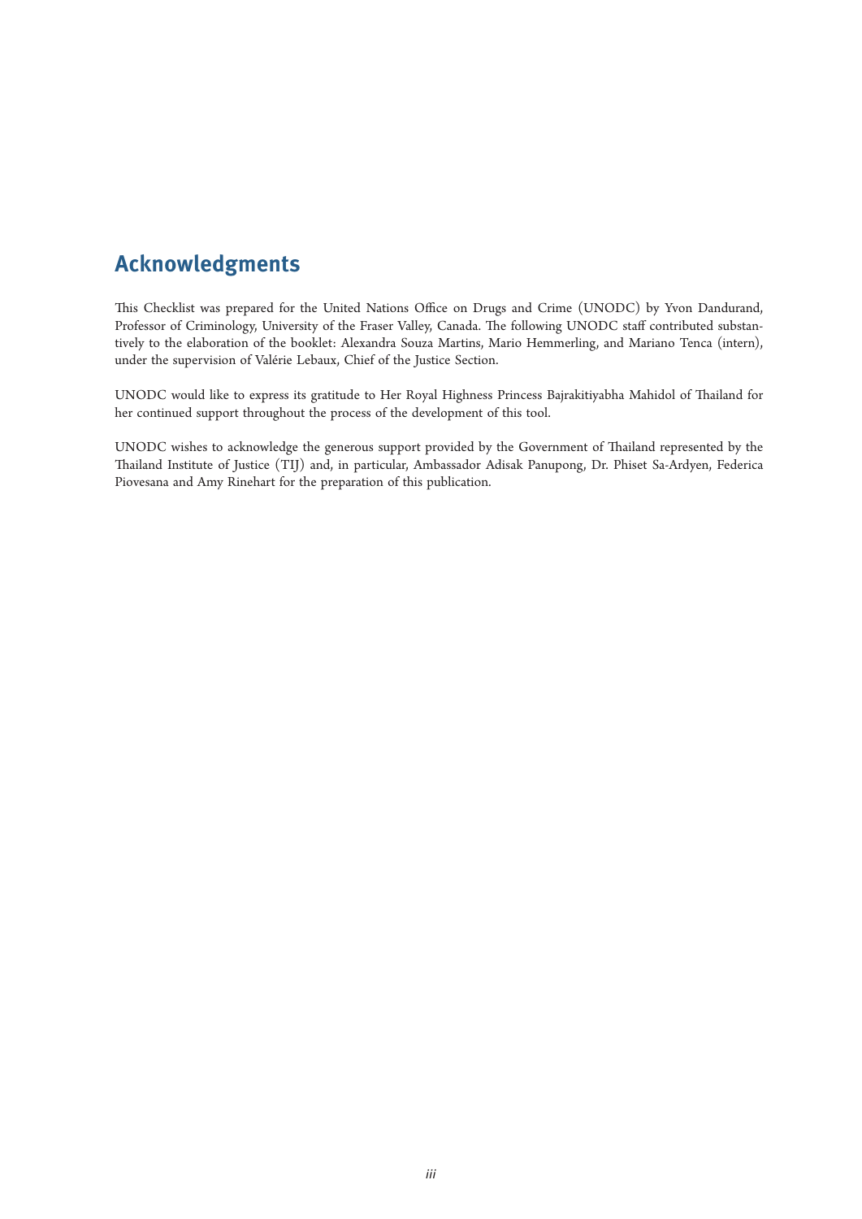## Acknowledgments

This Checklist was prepared for the United Nations Office on Drugs and Crime (UNODC) by Yvon Dandurand, Professor of Criminology, University of the Fraser Valley, Canada. The following UNODC staff contributed substantively to the elaboration of the booklet: Alexandra Souza Martins, Mario Hemmerling, and Mariano Tenca (intern), under the supervision of Valérie Lebaux, Chief of the Justice Section.

UNODC would like to express its gratitude to Her Royal Highness Princess Bajrakitiyabha Mahidol of Thailand for her continued support throughout the process of the development of this tool.

UNODC wishes to acknowledge the generous support provided by the Government of Thailand represented by the Thailand Institute of Justice (TIJ) and, in particular, Ambassador Adisak Panupong, Dr. Phiset Sa-Ardyen, Federica Piovesana and Amy Rinehart for the preparation of this publication.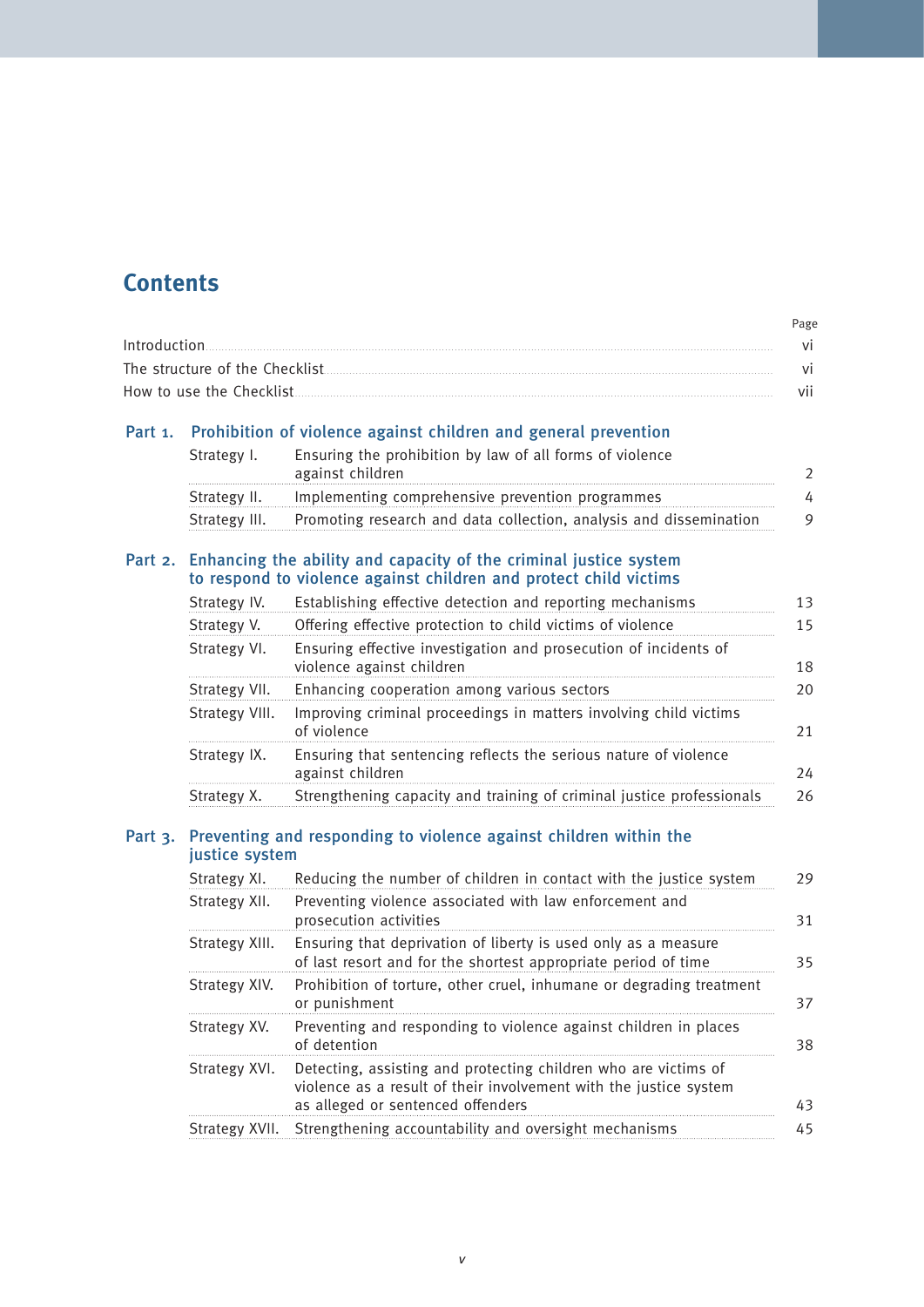# Contents

| | Page |
|---|---|
| Introduction | vi |
| The structure of the Checklist | vi |
| How to use the Checklist | vii |

## Part 1. Prohibition of violence against children and general prevention

| | | |
|---|---|---|
| Strategy I. | Ensuring the prohibition by law of all forms of violence against children | 2 |
| Strategy II. | Implementing comprehensive prevention programmes | 4 |
| Strategy III. | Promoting research and data collection, analysis and dissemination | 9 |

## Part 2. Enhancing the ability and capacity of the criminal justice system to respond to violence against children and protect child victims

| | | |
|---|---|---|
| Strategy IV. | Establishing effective detection and reporting mechanisms | 13 |
| Strategy V. | Offering effective protection to child victims of violence | 15 |
| Strategy VI. | Ensuring effective investigation and prosecution of incidents of violence against children | 18 |
| Strategy VII. | Enhancing cooperation among various sectors | 20 |
| Strategy VIII. | Improving criminal proceedings in matters involving child victims of violence | 21 |
| Strategy IX. | Ensuring that sentencing reflects the serious nature of violence against children | 24 |
| Strategy X. | Strengthening capacity and training of criminal justice professionals | 26 |

## Part 3. Preventing and responding to violence against children within the justice system

| | | |
|---|---|---|
| Strategy XI. | Reducing the number of children in contact with the justice system | 29 |
| Strategy XII. | Preventing violence associated with law enforcement and prosecution activities | 31 |
| Strategy XIII. | Ensuring that deprivation of liberty is used only as a measure of last resort and for the shortest appropriate period of time | 35 |
| Strategy XIV. | Prohibition of torture, other cruel, inhumane or degrading treatment or punishment | 37 |
| Strategy XV. | Preventing and responding to violence against children in places of detention | 38 |
| Strategy XVI. | Detecting, assisting and protecting children who are victims of violence as a result of their involvement with the justice system as alleged or sentenced offenders | 43 |
| Strategy XVII. | Strengthening accountability and oversight mechanisms | 45 |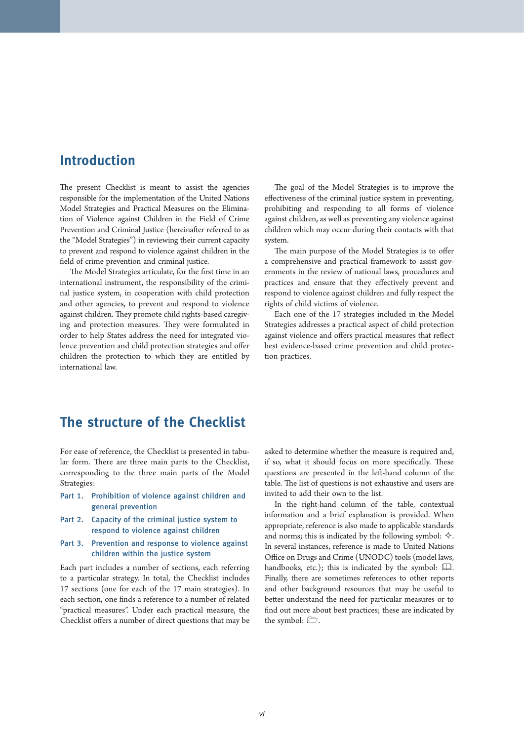## Introduction

The present Checklist is meant to assist the agencies responsible for the implementation of the United Nations Model Strategies and Practical Measures on the Elimination of Violence against Children in the Field of Crime Prevention and Criminal Justice (hereinafter referred to as the "Model Strategies") in reviewing their current capacity to prevent and respond to violence against children in the field of crime prevention and criminal justice.

The Model Strategies articulate, for the first time in an international instrument, the responsibility of the criminal justice system, in cooperation with child protection and other agencies, to prevent and respond to violence against children. They promote child rights-based caregiving and protection measures. They were formulated in order to help States address the need for integrated violence prevention and child protection strategies and offer children the protection to which they are entitled by international law.

The goal of the Model Strategies is to improve the effectiveness of the criminal justice system in preventing, prohibiting and responding to all forms of violence against children, as well as preventing any violence against children which may occur during their contacts with that system.

The main purpose of the Model Strategies is to offer a comprehensive and practical framework to assist governments in the review of national laws, procedures and practices and ensure that they effectively prevent and respond to violence against children and fully respect the rights of child victims of violence.

Each one of the 17 strategies included in the Model Strategies addresses a practical aspect of child protection against violence and offers practical measures that reflect best evidence-based crime prevention and child protection practices.

## The structure of the Checklist

For ease of reference, the Checklist is presented in tabular form. There are three main parts to the Checklist, corresponding to the three main parts of the Model Strategies:

- Part 1. Prohibition of violence against children and general prevention
- Part 2. Capacity of the criminal justice system to respond to violence against children
- Part 3. Prevention and response to violence against children within the justice system

Each part includes a number of sections, each referring to a particular strategy. In total, the Checklist includes 17 sections (one for each of the 17 main strategies). In each section, one finds a reference to a number of related "practical measures". Under each practical measure, the Checklist offers a number of direct questions that may be asked to determine whether the measure is required and, if so, what it should focus on more specifically. These questions are presented in the left-hand column of the table. The list of questions is not exhaustive and users are invited to add their own to the list.

In the right-hand column of the table, contextual information and a brief explanation is provided. When appropriate, reference is also made to applicable standards and norms; this is indicated by the following symbol: ✧. In several instances, reference is made to United Nations Office on Drugs and Crime (UNODC) tools (model laws, handbooks, etc.); this is indicated by the symbol: 🕮. Finally, there are sometimes references to other reports and other background resources that may be useful to better understand the need for particular measures or to find out more about best practices; these are indicated by the symbol: 🗀.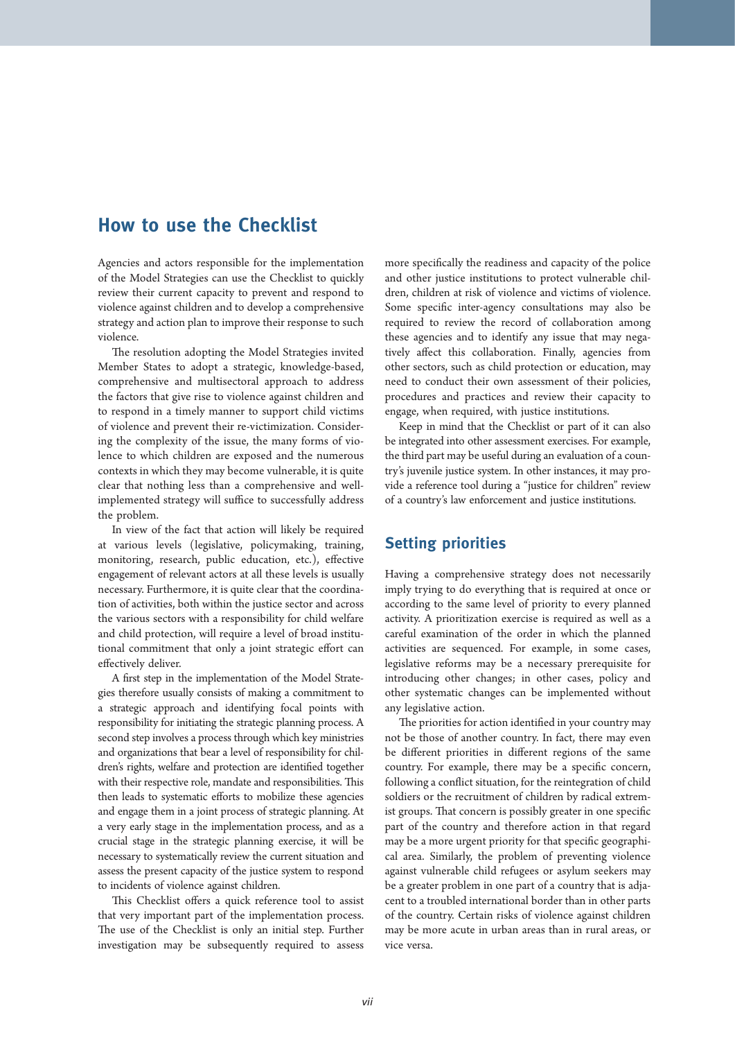## How to use the Checklist

Agencies and actors responsible for the implementation of the Model Strategies can use the Checklist to quickly review their current capacity to prevent and respond to violence against children and to develop a comprehensive strategy and action plan to improve their response to such violence.

The resolution adopting the Model Strategies invited Member States to adopt a strategic, knowledge-based, comprehensive and multisectoral approach to address the factors that give rise to violence against children and to respond in a timely manner to support child victims of violence and prevent their re-victimization. Considering the complexity of the issue, the many forms of violence to which children are exposed and the numerous contexts in which they may become vulnerable, it is quite clear that nothing less than a comprehensive and well-implemented strategy will suffice to successfully address the problem.

In view of the fact that action will likely be required at various levels (legislative, policymaking, training, monitoring, research, public education, etc.), effective engagement of relevant actors at all these levels is usually necessary. Furthermore, it is quite clear that the coordination of activities, both within the justice sector and across the various sectors with a responsibility for child welfare and child protection, will require a level of broad institutional commitment that only a joint strategic effort can effectively deliver.

A first step in the implementation of the Model Strategies therefore usually consists of making a commitment to a strategic approach and identifying focal points with responsibility for initiating the strategic planning process. A second step involves a process through which key ministries and organizations that bear a level of responsibility for children's rights, welfare and protection are identified together with their respective role, mandate and responsibilities. This then leads to systematic efforts to mobilize these agencies and engage them in a joint process of strategic planning. At a very early stage in the implementation process, and as a crucial stage in the strategic planning exercise, it will be necessary to systematically review the current situation and assess the present capacity of the justice system to respond to incidents of violence against children.

This Checklist offers a quick reference tool to assist that very important part of the implementation process. The use of the Checklist is only an initial step. Further investigation may be subsequently required to assess more specifically the readiness and capacity of the police and other justice institutions to protect vulnerable children, children at risk of violence and victims of violence. Some specific inter-agency consultations may also be required to review the record of collaboration among these agencies and to identify any issue that may negatively affect this collaboration. Finally, agencies from other sectors, such as child protection or education, may need to conduct their own assessment of their policies, procedures and practices and review their capacity to engage, when required, with justice institutions.

Keep in mind that the Checklist or part of it can also be integrated into other assessment exercises. For example, the third part may be useful during an evaluation of a country's juvenile justice system. In other instances, it may provide a reference tool during a "justice for children" review of a country's law enforcement and justice institutions.

## Setting priorities

Having a comprehensive strategy does not necessarily imply trying to do everything that is required at once or according to the same level of priority to every planned activity. A prioritization exercise is required as well as a careful examination of the order in which the planned activities are sequenced. For example, in some cases, legislative reforms may be a necessary prerequisite for introducing other changes; in other cases, policy and other systematic changes can be implemented without any legislative action.

The priorities for action identified in your country may not be those of another country. In fact, there may even be different priorities in different regions of the same country. For example, there may be a specific concern, following a conflict situation, for the reintegration of child soldiers or the recruitment of children by radical extremist groups. That concern is possibly greater in one specific part of the country and therefore action in that regard may be a more urgent priority for that specific geographical area. Similarly, the problem of preventing violence against vulnerable child refugees or asylum seekers may be a greater problem in one part of a country that is adjacent to a troubled international border than in other parts of the country. Certain risks of violence against children may be more acute in urban areas than in rural areas, or vice versa.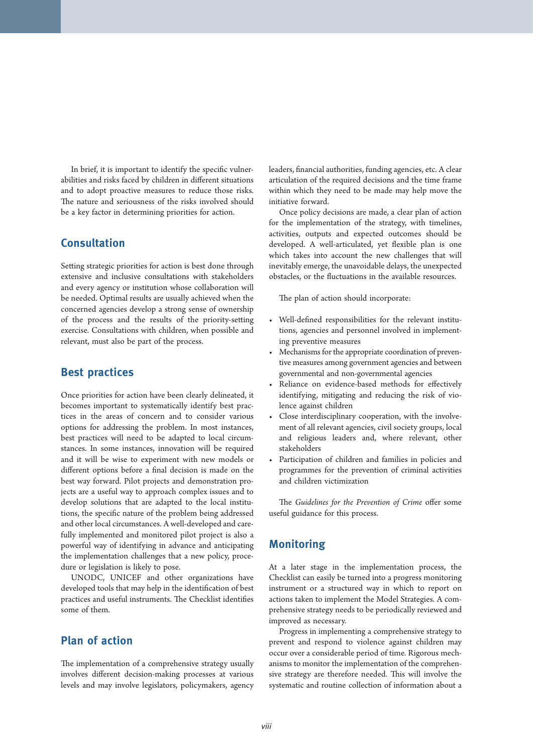In brief, it is important to identify the specific vulnerabilities and risks faced by children in different situations and to adopt proactive measures to reduce those risks. The nature and seriousness of the risks involved should be a key factor in determining priorities for action.

## Consultation

Setting strategic priorities for action is best done through extensive and inclusive consultations with stakeholders and every agency or institution whose collaboration will be needed. Optimal results are usually achieved when the concerned agencies develop a strong sense of ownership of the process and the results of the priority-setting exercise. Consultations with children, when possible and relevant, must also be part of the process.

## Best practices

Once priorities for action have been clearly delineated, it becomes important to systematically identify best practices in the areas of concern and to consider various options for addressing the problem. In most instances, best practices will need to be adapted to local circumstances. In some instances, innovation will be required and it will be wise to experiment with new models or different options before a final decision is made on the best way forward. Pilot projects and demonstration projects are a useful way to approach complex issues and to develop solutions that are adapted to the local institutions, the specific nature of the problem being addressed and other local circumstances. A well-developed and carefully implemented and monitored pilot project is also a powerful way of identifying in advance and anticipating the implementation challenges that a new policy, procedure or legislation is likely to pose.

UNODC, UNICEF and other organizations have developed tools that may help in the identification of best practices and useful instruments. The Checklist identifies some of them.

## Plan of action

The implementation of a comprehensive strategy usually involves different decision-making processes at various levels and may involve legislators, policymakers, agency leaders, financial authorities, funding agencies, etc. A clear articulation of the required decisions and the time frame within which they need to be made may help move the initiative forward.

Once policy decisions are made, a clear plan of action for the implementation of the strategy, with timelines, activities, outputs and expected outcomes should be developed. A well-articulated, yet flexible plan is one which takes into account the new challenges that will inevitably emerge, the unavoidable delays, the unexpected obstacles, or the fluctuations in the available resources.

The plan of action should incorporate:

- Well-defined responsibilities for the relevant institutions, agencies and personnel involved in implementing preventive measures
- Mechanisms for the appropriate coordination of preventive measures among government agencies and between governmental and non-governmental agencies
- Reliance on evidence-based methods for effectively identifying, mitigating and reducing the risk of violence against children
- Close interdisciplinary cooperation, with the involvement of all relevant agencies, civil society groups, local and religious leaders and, where relevant, other stakeholders
- Participation of children and families in policies and programmes for the prevention of criminal activities and children victimization

The *Guidelines for the Prevention of Crime* offer some useful guidance for this process.

## Monitoring

At a later stage in the implementation process, the Checklist can easily be turned into a progress monitoring instrument or a structured way in which to report on actions taken to implement the Model Strategies. A comprehensive strategy needs to be periodically reviewed and improved as necessary.

Progress in implementing a comprehensive strategy to prevent and respond to violence against children may occur over a considerable period of time. Rigorous mechanisms to monitor the implementation of the comprehensive strategy are therefore needed. This will involve the systematic and routine collection of information about a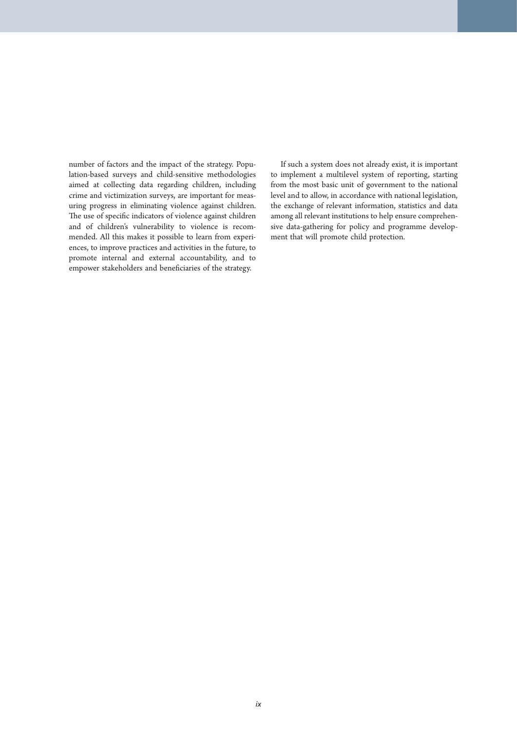number of factors and the impact of the strategy. Population-based surveys and child-sensitive methodologies aimed at collecting data regarding children, including crime and victimization surveys, are important for measuring progress in eliminating violence against children. The use of specific indicators of violence against children and of children's vulnerability to violence is recommended. All this makes it possible to learn from experiences, to improve practices and activities in the future, to promote internal and external accountability, and to empower stakeholders and beneficiaries of the strategy.

If such a system does not already exist, it is important to implement a multilevel system of reporting, starting from the most basic unit of government to the national level and to allow, in accordance with national legislation, the exchange of relevant information, statistics and data among all relevant institutions to help ensure comprehensive data-gathering for policy and programme development that will promote child protection.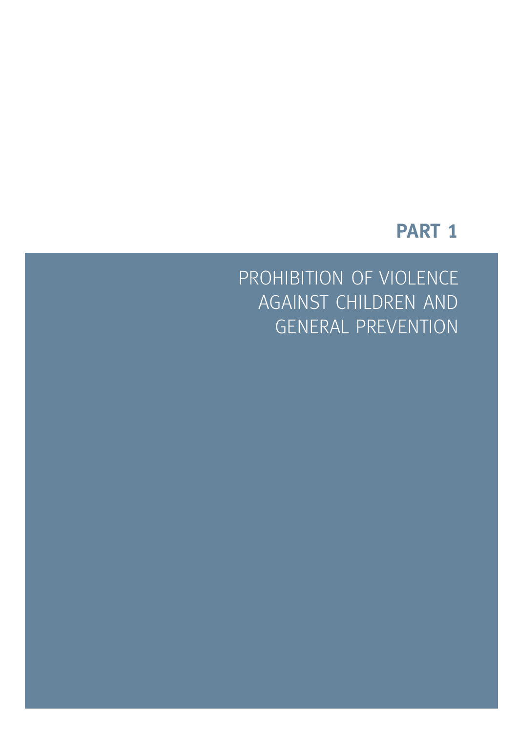# PART 1

## PROHIBITION OF VIOLENCE AGAINST CHILDREN AND GENERAL PREVENTION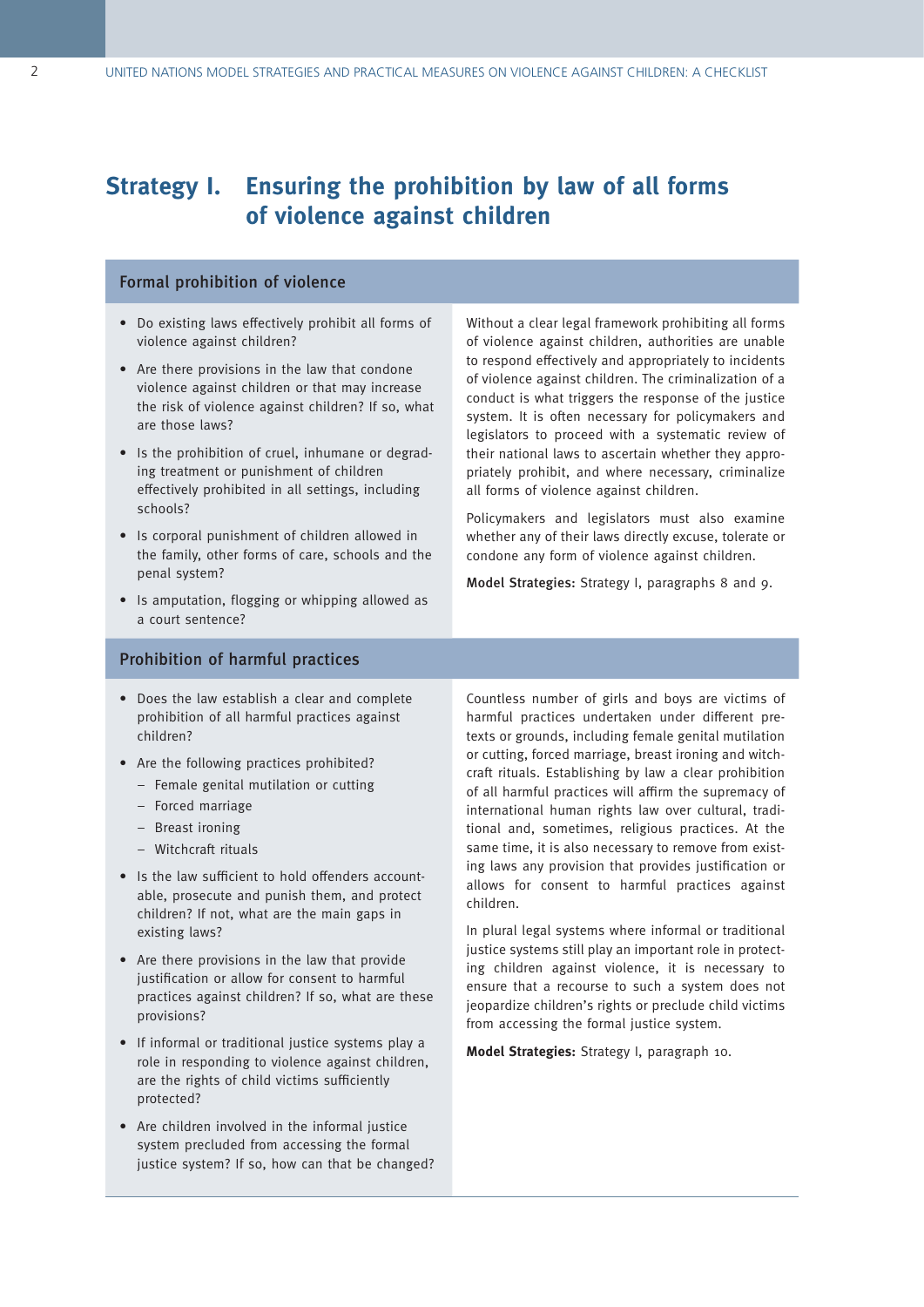# Strategy I. Ensuring the prohibition by law of all forms of violence against children

## Formal prohibition of violence

- Do existing laws effectively prohibit all forms of violence against children?
- Are there provisions in the law that condone violence against children or that may increase the risk of violence against children? If so, what are those laws?
- Is the prohibition of cruel, inhumane or degrading treatment or punishment of children effectively prohibited in all settings, including schools?
- Is corporal punishment of children allowed in the family, other forms of care, schools and the penal system?
- Is amputation, flogging or whipping allowed as a court sentence?

Without a clear legal framework prohibiting all forms of violence against children, authorities are unable to respond effectively and appropriately to incidents of violence against children. The criminalization of a conduct is what triggers the response of the justice system. It is often necessary for policymakers and legislators to proceed with a systematic review of their national laws to ascertain whether they appropriately prohibit, and where necessary, criminalize all forms of violence against children.

Policymakers and legislators must also examine whether any of their laws directly excuse, tolerate or condone any form of violence against children.

**Model Strategies:** Strategy I, paragraphs 8 and 9.

## Prohibition of harmful practices

- Does the law establish a clear and complete prohibition of all harmful practices against children?
- Are the following practices prohibited?
  - Female genital mutilation or cutting
  - Forced marriage
  - Breast ironing
  - Witchcraft rituals
- Is the law sufficient to hold offenders accountable, prosecute and punish them, and protect children? If not, what are the main gaps in existing laws?
- Are there provisions in the law that provide justification or allow for consent to harmful practices against children? If so, what are these provisions?
- If informal or traditional justice systems play a role in responding to violence against children, are the rights of child victims sufficiently protected?
- Are children involved in the informal justice system precluded from accessing the formal justice system? If so, how can that be changed?

Countless number of girls and boys are victims of harmful practices undertaken under different pretexts or grounds, including female genital mutilation or cutting, forced marriage, breast ironing and witchcraft rituals. Establishing by law a clear prohibition of all harmful practices will affirm the supremacy of international human rights law over cultural, traditional and, sometimes, religious practices. At the same time, it is also necessary to remove from existing laws any provision that provides justification or allows for consent to harmful practices against children.

In plural legal systems where informal or traditional justice systems still play an important role in protecting children against violence, it is necessary to ensure that a recourse to such a system does not jeopardize children's rights or preclude child victims from accessing the formal justice system.

**Model Strategies:** Strategy I, paragraph 10.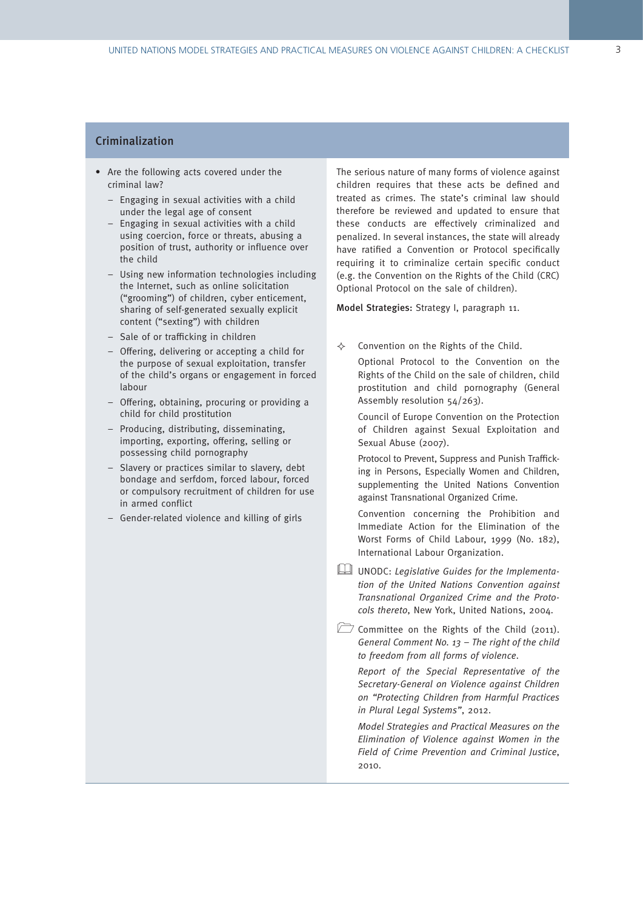## Criminalization

- Are the following acts covered under the criminal law?
  - Engaging in sexual activities with a child under the legal age of consent
  - Engaging in sexual activities with a child using coercion, force or threats, abusing a position of trust, authority or influence over the child
  - Using new information technologies including the Internet, such as online solicitation ("grooming") of children, cyber enticement, sharing of self-generated sexually explicit content ("sexting") with children
  - Sale of or trafficking in children
  - Offering, delivering or accepting a child for the purpose of sexual exploitation, transfer of the child's organs or engagement in forced labour
  - Offering, obtaining, procuring or providing a child for child prostitution
  - Producing, distributing, disseminating, importing, exporting, offering, selling or possessing child pornography
  - Slavery or practices similar to slavery, debt bondage and serfdom, forced labour, forced or compulsory recruitment of children for use in armed conflict
  - Gender-related violence and killing of girls

The serious nature of many forms of violence against children requires that these acts be defined and treated as crimes. The state's criminal law should therefore be reviewed and updated to ensure that these conducts are effectively criminalized and penalized. In several instances, the state will already have ratified a Convention or Protocol specifically requiring it to criminalize certain specific conduct (e.g. the Convention on the Rights of the Child (CRC) Optional Protocol on the sale of children).

**Model Strategies:** Strategy I, paragraph 11.

✧ Convention on the Rights of the Child.

Optional Protocol to the Convention on the Rights of the Child on the sale of children, child prostitution and child pornography (General Assembly resolution 54/263).

Council of Europe Convention on the Protection of Children against Sexual Exploitation and Sexual Abuse (2007).

Protocol to Prevent, Suppress and Punish Trafficking in Persons, Especially Women and Children, supplementing the United Nations Convention against Transnational Organized Crime.

Convention concerning the Prohibition and Immediate Action for the Elimination of the Worst Forms of Child Labour, 1999 (No. 182), International Labour Organization.

UNODC: *Legislative Guides for the Implementation of the United Nations Convention against Transnational Organized Crime and the Protocols thereto*, New York, United Nations, 2004.

Committee on the Rights of the Child (2011). *General Comment No. 13 – The right of the child to freedom from all forms of violence.*

*Report of the Special Representative of the Secretary-General on Violence against Children on "Protecting Children from Harmful Practices in Plural Legal Systems"*, 2012.

*Model Strategies and Practical Measures on the Elimination of Violence against Women in the Field of Crime Prevention and Criminal Justice*, 2010.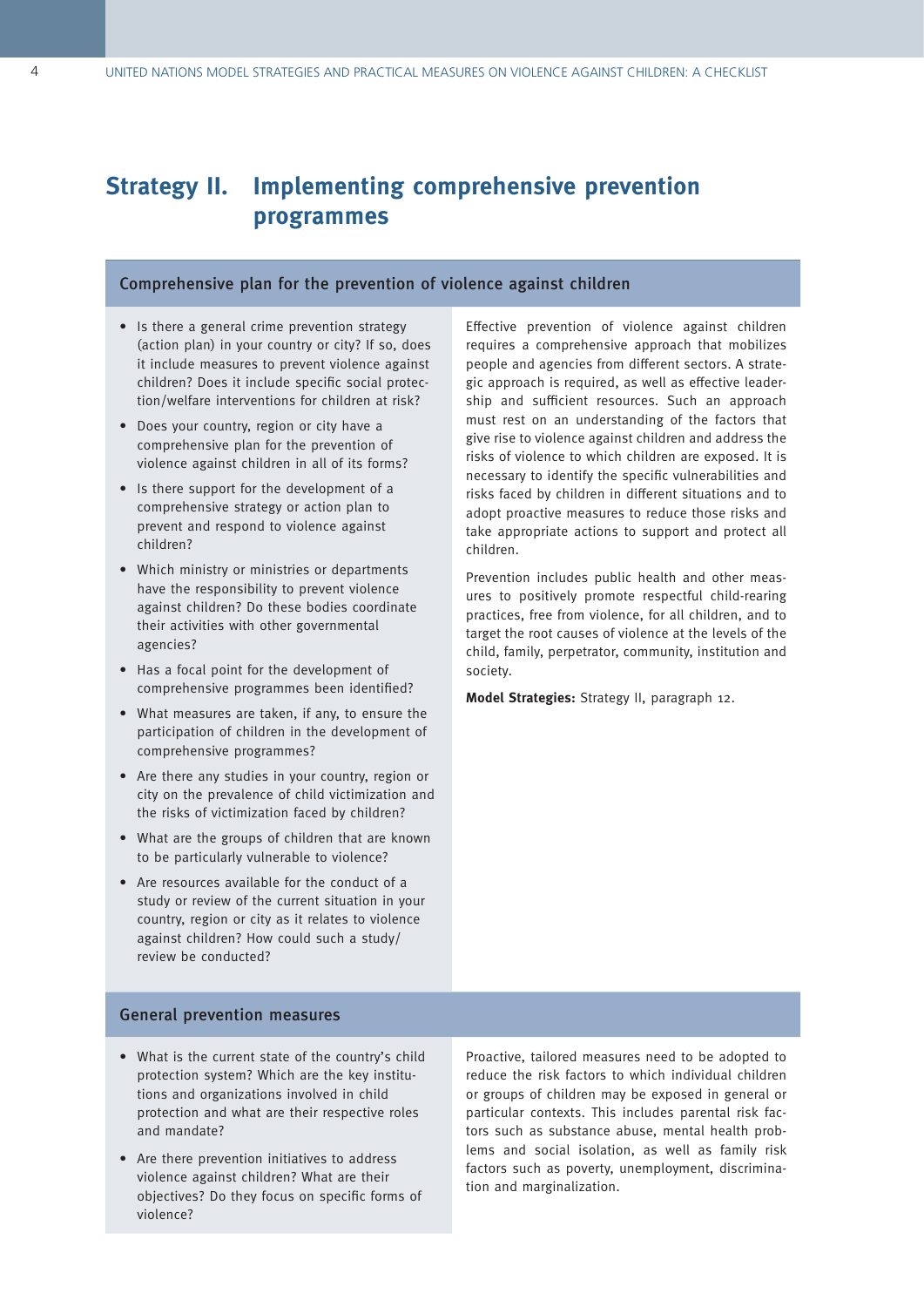# Strategy II. Implementing comprehensive prevention programmes

## Comprehensive plan for the prevention of violence against children

- Is there a general crime prevention strategy (action plan) in your country or city? If so, does it include measures to prevent violence against children? Does it include specific social protection/welfare interventions for children at risk?
- Does your country, region or city have a comprehensive plan for the prevention of violence against children in all of its forms?
- Is there support for the development of a comprehensive strategy or action plan to prevent and respond to violence against children?
- Which ministry or ministries or departments have the responsibility to prevent violence against children? Do these bodies coordinate their activities with other governmental agencies?
- Has a focal point for the development of comprehensive programmes been identified?
- What measures are taken, if any, to ensure the participation of children in the development of comprehensive programmes?
- Are there any studies in your country, region or city on the prevalence of child victimization and the risks of victimization faced by children?
- What are the groups of children that are known to be particularly vulnerable to violence?
- Are resources available for the conduct of a study or review of the current situation in your country, region or city as it relates to violence against children? How could such a study/review be conducted?

Effective prevention of violence against children requires a comprehensive approach that mobilizes people and agencies from different sectors. A strategic approach is required, as well as effective leadership and sufficient resources. Such an approach must rest on an understanding of the factors that give rise to violence against children and address the risks of violence to which children are exposed. It is necessary to identify the specific vulnerabilities and risks faced by children in different situations and to adopt proactive measures to reduce those risks and take appropriate actions to support and protect all children.

Prevention includes public health and other measures to positively promote respectful child-rearing practices, free from violence, for all children, and to target the root causes of violence at the levels of the child, family, perpetrator, community, institution and society.

**Model Strategies:** Strategy II, paragraph 12.

## General prevention measures

- What is the current state of the country's child protection system? Which are the key institutions and organizations involved in child protection and what are their respective roles and mandate?
- Are there prevention initiatives to address violence against children? What are their objectives? Do they focus on specific forms of violence?

Proactive, tailored measures need to be adopted to reduce the risk factors to which individual children or groups of children may be exposed in general or particular contexts. This includes parental risk factors such as substance abuse, mental health problems and social isolation, as well as family risk factors such as poverty, unemployment, discrimination and marginalization.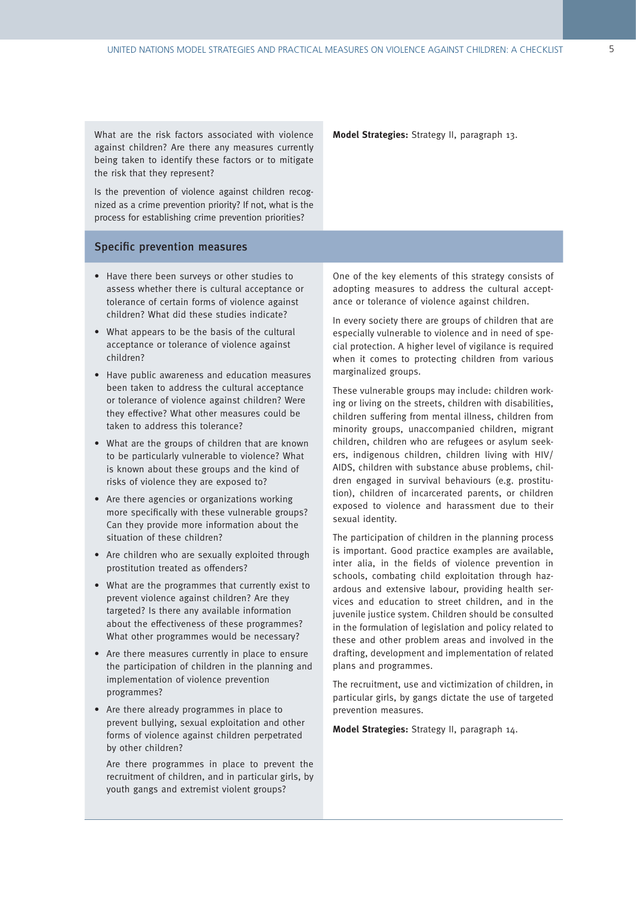What are the risk factors associated with violence against children? Are there any measures currently being taken to identify these factors or to mitigate the risk that they represent?

Is the prevention of violence against children recognized as a crime prevention priority? If not, what is the process for establishing crime prevention priorities?

**Model Strategies:** Strategy II, paragraph 13.

## Specific prevention measures

- Have there been surveys or other studies to assess whether there is cultural acceptance or tolerance of certain forms of violence against children? What did these studies indicate?
- What appears to be the basis of the cultural acceptance or tolerance of violence against children?
- Have public awareness and education measures been taken to address the cultural acceptance or tolerance of violence against children? Were they effective? What other measures could be taken to address this tolerance?
- What are the groups of children that are known to be particularly vulnerable to violence? What is known about these groups and the kind of risks of violence they are exposed to?
- Are there agencies or organizations working more specifically with these vulnerable groups? Can they provide more information about the situation of these children?
- Are children who are sexually exploited through prostitution treated as offenders?
- What are the programmes that currently exist to prevent violence against children? Are they targeted? Is there any available information about the effectiveness of these programmes? What other programmes would be necessary?
- Are there measures currently in place to ensure the participation of children in the planning and implementation of violence prevention programmes?
- Are there already programmes in place to prevent bullying, sexual exploitation and other forms of violence against children perpetrated by other children?

  Are there programmes in place to prevent the recruitment of children, and in particular girls, by youth gangs and extremist violent groups?

One of the key elements of this strategy consists of adopting measures to address the cultural acceptance or tolerance of violence against children.

In every society there are groups of children that are especially vulnerable to violence and in need of special protection. A higher level of vigilance is required when it comes to protecting children from various marginalized groups.

These vulnerable groups may include: children working or living on the streets, children with disabilities, children suffering from mental illness, children from minority groups, unaccompanied children, migrant children, children who are refugees or asylum seekers, indigenous children, children living with HIV/AIDS, children with substance abuse problems, children engaged in survival behaviours (e.g. prostitution), children of incarcerated parents, or children exposed to violence and harassment due to their sexual identity.

The participation of children in the planning process is important. Good practice examples are available, inter alia, in the fields of violence prevention in schools, combating child exploitation through hazardous and extensive labour, providing health services and education to street children, and in the juvenile justice system. Children should be consulted in the formulation of legislation and policy related to these and other problem areas and involved in the drafting, development and implementation of related plans and programmes.

The recruitment, use and victimization of children, in particular girls, by gangs dictate the use of targeted prevention measures.

**Model Strategies:** Strategy II, paragraph 14.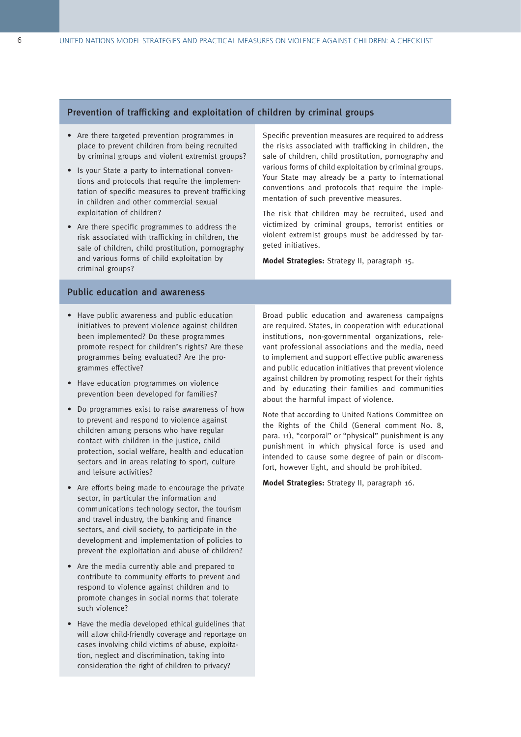## Prevention of trafficking and exploitation of children by criminal groups

- Are there targeted prevention programmes in place to prevent children from being recruited by criminal groups and violent extremist groups?
- Is your State a party to international conventions and protocols that require the implementation of specific measures to prevent trafficking in children and other commercial sexual exploitation of children?
- Are there specific programmes to address the risk associated with trafficking in children, the sale of children, child prostitution, pornography and various forms of child exploitation by criminal groups?

Specific prevention measures are required to address the risks associated with trafficking in children, the sale of children, child prostitution, pornography and various forms of child exploitation by criminal groups. Your State may already be a party to international conventions and protocols that require the implementation of such preventive measures.

The risk that children may be recruited, used and victimized by criminal groups, terrorist entities or violent extremist groups must be addressed by targeted initiatives.

**Model Strategies:** Strategy II, paragraph 15.

## Public education and awareness

- Have public awareness and public education initiatives to prevent violence against children been implemented? Do these programmes promote respect for children's rights? Are these programmes being evaluated? Are the programmes effective?
- Have education programmes on violence prevention been developed for families?
- Do programmes exist to raise awareness of how to prevent and respond to violence against children among persons who have regular contact with children in the justice, child protection, social welfare, health and education sectors and in areas relating to sport, culture and leisure activities?
- Are efforts being made to encourage the private sector, in particular the information and communications technology sector, the tourism and travel industry, the banking and finance sectors, and civil society, to participate in the development and implementation of policies to prevent the exploitation and abuse of children?
- Are the media currently able and prepared to contribute to community efforts to prevent and respond to violence against children and to promote changes in social norms that tolerate such violence?
- Have the media developed ethical guidelines that will allow child-friendly coverage and reportage on cases involving child victims of abuse, exploitation, neglect and discrimination, taking into consideration the right of children to privacy?

Broad public education and awareness campaigns are required. States, in cooperation with educational institutions, non-governmental organizations, relevant professional associations and the media, need to implement and support effective public awareness and public education initiatives that prevent violence against children by promoting respect for their rights and by educating their families and communities about the harmful impact of violence.

Note that according to United Nations Committee on the Rights of the Child (General comment No. 8, para. 11), "corporal" or "physical" punishment is any punishment in which physical force is used and intended to cause some degree of pain or discomfort, however light, and should be prohibited.

**Model Strategies:** Strategy II, paragraph 16.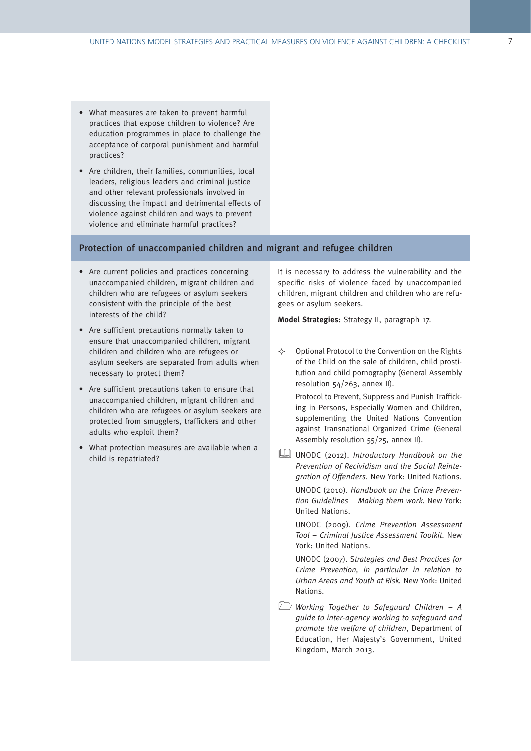- What measures are taken to prevent harmful practices that expose children to violence? Are education programmes in place to challenge the acceptance of corporal punishment and harmful practices?
- Are children, their families, communities, local leaders, religious leaders and criminal justice and other relevant professionals involved in discussing the impact and detrimental effects of violence against children and ways to prevent violence and eliminate harmful practices?

## Protection of unaccompanied children and migrant and refugee children

- Are current policies and practices concerning unaccompanied children, migrant children and children who are refugees or asylum seekers consistent with the principle of the best interests of the child?
- Are sufficient precautions normally taken to ensure that unaccompanied children, migrant children and children who are refugees or asylum seekers are separated from adults when necessary to protect them?
- Are sufficient precautions taken to ensure that unaccompanied children, migrant children and children who are refugees or asylum seekers are protected from smugglers, traffickers and other adults who exploit them?
- What protection measures are available when a child is repatriated?

It is necessary to address the vulnerability and the specific risks of violence faced by unaccompanied children, migrant children and children who are refugees or asylum seekers.

**Model Strategies:** Strategy II, paragraph 17.

✧ Optional Protocol to the Convention on the Rights of the Child on the sale of children, child prostitution and child pornography (General Assembly resolution 54/263, annex II).

Protocol to Prevent, Suppress and Punish Trafficking in Persons, Especially Women and Children, supplementing the United Nations Convention against Transnational Organized Crime (General Assembly resolution 55/25, annex II).

UNODC (2012). *Introductory Handbook on the Prevention of Recidivism and the Social Reintegration of Offenders*. New York: United Nations.

UNODC (2010). *Handbook on the Crime Prevention Guidelines – Making them work.* New York: United Nations.

UNODC (2009). *Crime Prevention Assessment Tool – Criminal Justice Assessment Toolkit.* New York: United Nations.

UNODC (2007). *Strategies and Best Practices for Crime Prevention, in particular in relation to Urban Areas and Youth at Risk.* New York: United Nations.

*Working Together to Safeguard Children – A guide to inter-agency working to safeguard and promote the welfare of children*, Department of Education, Her Majesty's Government, United Kingdom, March 2013.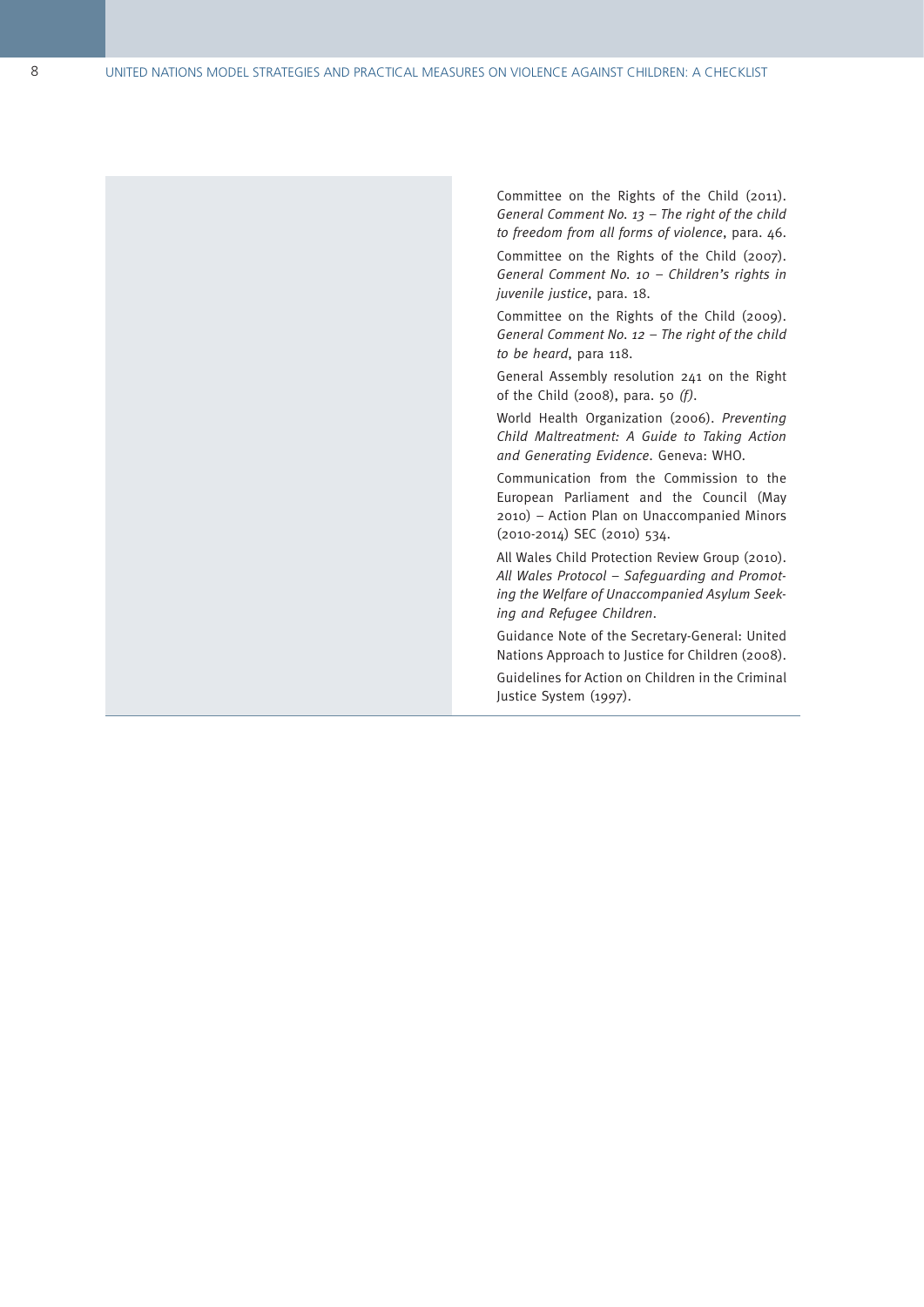Committee on the Rights of the Child (2011). *General Comment No. 13 – The right of the child to freedom from all forms of violence*, para. 46.

Committee on the Rights of the Child (2007). *General Comment No. 10 – Children's rights in juvenile justice*, para. 18.

Committee on the Rights of the Child (2009). *General Comment No. 12 – The right of the child to be heard*, para 118.

General Assembly resolution 241 on the Right of the Child (2008), para. 50 *(f)*.

World Health Organization (2006). *Preventing Child Maltreatment: A Guide to Taking Action and Generating Evidence*. Geneva: WHO.

Communication from the Commission to the European Parliament and the Council (May 2010) – Action Plan on Unaccompanied Minors (2010-2014) SEC (2010) 534.

All Wales Child Protection Review Group (2010). *All Wales Protocol – Safeguarding and Promoting the Welfare of Unaccompanied Asylum Seeking and Refugee Children*.

Guidance Note of the Secretary-General: United Nations Approach to Justice for Children (2008).

Guidelines for Action on Children in the Criminal Justice System (1997).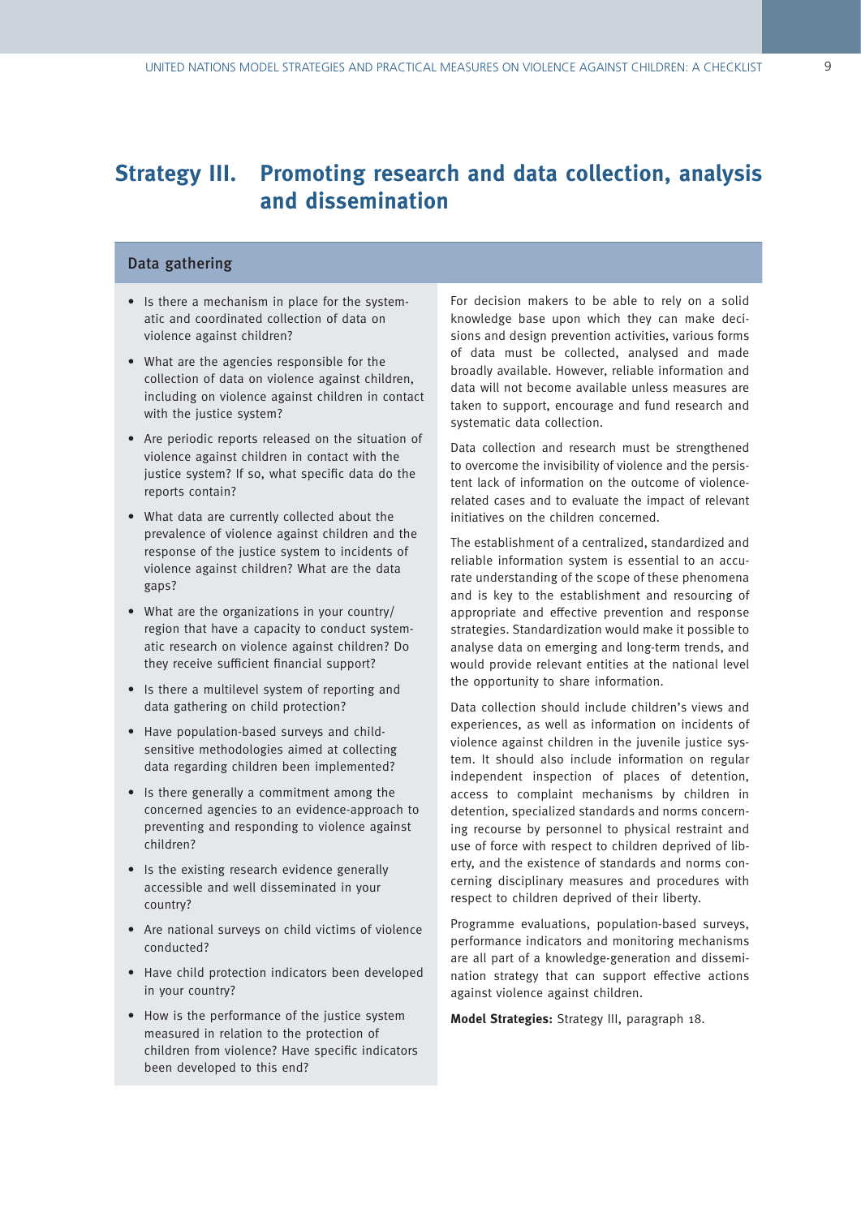# Strategy III. Promoting research and data collection, analysis and dissemination

## Data gathering

- Is there a mechanism in place for the systematic and coordinated collection of data on violence against children?
- What are the agencies responsible for the collection of data on violence against children, including on violence against children in contact with the justice system?
- Are periodic reports released on the situation of violence against children in contact with the justice system? If so, what specific data do the reports contain?
- What data are currently collected about the prevalence of violence against children and the response of the justice system to incidents of violence against children? What are the data gaps?
- What are the organizations in your country/region that have a capacity to conduct systematic research on violence against children? Do they receive sufficient financial support?
- Is there a multilevel system of reporting and data gathering on child protection?
- Have population-based surveys and child-sensitive methodologies aimed at collecting data regarding children been implemented?
- Is there generally a commitment among the concerned agencies to an evidence-approach to preventing and responding to violence against children?
- Is the existing research evidence generally accessible and well disseminated in your country?
- Are national surveys on child victims of violence conducted?
- Have child protection indicators been developed in your country?
- How is the performance of the justice system measured in relation to the protection of children from violence? Have specific indicators been developed to this end?

For decision makers to be able to rely on a solid knowledge base upon which they can make decisions and design prevention activities, various forms of data must be collected, analysed and made broadly available. However, reliable information and data will not become available unless measures are taken to support, encourage and fund research and systematic data collection.

Data collection and research must be strengthened to overcome the invisibility of violence and the persistent lack of information on the outcome of violence-related cases and to evaluate the impact of relevant initiatives on the children concerned.

The establishment of a centralized, standardized and reliable information system is essential to an accurate understanding of the scope of these phenomena and is key to the establishment and resourcing of appropriate and effective prevention and response strategies. Standardization would make it possible to analyse data on emerging and long-term trends, and would provide relevant entities at the national level the opportunity to share information.

Data collection should include children's views and experiences, as well as information on incidents of violence against children in the juvenile justice system. It should also include information on regular independent inspection of places of detention, access to complaint mechanisms by children in detention, specialized standards and norms concerning recourse by personnel to physical restraint and use of force with respect to children deprived of liberty, and the existence of standards and norms concerning disciplinary measures and procedures with respect to children deprived of their liberty.

Programme evaluations, population-based surveys, performance indicators and monitoring mechanisms are all part of a knowledge-generation and dissemination strategy that can support effective actions against violence against children.

**Model Strategies:** Strategy III, paragraph 18.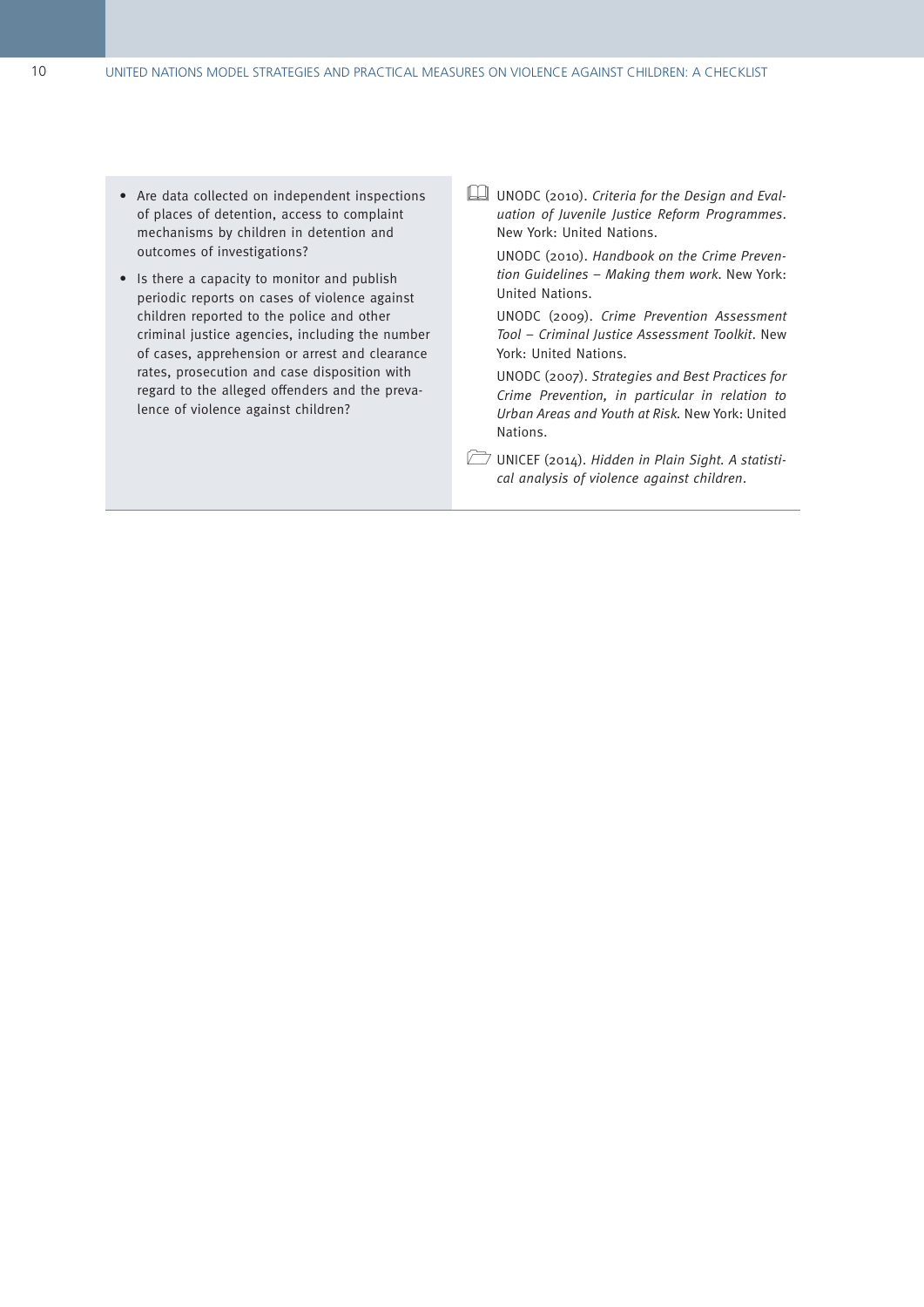- Are data collected on independent inspections of places of detention, access to complaint mechanisms by children in detention and outcomes of investigations?
- Is there a capacity to monitor and publish periodic reports on cases of violence against children reported to the police and other criminal justice agencies, including the number of cases, apprehension or arrest and clearance rates, prosecution and case disposition with regard to the alleged offenders and the prevalence of violence against children?

UNODC (2010). *Criteria for the Design and Evaluation of Juvenile Justice Reform Programmes*. New York: United Nations.

UNODC (2010). *Handbook on the Crime Prevention Guidelines – Making them work.* New York: United Nations.

UNODC (2009). *Crime Prevention Assessment Tool – Criminal Justice Assessment Toolkit*. New York: United Nations.

UNODC (2007). *Strategies and Best Practices for Crime Prevention, in particular in relation to Urban Areas and Youth at Risk.* New York: United Nations.

UNICEF (2014). *Hidden in Plain Sight. A statistical analysis of violence against children*.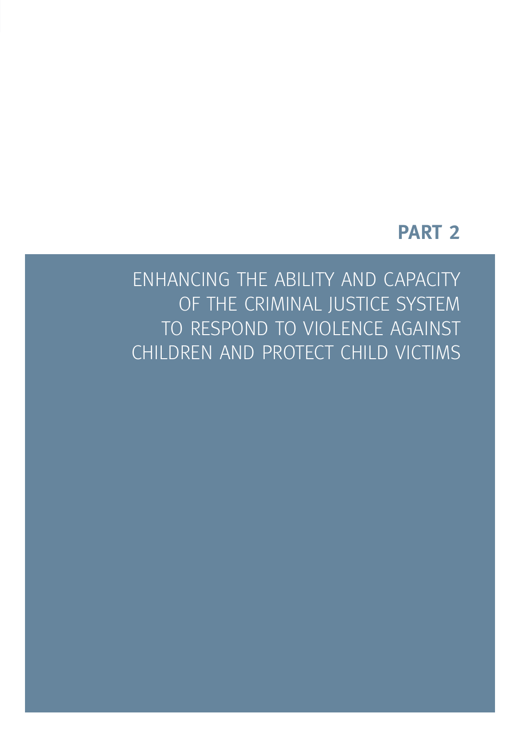# PART 2

ENHANCING THE ABILITY AND CAPACITY OF THE CRIMINAL JUSTICE SYSTEM TO RESPOND TO VIOLENCE AGAINST CHILDREN AND PROTECT CHILD VICTIMS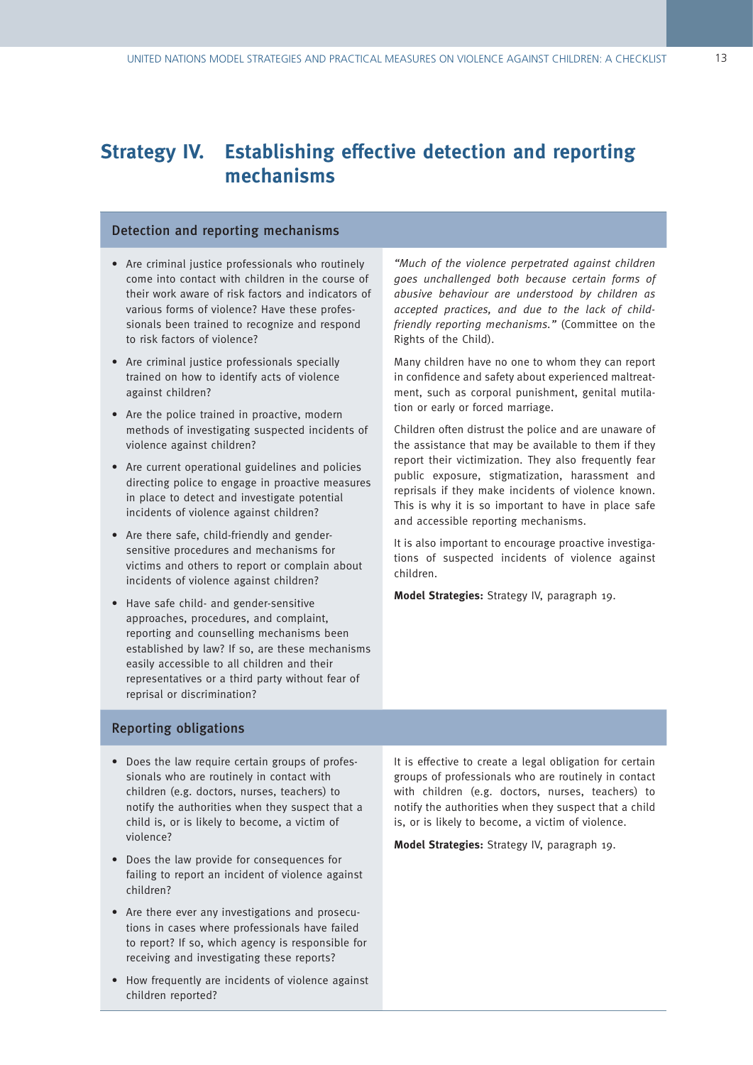# Strategy IV. Establishing effective detection and reporting mechanisms

## Detection and reporting mechanisms

- Are criminal justice professionals who routinely come into contact with children in the course of their work aware of risk factors and indicators of various forms of violence? Have these professionals been trained to recognize and respond to risk factors of violence?
- Are criminal justice professionals specially trained on how to identify acts of violence against children?
- Are the police trained in proactive, modern methods of investigating suspected incidents of violence against children?
- Are current operational guidelines and policies directing police to engage in proactive measures in place to detect and investigate potential incidents of violence against children?
- Are there safe, child-friendly and gender-sensitive procedures and mechanisms for victims and others to report or complain about incidents of violence against children?
- Have safe child- and gender-sensitive approaches, procedures, and complaint, reporting and counselling mechanisms been established by law? If so, are these mechanisms easily accessible to all children and their representatives or a third party without fear of reprisal or discrimination?

*"Much of the violence perpetrated against children goes unchallenged both because certain forms of abusive behaviour are understood by children as accepted practices, and due to the lack of child-friendly reporting mechanisms."* (Committee on the Rights of the Child).

Many children have no one to whom they can report in confidence and safety about experienced maltreatment, such as corporal punishment, genital mutilation or early or forced marriage.

Children often distrust the police and are unaware of the assistance that may be available to them if they report their victimization. They also frequently fear public exposure, stigmatization, harassment and reprisals if they make incidents of violence known. This is why it is so important to have in place safe and accessible reporting mechanisms.

It is also important to encourage proactive investigations of suspected incidents of violence against children.

**Model Strategies:** Strategy IV, paragraph 19.

## Reporting obligations

- Does the law require certain groups of professionals who are routinely in contact with children (e.g. doctors, nurses, teachers) to notify the authorities when they suspect that a child is, or is likely to become, a victim of violence?
- Does the law provide for consequences for failing to report an incident of violence against children?
- Are there ever any investigations and prosecutions in cases where professionals have failed to report? If so, which agency is responsible for receiving and investigating these reports?
- How frequently are incidents of violence against children reported?

It is effective to create a legal obligation for certain groups of professionals who are routinely in contact with children (e.g. doctors, nurses, teachers) to notify the authorities when they suspect that a child is, or is likely to become, a victim of violence.

**Model Strategies:** Strategy IV, paragraph 19.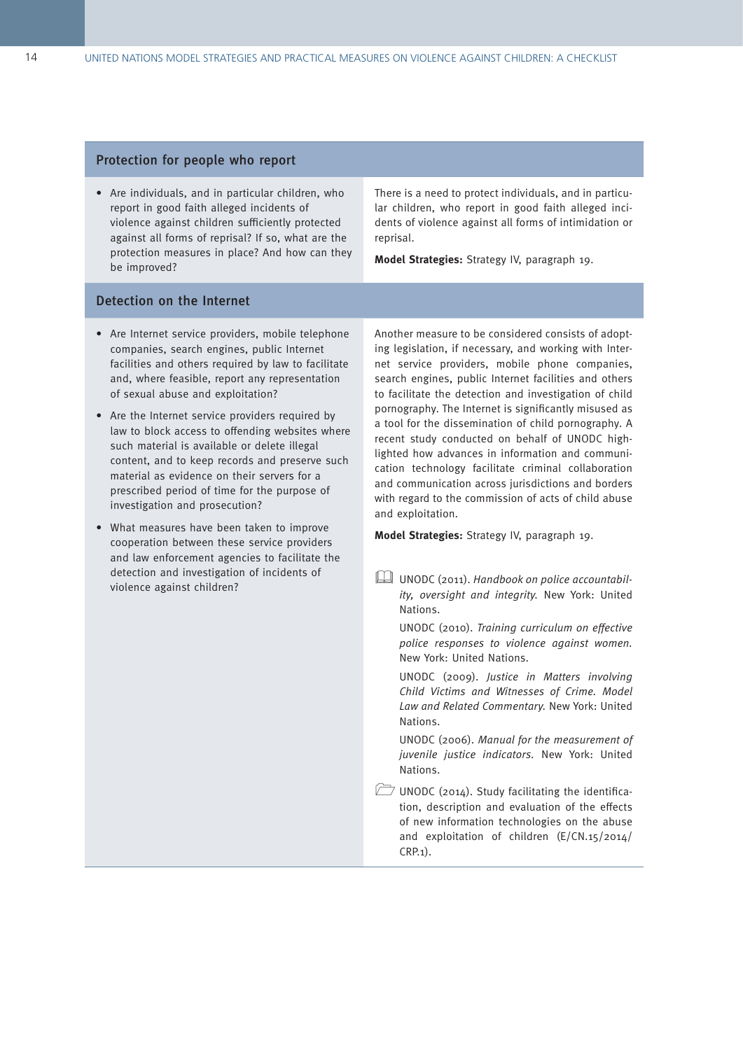## Protection for people who report

- Are individuals, and in particular children, who report in good faith alleged incidents of violence against children sufficiently protected against all forms of reprisal? If so, what are the protection measures in place? And how can they be improved?

There is a need to protect individuals, and in particular children, who report in good faith alleged incidents of violence against all forms of intimidation or reprisal.

**Model Strategies:** Strategy IV, paragraph 19.

## Detection on the Internet

- Are Internet service providers, mobile telephone companies, search engines, public Internet facilities and others required by law to facilitate and, where feasible, report any representation of sexual abuse and exploitation?
- Are the Internet service providers required by law to block access to offending websites where such material is available or delete illegal content, and to keep records and preserve such material as evidence on their servers for a prescribed period of time for the purpose of investigation and prosecution?
- What measures have been taken to improve cooperation between these service providers and law enforcement agencies to facilitate the detection and investigation of incidents of violence against children?

Another measure to be considered consists of adopting legislation, if necessary, and working with Internet service providers, mobile phone companies, search engines, public Internet facilities and others to facilitate the detection and investigation of child pornography. The Internet is significantly misused as a tool for the dissemination of child pornography. A recent study conducted on behalf of UNODC highlighted how advances in information and communication technology facilitate criminal collaboration and communication across jurisdictions and borders with regard to the commission of acts of child abuse and exploitation.

**Model Strategies:** Strategy IV, paragraph 19.

UNODC (2011). *Handbook on police accountability, oversight and integrity.* New York: United Nations.

UNODC (2010). *Training curriculum on effective police responses to violence against women.* New York: United Nations.

UNODC (2009). *Justice in Matters involving Child Victims and Witnesses of Crime. Model Law and Related Commentary.* New York: United Nations.

UNODC (2006). *Manual for the measurement of juvenile justice indicators.* New York: United Nations.

UNODC (2014). Study facilitating the identification, description and evaluation of the effects of new information technologies on the abuse and exploitation of children (E/CN.15/2014/CRP.1).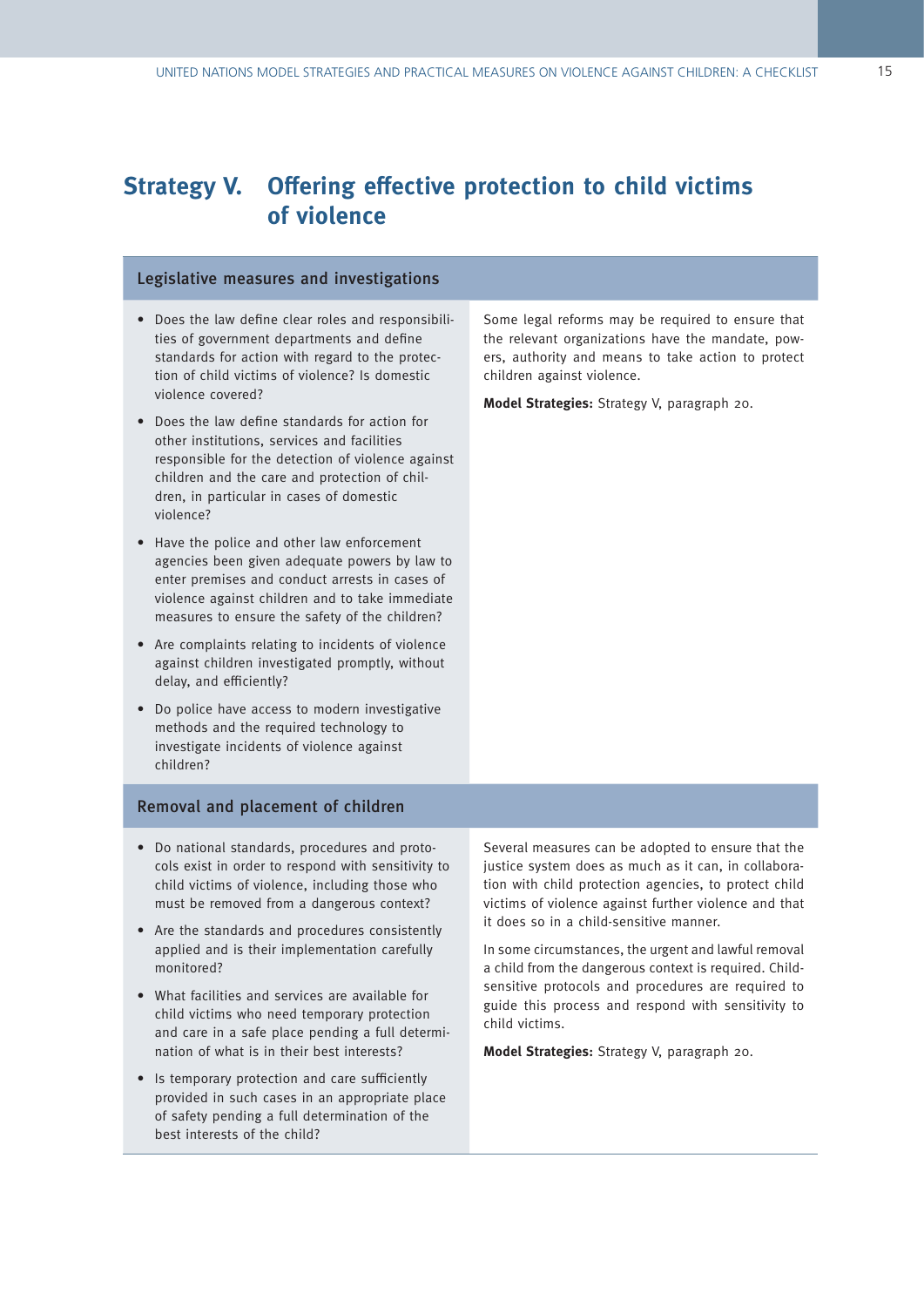# Strategy V. Offering effective protection to child victims of violence

## Legislative measures and investigations

- Does the law define clear roles and responsibilities of government departments and define standards for action with regard to the protection of child victims of violence? Is domestic violence covered?
- Does the law define standards for action for other institutions, services and facilities responsible for the detection of violence against children and the care and protection of children, in particular in cases of domestic violence?
- Have the police and other law enforcement agencies been given adequate powers by law to enter premises and conduct arrests in cases of violence against children and to take immediate measures to ensure the safety of the children?
- Are complaints relating to incidents of violence against children investigated promptly, without delay, and efficiently?
- Do police have access to modern investigative methods and the required technology to investigate incidents of violence against children?

Some legal reforms may be required to ensure that the relevant organizations have the mandate, powers, authority and means to take action to protect children against violence.

**Model Strategies:** Strategy V, paragraph 20.

## Removal and placement of children

- Do national standards, procedures and protocols exist in order to respond with sensitivity to child victims of violence, including those who must be removed from a dangerous context?
- Are the standards and procedures consistently applied and is their implementation carefully monitored?
- What facilities and services are available for child victims who need temporary protection and care in a safe place pending a full determination of what is in their best interests?
- Is temporary protection and care sufficiently provided in such cases in an appropriate place of safety pending a full determination of the best interests of the child?

Several measures can be adopted to ensure that the justice system does as much as it can, in collaboration with child protection agencies, to protect child victims of violence against further violence and that it does so in a child-sensitive manner.

In some circumstances, the urgent and lawful removal a child from the dangerous context is required. Child-sensitive protocols and procedures are required to guide this process and respond with sensitivity to child victims.

**Model Strategies:** Strategy V, paragraph 20.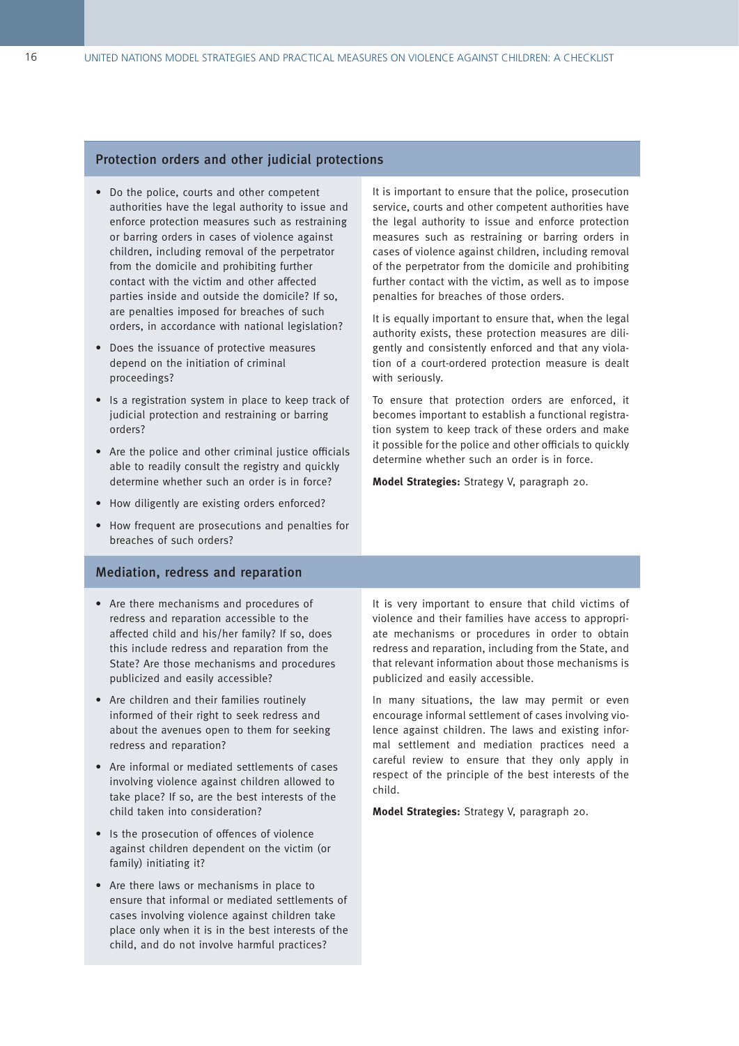## Protection orders and other judicial protections

- Do the police, courts and other competent authorities have the legal authority to issue and enforce protection measures such as restraining or barring orders in cases of violence against children, including removal of the perpetrator from the domicile and prohibiting further contact with the victim and other affected parties inside and outside the domicile? If so, are penalties imposed for breaches of such orders, in accordance with national legislation?
- Does the issuance of protective measures depend on the initiation of criminal proceedings?
- Is a registration system in place to keep track of judicial protection and restraining or barring orders?
- Are the police and other criminal justice officials able to readily consult the registry and quickly determine whether such an order is in force?
- How diligently are existing orders enforced?
- How frequent are prosecutions and penalties for breaches of such orders?

It is important to ensure that the police, prosecution service, courts and other competent authorities have the legal authority to issue and enforce protection measures such as restraining or barring orders in cases of violence against children, including removal of the perpetrator from the domicile and prohibiting further contact with the victim, as well as to impose penalties for breaches of those orders.

It is equally important to ensure that, when the legal authority exists, these protection measures are diligently and consistently enforced and that any violation of a court-ordered protection measure is dealt with seriously.

To ensure that protection orders are enforced, it becomes important to establish a functional registration system to keep track of these orders and make it possible for the police and other officials to quickly determine whether such an order is in force.

**Model Strategies:** Strategy V, paragraph 20.

## Mediation, redress and reparation

- Are there mechanisms and procedures of redress and reparation accessible to the affected child and his/her family? If so, does this include redress and reparation from the State? Are those mechanisms and procedures publicized and easily accessible?
- Are children and their families routinely informed of their right to seek redress and about the avenues open to them for seeking redress and reparation?
- Are informal or mediated settlements of cases involving violence against children allowed to take place? If so, are the best interests of the child taken into consideration?
- Is the prosecution of offences of violence against children dependent on the victim (or family) initiating it?
- Are there laws or mechanisms in place to ensure that informal or mediated settlements of cases involving violence against children take place only when it is in the best interests of the child, and do not involve harmful practices?

It is very important to ensure that child victims of violence and their families have access to appropriate mechanisms or procedures in order to obtain redress and reparation, including from the State, and that relevant information about those mechanisms is publicized and easily accessible.

In many situations, the law may permit or even encourage informal settlement of cases involving violence against children. The laws and existing informal settlement and mediation practices need a careful review to ensure that they only apply in respect of the principle of the best interests of the child.

**Model Strategies:** Strategy V, paragraph 20.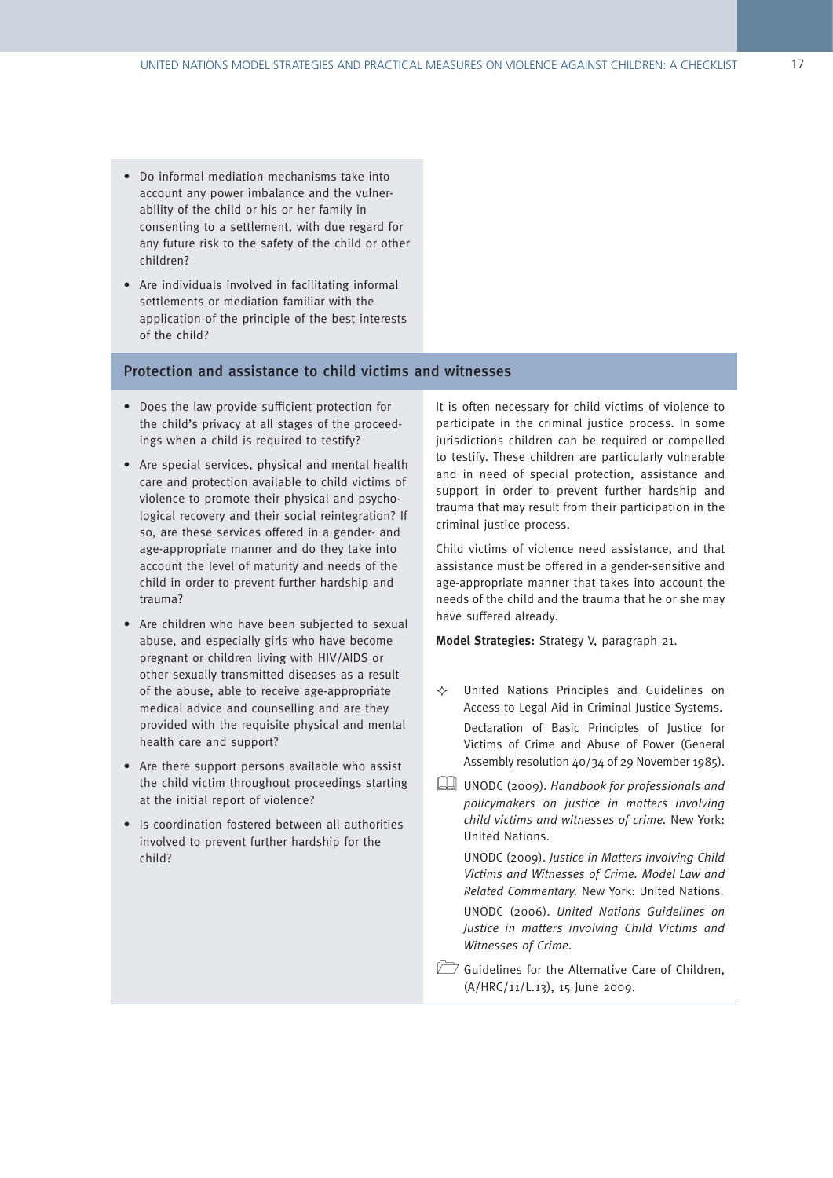- Do informal mediation mechanisms take into account any power imbalance and the vulnerability of the child or his or her family in consenting to a settlement, with due regard for any future risk to the safety of the child or other children?
- Are individuals involved in facilitating informal settlements or mediation familiar with the application of the principle of the best interests of the child?

## Protection and assistance to child victims and witnesses

- Does the law provide sufficient protection for the child's privacy at all stages of the proceedings when a child is required to testify?
- Are special services, physical and mental health care and protection available to child victims of violence to promote their physical and psychological recovery and their social reintegration? If so, are these services offered in a gender- and age-appropriate manner and do they take into account the level of maturity and needs of the child in order to prevent further hardship and trauma?
- Are children who have been subjected to sexual abuse, and especially girls who have become pregnant or children living with HIV/AIDS or other sexually transmitted diseases as a result of the abuse, able to receive age-appropriate medical advice and counselling and are they provided with the requisite physical and mental health care and support?
- Are there support persons available who assist the child victim throughout proceedings starting at the initial report of violence?
- Is coordination fostered between all authorities involved to prevent further hardship for the child?

It is often necessary for child victims of violence to participate in the criminal justice process. In some jurisdictions children can be required or compelled to testify. These children are particularly vulnerable and in need of special protection, assistance and support in order to prevent further hardship and trauma that may result from their participation in the criminal justice process.

Child victims of violence need assistance, and that assistance must be offered in a gender-sensitive and age-appropriate manner that takes into account the needs of the child and the trauma that he or she may have suffered already.

**Model Strategies:** Strategy V, paragraph 21.

✧ United Nations Principles and Guidelines on Access to Legal Aid in Criminal Justice Systems.

Declaration of Basic Principles of Justice for Victims of Crime and Abuse of Power (General Assembly resolution 40/34 of 29 November 1985).

UNODC (2009). *Handbook for professionals and policymakers on justice in matters involving child victims and witnesses of crime.* New York: United Nations.

UNODC (2009). *Justice in Matters involving Child Victims and Witnesses of Crime. Model Law and Related Commentary.* New York: United Nations.

UNODC (2006). *United Nations Guidelines on Justice in matters involving Child Victims and Witnesses of Crime.*

Guidelines for the Alternative Care of Children, (A/HRC/11/L.13), 15 June 2009.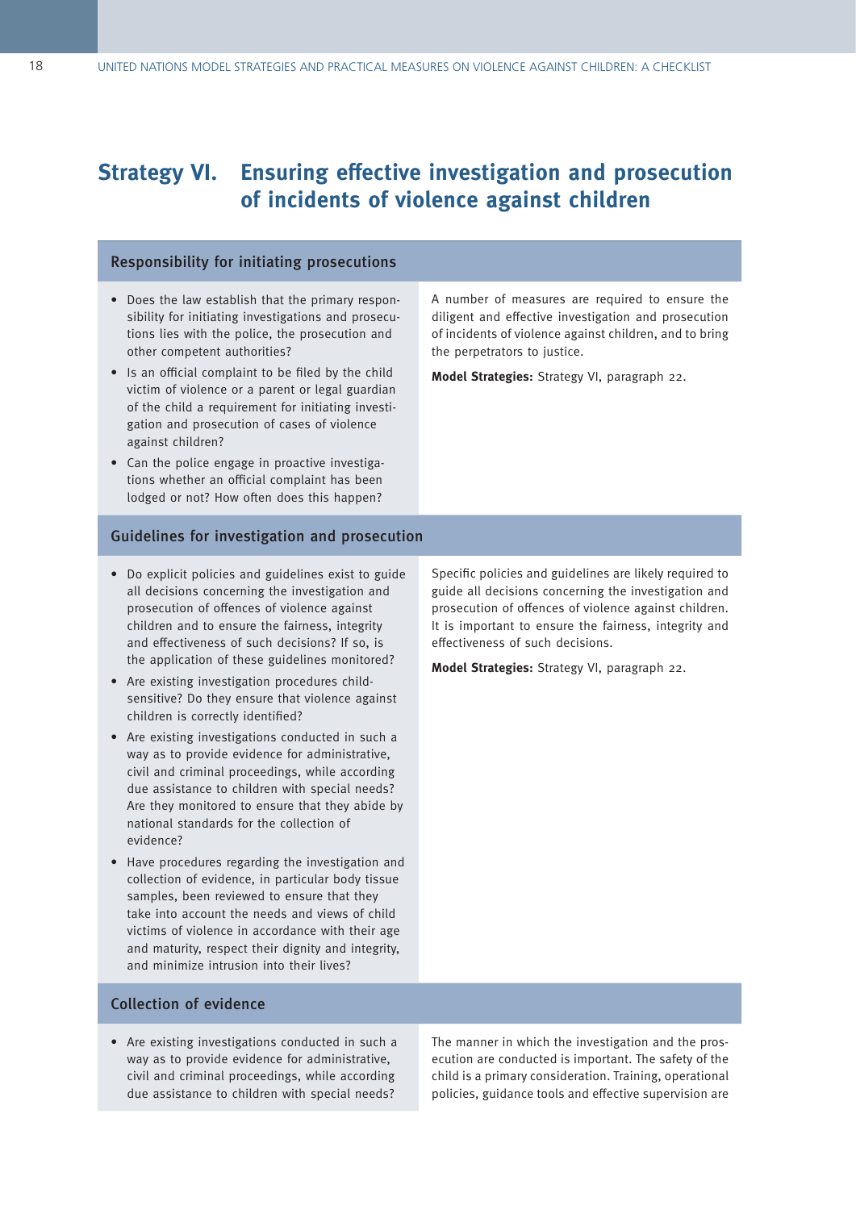# Strategy VI. Ensuring effective investigation and prosecution of incidents of violence against children

## Responsibility for initiating prosecutions

- Does the law establish that the primary responsibility for initiating investigations and prosecutions lies with the police, the prosecution and other competent authorities?
- Is an official complaint to be filed by the child victim of violence or a parent or legal guardian of the child a requirement for initiating investigation and prosecution of cases of violence against children?
- Can the police engage in proactive investigations whether an official complaint has been lodged or not? How often does this happen?

A number of measures are required to ensure the diligent and effective investigation and prosecution of incidents of violence against children, and to bring the perpetrators to justice.

**Model Strategies:** Strategy VI, paragraph 22.

## Guidelines for investigation and prosecution

- Do explicit policies and guidelines exist to guide all decisions concerning the investigation and prosecution of offences of violence against children and to ensure the fairness, integrity and effectiveness of such decisions? If so, is the application of these guidelines monitored?
- Are existing investigation procedures child-sensitive? Do they ensure that violence against children is correctly identified?
- Are existing investigations conducted in such a way as to provide evidence for administrative, civil and criminal proceedings, while according due assistance to children with special needs? Are they monitored to ensure that they abide by national standards for the collection of evidence?
- Have procedures regarding the investigation and collection of evidence, in particular body tissue samples, been reviewed to ensure that they take into account the needs and views of child victims of violence in accordance with their age and maturity, respect their dignity and integrity, and minimize intrusion into their lives?

Specific policies and guidelines are likely required to guide all decisions concerning the investigation and prosecution of offences of violence against children. It is important to ensure the fairness, integrity and effectiveness of such decisions.

**Model Strategies:** Strategy VI, paragraph 22.

## Collection of evidence

- Are existing investigations conducted in such a way as to provide evidence for administrative, civil and criminal proceedings, while according due assistance to children with special needs?

The manner in which the investigation and the prosecution are conducted is important. The safety of the child is a primary consideration. Training, operational policies, guidance tools and effective supervision are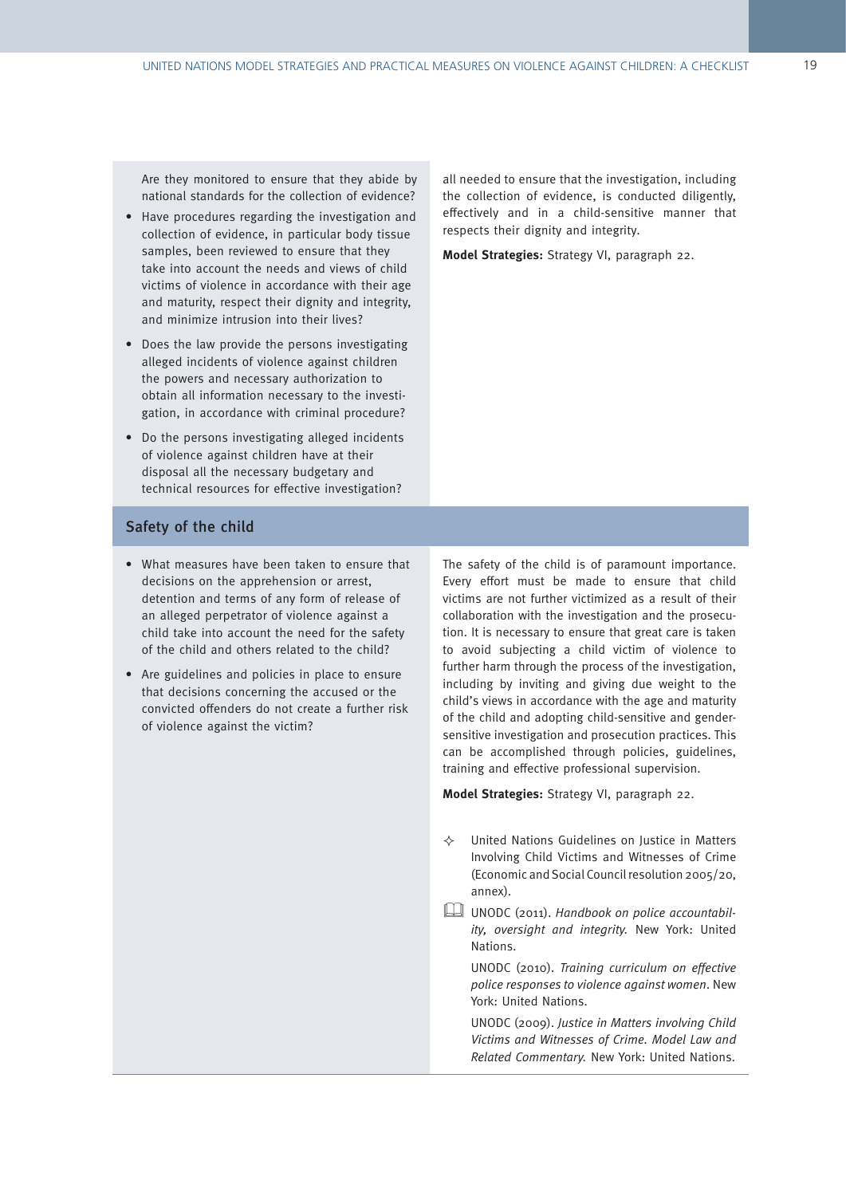Are they monitored to ensure that they abide by national standards for the collection of evidence?

- Have procedures regarding the investigation and collection of evidence, in particular body tissue samples, been reviewed to ensure that they take into account the needs and views of child victims of violence in accordance with their age and maturity, respect their dignity and integrity, and minimize intrusion into their lives?
- Does the law provide the persons investigating alleged incidents of violence against children the powers and necessary authorization to obtain all information necessary to the investigation, in accordance with criminal procedure?
- Do the persons investigating alleged incidents of violence against children have at their disposal all the necessary budgetary and technical resources for effective investigation?

all needed to ensure that the investigation, including the collection of evidence, is conducted diligently, effectively and in a child-sensitive manner that respects their dignity and integrity.

**Model Strategies:** Strategy VI, paragraph 22.

## Safety of the child

- What measures have been taken to ensure that decisions on the apprehension or arrest, detention and terms of any form of release of an alleged perpetrator of violence against a child take into account the need for the safety of the child and others related to the child?
- Are guidelines and policies in place to ensure that decisions concerning the accused or the convicted offenders do not create a further risk of violence against the victim?

The safety of the child is of paramount importance. Every effort must be made to ensure that child victims are not further victimized as a result of their collaboration with the investigation and the prosecution. It is necessary to ensure that great care is taken to avoid subjecting a child victim of violence to further harm through the process of the investigation, including by inviting and giving due weight to the child's views in accordance with the age and maturity of the child and adopting child-sensitive and gender-sensitive investigation and prosecution practices. This can be accomplished through policies, guidelines, training and effective professional supervision.

**Model Strategies:** Strategy VI, paragraph 22.

✧ United Nations Guidelines on Justice in Matters Involving Child Victims and Witnesses of Crime (Economic and Social Council resolution 2005/20, annex).

UNODC (2011). *Handbook on police accountability, oversight and integrity.* New York: United Nations.

UNODC (2010). *Training curriculum on effective police responses to violence against women*. New York: United Nations.

UNODC (2009). *Justice in Matters involving Child Victims and Witnesses of Crime. Model Law and Related Commentary.* New York: United Nations.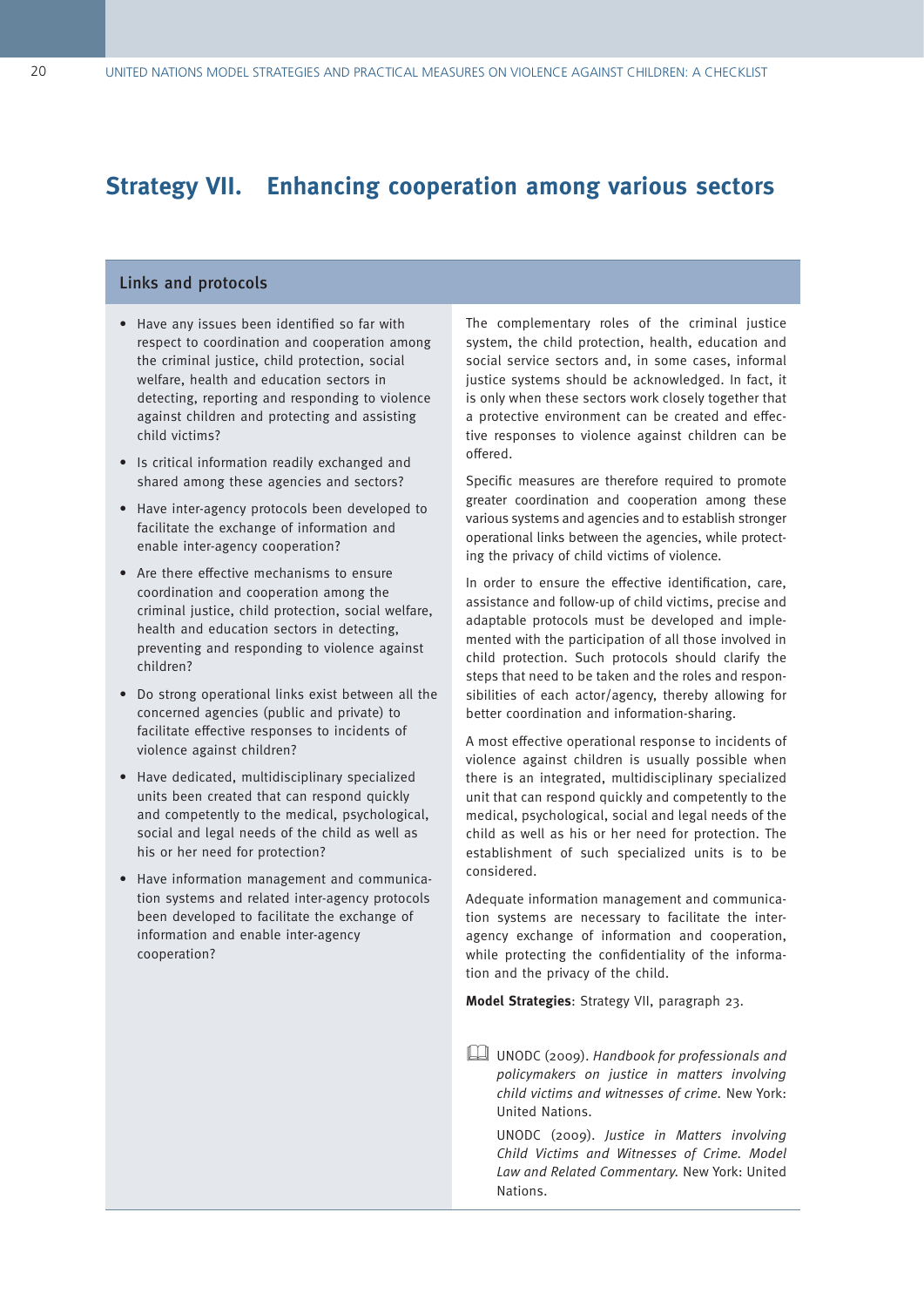# Strategy VII. Enhancing cooperation among various sectors

## Links and protocols

- Have any issues been identified so far with respect to coordination and cooperation among the criminal justice, child protection, social welfare, health and education sectors in detecting, reporting and responding to violence against children and protecting and assisting child victims?
- Is critical information readily exchanged and shared among these agencies and sectors?
- Have inter-agency protocols been developed to facilitate the exchange of information and enable inter-agency cooperation?
- Are there effective mechanisms to ensure coordination and cooperation among the criminal justice, child protection, social welfare, health and education sectors in detecting, preventing and responding to violence against children?
- Do strong operational links exist between all the concerned agencies (public and private) to facilitate effective responses to incidents of violence against children?
- Have dedicated, multidisciplinary specialized units been created that can respond quickly and competently to the medical, psychological, social and legal needs of the child as well as his or her need for protection?
- Have information management and communication systems and related inter-agency protocols been developed to facilitate the exchange of information and enable inter-agency cooperation?

The complementary roles of the criminal justice system, the child protection, health, education and social service sectors and, in some cases, informal justice systems should be acknowledged. In fact, it is only when these sectors work closely together that a protective environment can be created and effective responses to violence against children can be offered.

Specific measures are therefore required to promote greater coordination and cooperation among these various systems and agencies and to establish stronger operational links between the agencies, while protecting the privacy of child victims of violence.

In order to ensure the effective identification, care, assistance and follow-up of child victims, precise and adaptable protocols must be developed and implemented with the participation of all those involved in child protection. Such protocols should clarify the steps that need to be taken and the roles and responsibilities of each actor/agency, thereby allowing for better coordination and information-sharing.

A most effective operational response to incidents of violence against children is usually possible when there is an integrated, multidisciplinary specialized unit that can respond quickly and competently to the medical, psychological, social and legal needs of the child as well as his or her need for protection. The establishment of such specialized units is to be considered.

Adequate information management and communication systems are necessary to facilitate the inter-agency exchange of information and cooperation, while protecting the confidentiality of the information and the privacy of the child.

**Model Strategies**: Strategy VII, paragraph 23.

UNODC (2009). *Handbook for professionals and policymakers on justice in matters involving child victims and witnesses of crime.* New York: United Nations.

UNODC (2009). *Justice in Matters involving Child Victims and Witnesses of Crime. Model Law and Related Commentary.* New York: United Nations.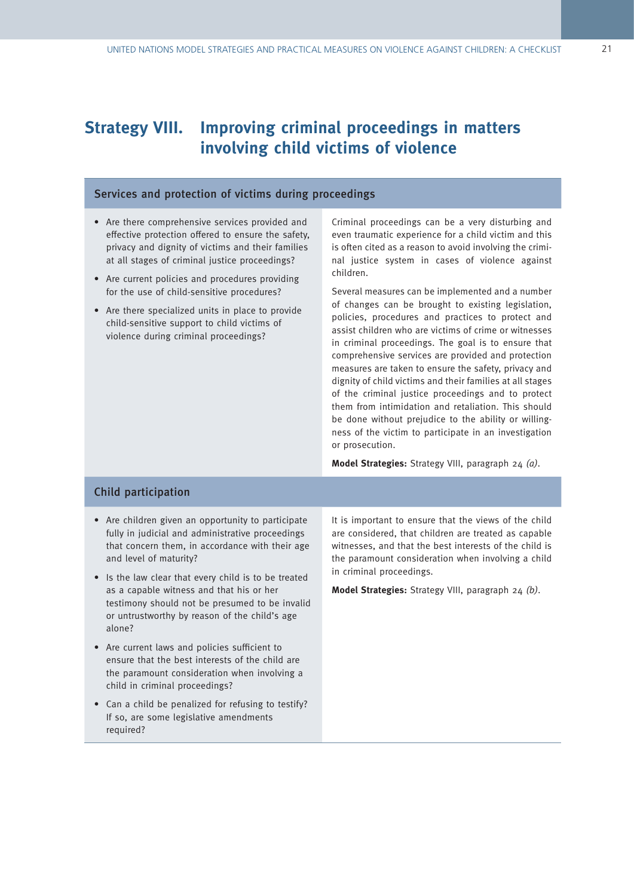# Strategy VIII. Improving criminal proceedings in matters involving child victims of violence

## Services and protection of victims during proceedings

- Are there comprehensive services provided and effective protection offered to ensure the safety, privacy and dignity of victims and their families at all stages of criminal justice proceedings?
- Are current policies and procedures providing for the use of child-sensitive procedures?
- Are there specialized units in place to provide child-sensitive support to child victims of violence during criminal proceedings?

Criminal proceedings can be a very disturbing and even traumatic experience for a child victim and this is often cited as a reason to avoid involving the criminal justice system in cases of violence against children.

Several measures can be implemented and a number of changes can be brought to existing legislation, policies, procedures and practices to protect and assist children who are victims of crime or witnesses in criminal proceedings. The goal is to ensure that comprehensive services are provided and protection measures are taken to ensure the safety, privacy and dignity of child victims and their families at all stages of the criminal justice proceedings and to protect them from intimidation and retaliation. This should be done without prejudice to the ability or willingness of the victim to participate in an investigation or prosecution.

**Model Strategies:** Strategy VIII, paragraph 24 *(a)*.

## Child participation

- Are children given an opportunity to participate fully in judicial and administrative proceedings that concern them, in accordance with their age and level of maturity?
- Is the law clear that every child is to be treated as a capable witness and that his or her testimony should not be presumed to be invalid or untrustworthy by reason of the child's age alone?
- Are current laws and policies sufficient to ensure that the best interests of the child are the paramount consideration when involving a child in criminal proceedings?
- Can a child be penalized for refusing to testify? If so, are some legislative amendments required?

It is important to ensure that the views of the child are considered, that children are treated as capable witnesses, and that the best interests of the child is the paramount consideration when involving a child in criminal proceedings.

**Model Strategies:** Strategy VIII, paragraph 24 *(b)*.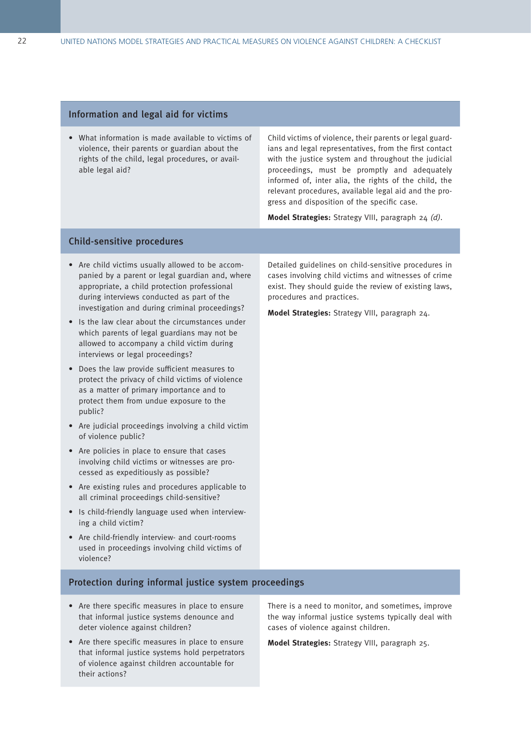## Information and legal aid for victims

- What information is made available to victims of violence, their parents or guardian about the rights of the child, legal procedures, or available legal aid?

Child victims of violence, their parents or legal guardians and legal representatives, from the first contact with the justice system and throughout the judicial proceedings, must be promptly and adequately informed of, inter alia, the rights of the child, the relevant procedures, available legal aid and the progress and disposition of the specific case.

**Model Strategies:** Strategy VIII, paragraph 24 *(d)*.

## Child-sensitive procedures

- Are child victims usually allowed to be accompanied by a parent or legal guardian and, where appropriate, a child protection professional during interviews conducted as part of the investigation and during criminal proceedings?
- Is the law clear about the circumstances under which parents of legal guardians may not be allowed to accompany a child victim during interviews or legal proceedings?
- Does the law provide sufficient measures to protect the privacy of child victims of violence as a matter of primary importance and to protect them from undue exposure to the public?
- Are judicial proceedings involving a child victim of violence public?
- Are policies in place to ensure that cases involving child victims or witnesses are processed as expeditiously as possible?
- Are existing rules and procedures applicable to all criminal proceedings child-sensitive?
- Is child-friendly language used when interviewing a child victim?
- Are child-friendly interview- and court-rooms used in proceedings involving child victims of violence?

Detailed guidelines on child-sensitive procedures in cases involving child victims and witnesses of crime exist. They should guide the review of existing laws, procedures and practices.

**Model Strategies:** Strategy VIII, paragraph 24.

## Protection during informal justice system proceedings

- Are there specific measures in place to ensure that informal justice systems denounce and deter violence against children?
- Are there specific measures in place to ensure that informal justice systems hold perpetrators of violence against children accountable for their actions?

There is a need to monitor, and sometimes, improve the way informal justice systems typically deal with cases of violence against children.

**Model Strategies:** Strategy VIII, paragraph 25.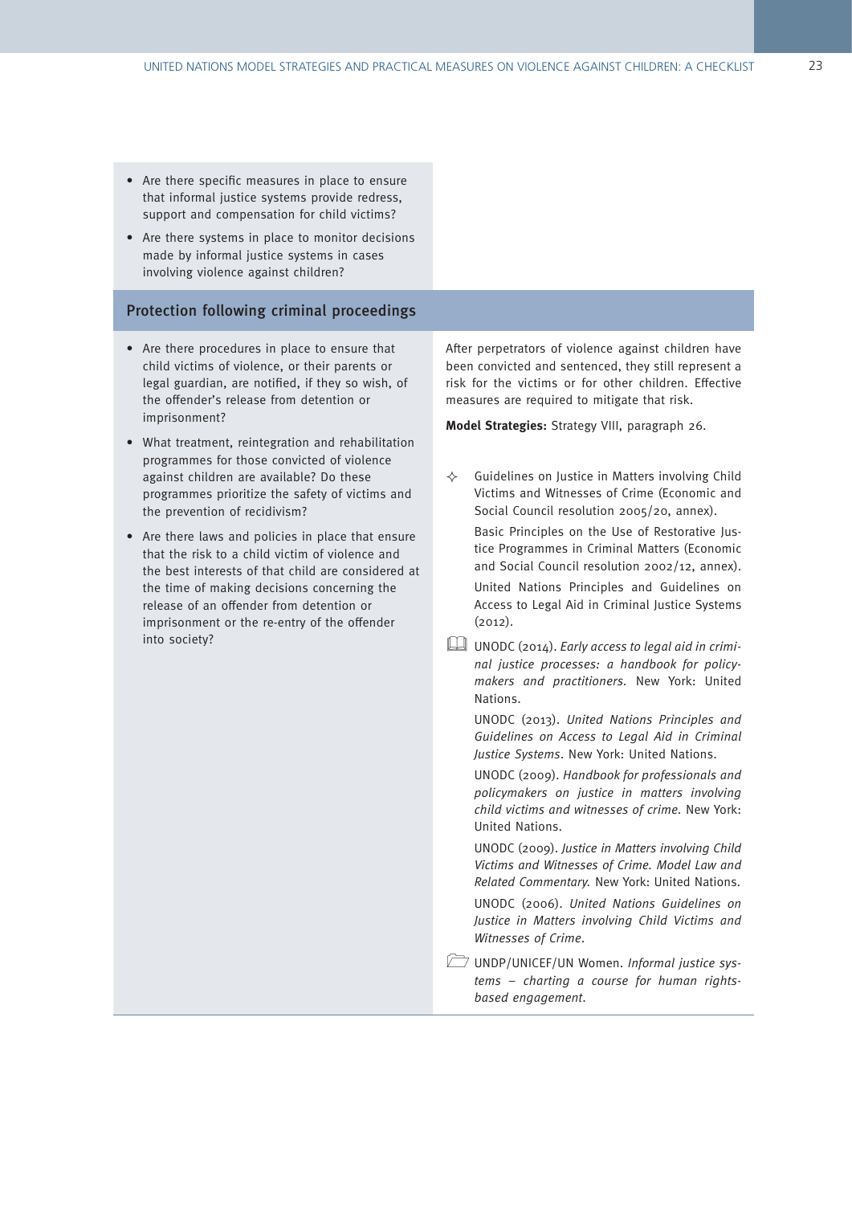- Are there specific measures in place to ensure that informal justice systems provide redress, support and compensation for child victims?
- Are there systems in place to monitor decisions made by informal justice systems in cases involving violence against children?

## Protection following criminal proceedings

- Are there procedures in place to ensure that child victims of violence, or their parents or legal guardian, are notified, if they so wish, of the offender's release from detention or imprisonment?
- What treatment, reintegration and rehabilitation programmes for those convicted of violence against children are available? Do these programmes prioritize the safety of victims and the prevention of recidivism?
- Are there laws and policies in place that ensure that the risk to a child victim of violence and the best interests of that child are considered at the time of making decisions concerning the release of an offender from detention or imprisonment or the re-entry of the offender into society?

After perpetrators of violence against children have been convicted and sentenced, they still represent a risk for the victims or for other children. Effective measures are required to mitigate that risk.

**Model Strategies:** Strategy VIII, paragraph 26.

✧ Guidelines on Justice in Matters involving Child Victims and Witnesses of Crime (Economic and Social Council resolution 2005/20, annex).

Basic Principles on the Use of Restorative Justice Programmes in Criminal Matters (Economic and Social Council resolution 2002/12, annex).

United Nations Principles and Guidelines on Access to Legal Aid in Criminal Justice Systems (2012).

UNODC (2014). *Early access to legal aid in criminal justice processes: a handbook for policymakers and practitioners*. New York: United Nations.

UNODC (2013). *United Nations Principles and Guidelines on Access to Legal Aid in Criminal Justice Systems*. New York: United Nations.

UNODC (2009). *Handbook for professionals and policymakers on justice in matters involving child victims and witnesses of crime*. New York: United Nations.

UNODC (2009). *Justice in Matters involving Child Victims and Witnesses of Crime. Model Law and Related Commentary*. New York: United Nations.

UNODC (2006). *United Nations Guidelines on Justice in Matters involving Child Victims and Witnesses of Crime*.

UNDP/UNICEF/UN Women. *Informal justice systems – charting a course for human rights-based engagement*.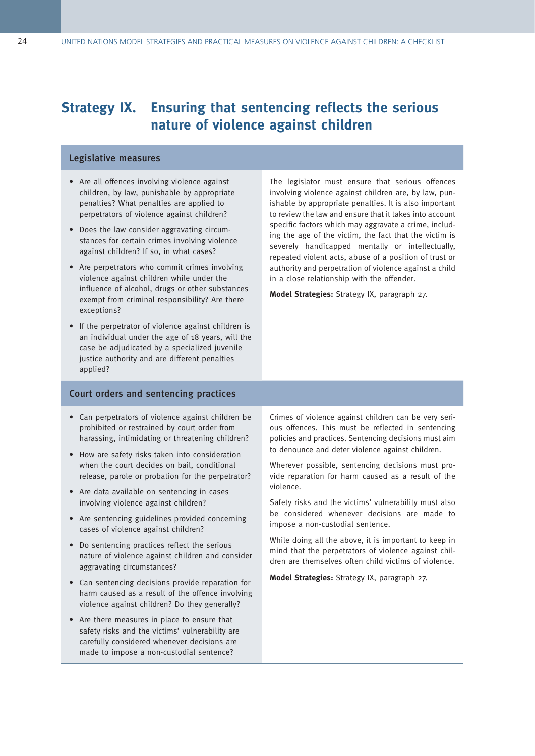# Strategy IX. Ensuring that sentencing reflects the serious nature of violence against children

## Legislative measures

- Are all offences involving violence against children, by law, punishable by appropriate penalties? What penalties are applied to perpetrators of violence against children?
- Does the law consider aggravating circumstances for certain crimes involving violence against children? If so, in what cases?
- Are perpetrators who commit crimes involving violence against children while under the influence of alcohol, drugs or other substances exempt from criminal responsibility? Are there exceptions?
- If the perpetrator of violence against children is an individual under the age of 18 years, will the case be adjudicated by a specialized juvenile justice authority and are different penalties applied?

The legislator must ensure that serious offences involving violence against children are, by law, punishable by appropriate penalties. It is also important to review the law and ensure that it takes into account specific factors which may aggravate a crime, including the age of the victim, the fact that the victim is severely handicapped mentally or intellectually, repeated violent acts, abuse of a position of trust or authority and perpetration of violence against a child in a close relationship with the offender.

**Model Strategies:** Strategy IX, paragraph 27.

## Court orders and sentencing practices

- Can perpetrators of violence against children be prohibited or restrained by court order from harassing, intimidating or threatening children?
- How are safety risks taken into consideration when the court decides on bail, conditional release, parole or probation for the perpetrator?
- Are data available on sentencing in cases involving violence against children?
- Are sentencing guidelines provided concerning cases of violence against children?
- Do sentencing practices reflect the serious nature of violence against children and consider aggravating circumstances?
- Can sentencing decisions provide reparation for harm caused as a result of the offence involving violence against children? Do they generally?
- Are there measures in place to ensure that safety risks and the victims' vulnerability are carefully considered whenever decisions are made to impose a non-custodial sentence?

Crimes of violence against children can be very serious offences. This must be reflected in sentencing policies and practices. Sentencing decisions must aim to denounce and deter violence against children.

Wherever possible, sentencing decisions must provide reparation for harm caused as a result of the violence.

Safety risks and the victims' vulnerability must also be considered whenever decisions are made to impose a non-custodial sentence.

While doing all the above, it is important to keep in mind that the perpetrators of violence against children are themselves often child victims of violence.

**Model Strategies:** Strategy IX, paragraph 27.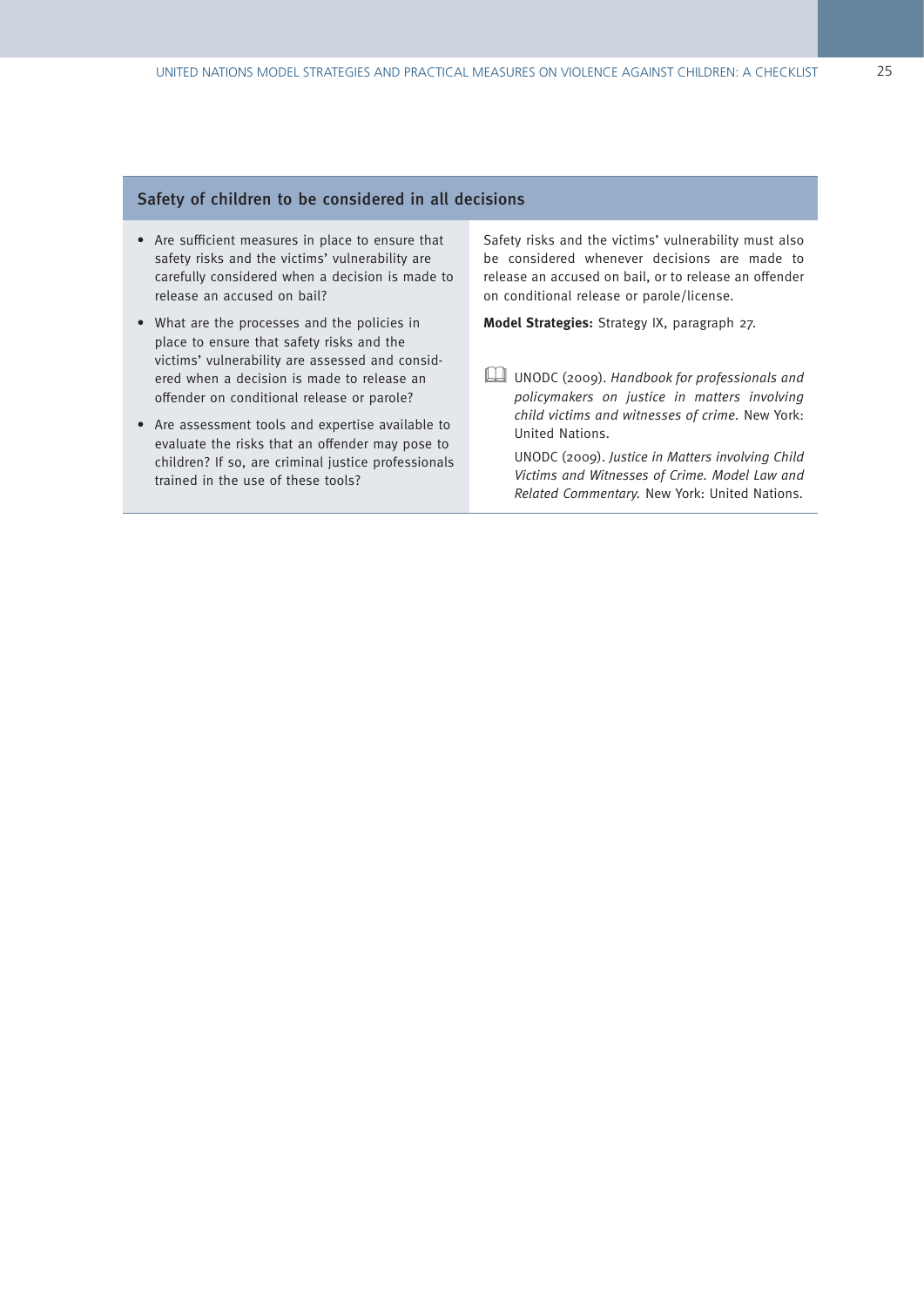## Safety of children to be considered in all decisions

- Are sufficient measures in place to ensure that safety risks and the victims' vulnerability are carefully considered when a decision is made to release an accused on bail?
- What are the processes and the policies in place to ensure that safety risks and the victims' vulnerability are assessed and considered when a decision is made to release an offender on conditional release or parole?
- Are assessment tools and expertise available to evaluate the risks that an offender may pose to children? If so, are criminal justice professionals trained in the use of these tools?

Safety risks and the victims' vulnerability must also be considered whenever decisions are made to release an accused on bail, or to release an offender on conditional release or parole/license.

**Model Strategies:** Strategy IX, paragraph 27.

UNODC (2009). *Handbook for professionals and policymakers on justice in matters involving child victims and witnesses of crime.* New York: United Nations.

UNODC (2009). *Justice in Matters involving Child Victims and Witnesses of Crime. Model Law and Related Commentary.* New York: United Nations.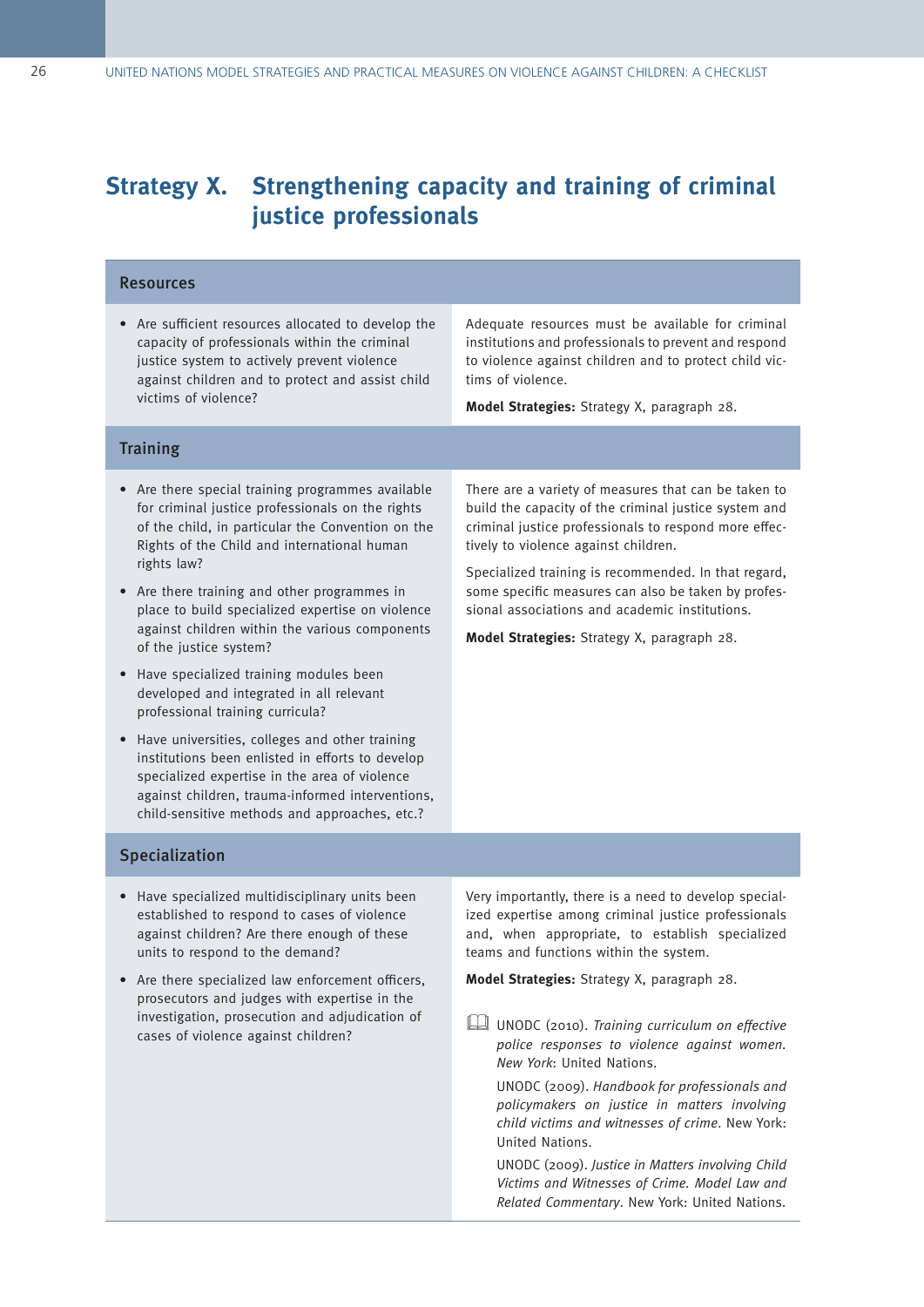# Strategy X. Strengthening capacity and training of criminal justice professionals

## Resources

- Are sufficient resources allocated to develop the capacity of professionals within the criminal justice system to actively prevent violence against children and to protect and assist child victims of violence?

Adequate resources must be available for criminal institutions and professionals to prevent and respond to violence against children and to protect child victims of violence.

**Model Strategies:** Strategy X, paragraph 28.

## Training

- Are there special training programmes available for criminal justice professionals on the rights of the child, in particular the Convention on the Rights of the Child and international human rights law?
- Are there training and other programmes in place to build specialized expertise on violence against children within the various components of the justice system?
- Have specialized training modules been developed and integrated in all relevant professional training curricula?
- Have universities, colleges and other training institutions been enlisted in efforts to develop specialized expertise in the area of violence against children, trauma-informed interventions, child-sensitive methods and approaches, etc.?

There are a variety of measures that can be taken to build the capacity of the criminal justice system and criminal justice professionals to respond more effectively to violence against children.

Specialized training is recommended. In that regard, some specific measures can also be taken by professional associations and academic institutions.

**Model Strategies:** Strategy X, paragraph 28.

## Specialization

- Have specialized multidisciplinary units been established to respond to cases of violence against children? Are there enough of these units to respond to the demand?
- Are there specialized law enforcement officers, prosecutors and judges with expertise in the investigation, prosecution and adjudication of cases of violence against children?

Very importantly, there is a need to develop specialized expertise among criminal justice professionals and, when appropriate, to establish specialized teams and functions within the system.

**Model Strategies:** Strategy X, paragraph 28.

UNODC (2010). *Training curriculum on effective police responses to violence against women. New York*: United Nations.

UNODC (2009). *Handbook for professionals and policymakers on justice in matters involving child victims and witnesses of crime*. New York: United Nations.

UNODC (2009). *Justice in Matters involving Child Victims and Witnesses of Crime. Model Law and Related Commentary*. New York: United Nations.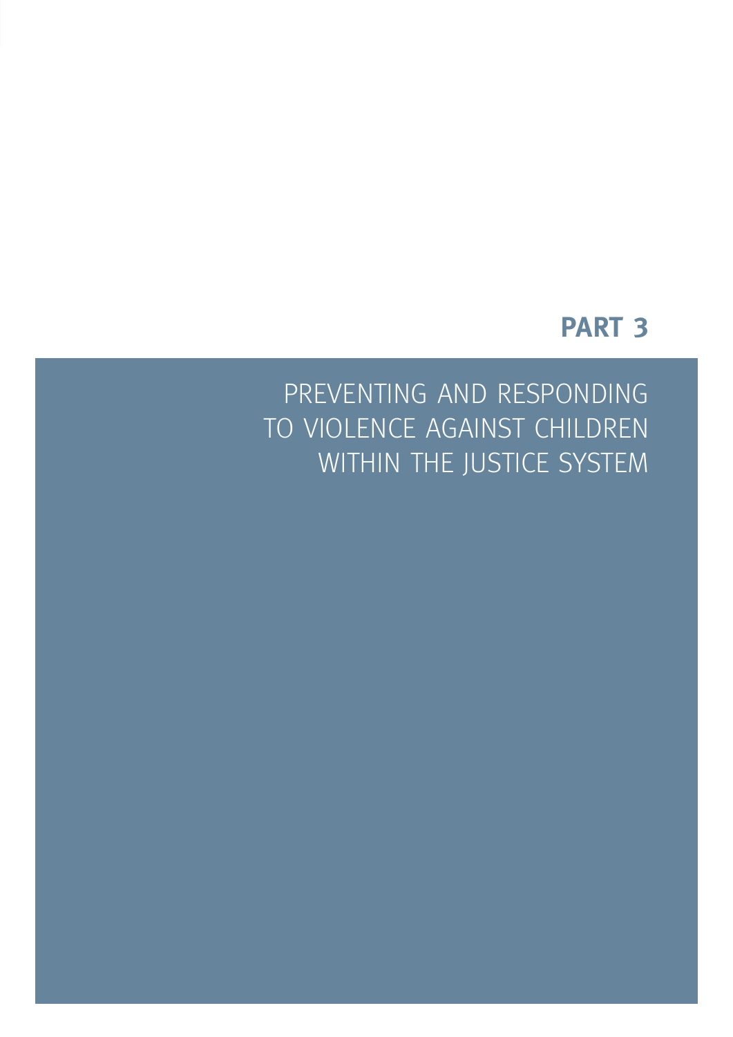# PART 3

## PREVENTING AND RESPONDING TO VIOLENCE AGAINST CHILDREN WITHIN THE JUSTICE SYSTEM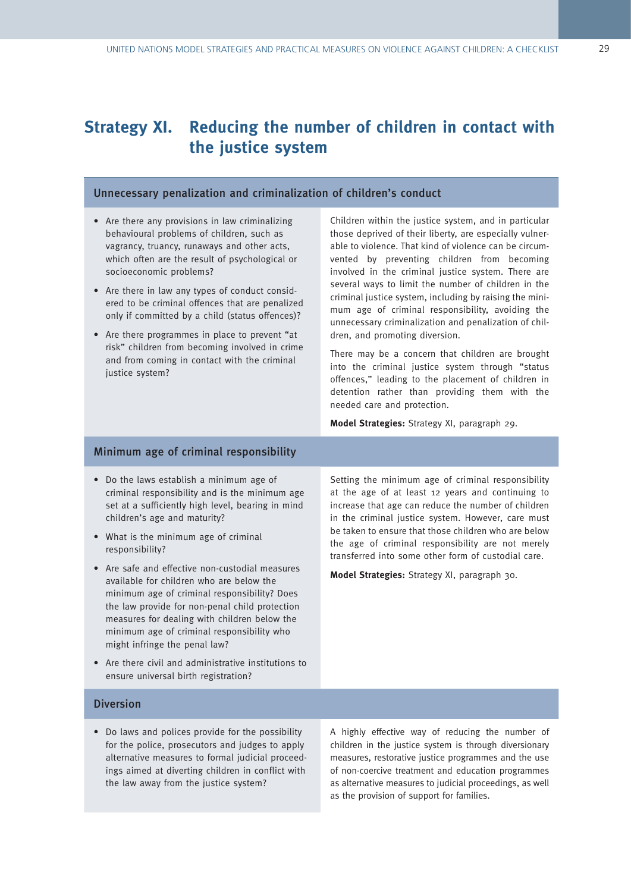# Strategy XI. Reducing the number of children in contact with the justice system

## Unnecessary penalization and criminalization of children's conduct

- Are there any provisions in law criminalizing behavioural problems of children, such as vagrancy, truancy, runaways and other acts, which often are the result of psychological or socioeconomic problems?
- Are there in law any types of conduct considered to be criminal offences that are penalized only if committed by a child (status offences)?
- Are there programmes in place to prevent "at risk" children from becoming involved in crime and from coming in contact with the criminal justice system?

Children within the justice system, and in particular those deprived of their liberty, are especially vulnerable to violence. That kind of violence can be circumvented by preventing children from becoming involved in the criminal justice system. There are several ways to limit the number of children in the criminal justice system, including by raising the minimum age of criminal responsibility, avoiding the unnecessary criminalization and penalization of children, and promoting diversion.

There may be a concern that children are brought into the criminal justice system through "status offences," leading to the placement of children in detention rather than providing them with the needed care and protection.

**Model Strategies:** Strategy XI, paragraph 29.

## Minimum age of criminal responsibility

- Do the laws establish a minimum age of criminal responsibility and is the minimum age set at a sufficiently high level, bearing in mind children's age and maturity?
- What is the minimum age of criminal responsibility?
- Are safe and effective non-custodial measures available for children who are below the minimum age of criminal responsibility? Does the law provide for non-penal child protection measures for dealing with children below the minimum age of criminal responsibility who might infringe the penal law?
- Are there civil and administrative institutions to ensure universal birth registration?

Setting the minimum age of criminal responsibility at the age of at least 12 years and continuing to increase that age can reduce the number of children in the criminal justice system. However, care must be taken to ensure that those children who are below the age of criminal responsibility are not merely transferred into some other form of custodial care.

**Model Strategies:** Strategy XI, paragraph 30.

## Diversion

- Do laws and polices provide for the possibility for the police, prosecutors and judges to apply alternative measures to formal judicial proceedings aimed at diverting children in conflict with the law away from the justice system?

A highly effective way of reducing the number of children in the justice system is through diversionary measures, restorative justice programmes and the use of non-coercive treatment and education programmes as alternative measures to judicial proceedings, as well as the provision of support for families.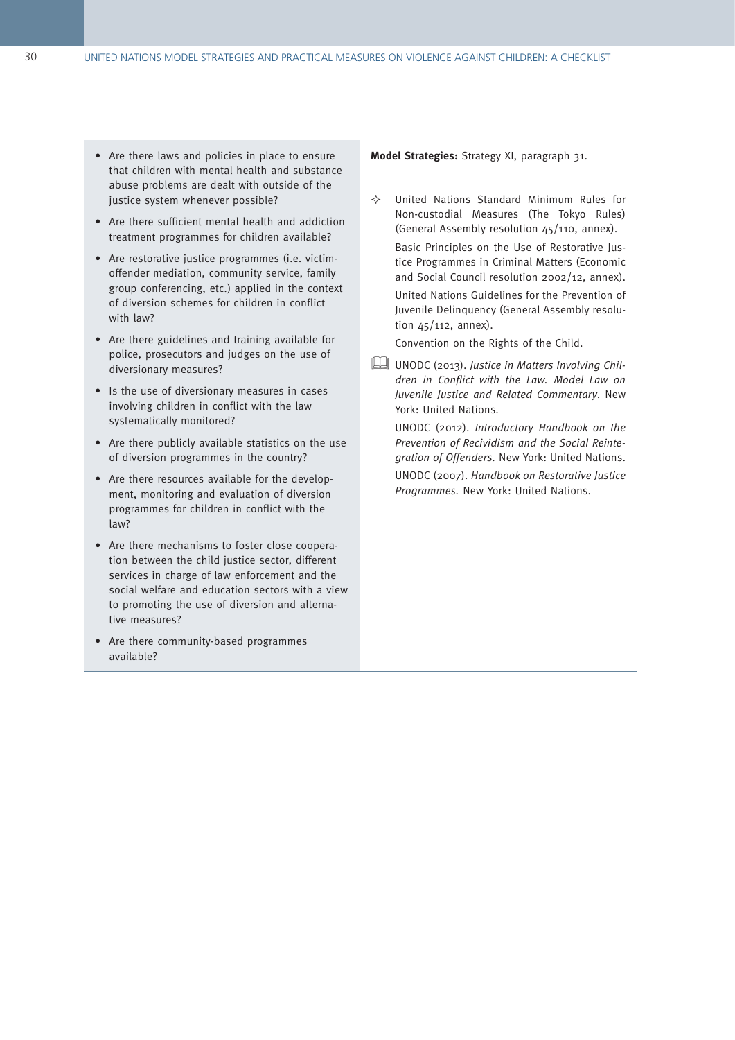- Are there laws and policies in place to ensure that children with mental health and substance abuse problems are dealt with outside of the justice system whenever possible?
- Are there sufficient mental health and addiction treatment programmes for children available?
- Are restorative justice programmes (i.e. victim-offender mediation, community service, family group conferencing, etc.) applied in the context of diversion schemes for children in conflict with law?
- Are there guidelines and training available for police, prosecutors and judges on the use of diversionary measures?
- Is the use of diversionary measures in cases involving children in conflict with the law systematically monitored?
- Are there publicly available statistics on the use of diversion programmes in the country?
- Are there resources available for the development, monitoring and evaluation of diversion programmes for children in conflict with the law?
- Are there mechanisms to foster close cooperation between the child justice sector, different services in charge of law enforcement and the social welfare and education sectors with a view to promoting the use of diversion and alternative measures?
- Are there community-based programmes available?

**Model Strategies:** Strategy XI, paragraph 31.

✧ United Nations Standard Minimum Rules for Non-custodial Measures (The Tokyo Rules) (General Assembly resolution 45/110, annex).

Basic Principles on the Use of Restorative Justice Programmes in Criminal Matters (Economic and Social Council resolution 2002/12, annex).

United Nations Guidelines for the Prevention of Juvenile Delinquency (General Assembly resolution 45/112, annex).

Convention on the Rights of the Child.

📖 UNODC (2013). *Justice in Matters Involving Children in Conflict with the Law. Model Law on Juvenile Justice and Related Commentary*. New York: United Nations.

UNODC (2012). *Introductory Handbook on the Prevention of Recividism and the Social Reintegration of Offenders.* New York: United Nations.

UNODC (2007). *Handbook on Restorative Justice Programmes.* New York: United Nations.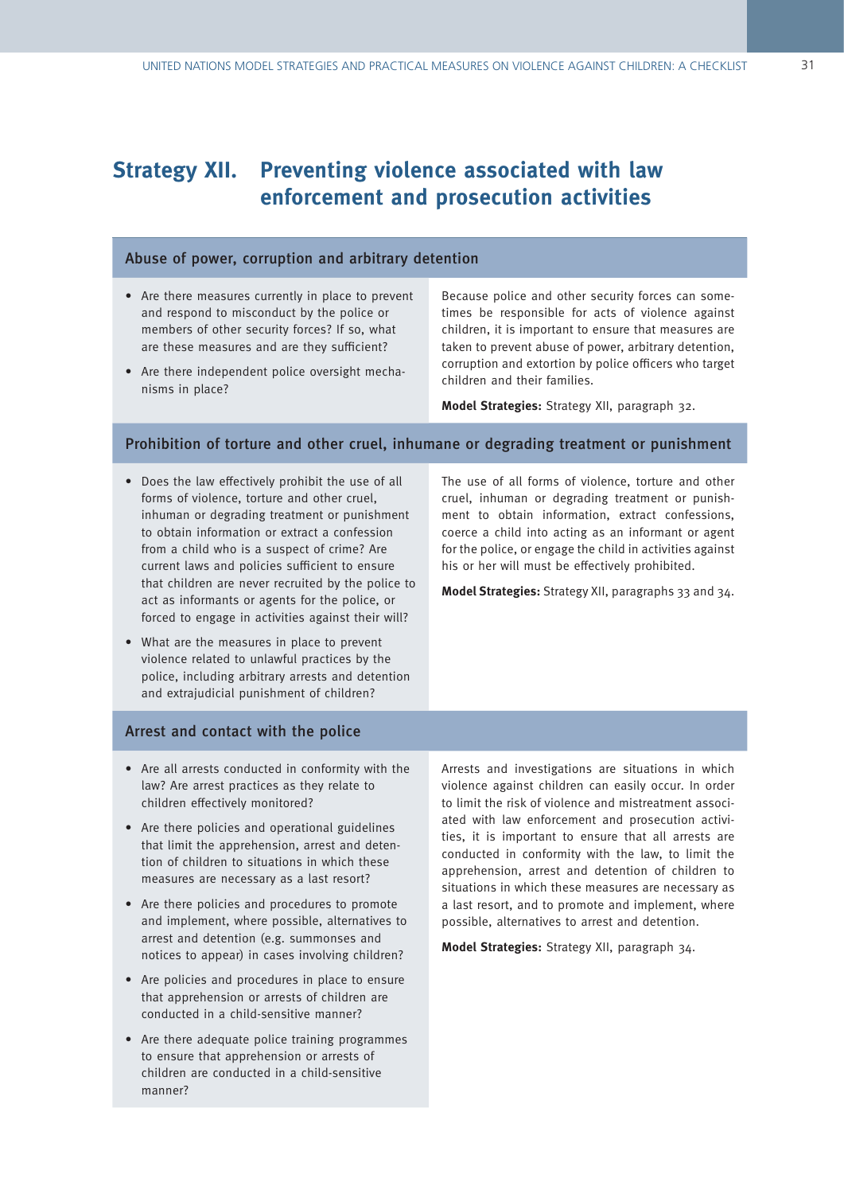# Strategy XII. Preventing violence associated with law enforcement and prosecution activities

## Abuse of power, corruption and arbitrary detention

- Are there measures currently in place to prevent and respond to misconduct by the police or members of other security forces? If so, what are these measures and are they sufficient?
- Are there independent police oversight mechanisms in place?

Because police and other security forces can sometimes be responsible for acts of violence against children, it is important to ensure that measures are taken to prevent abuse of power, arbitrary detention, corruption and extortion by police officers who target children and their families.

**Model Strategies:** Strategy XII, paragraph 32.

## Prohibition of torture and other cruel, inhumane or degrading treatment or punishment

- Does the law effectively prohibit the use of all forms of violence, torture and other cruel, inhuman or degrading treatment or punishment to obtain information or extract a confession from a child who is a suspect of crime? Are current laws and policies sufficient to ensure that children are never recruited by the police to act as informants or agents for the police, or forced to engage in activities against their will?
- What are the measures in place to prevent violence related to unlawful practices by the police, including arbitrary arrests and detention and extrajudicial punishment of children?

The use of all forms of violence, torture and other cruel, inhuman or degrading treatment or punishment to obtain information, extract confessions, coerce a child into acting as an informant or agent for the police, or engage the child in activities against his or her will must be effectively prohibited.

**Model Strategies:** Strategy XII, paragraphs 33 and 34.

## Arrest and contact with the police

- Are all arrests conducted in conformity with the law? Are arrest practices as they relate to children effectively monitored?
- Are there policies and operational guidelines that limit the apprehension, arrest and detention of children to situations in which these measures are necessary as a last resort?
- Are there policies and procedures to promote and implement, where possible, alternatives to arrest and detention (e.g. summonses and notices to appear) in cases involving children?
- Are policies and procedures in place to ensure that apprehension or arrests of children are conducted in a child-sensitive manner?
- Are there adequate police training programmes to ensure that apprehension or arrests of children are conducted in a child-sensitive manner?

Arrests and investigations are situations in which violence against children can easily occur. In order to limit the risk of violence and mistreatment associated with law enforcement and prosecution activities, it is important to ensure that all arrests are conducted in conformity with the law, to limit the apprehension, arrest and detention of children to situations in which these measures are necessary as a last resort, and to promote and implement, where possible, alternatives to arrest and detention.

**Model Strategies:** Strategy XII, paragraph 34.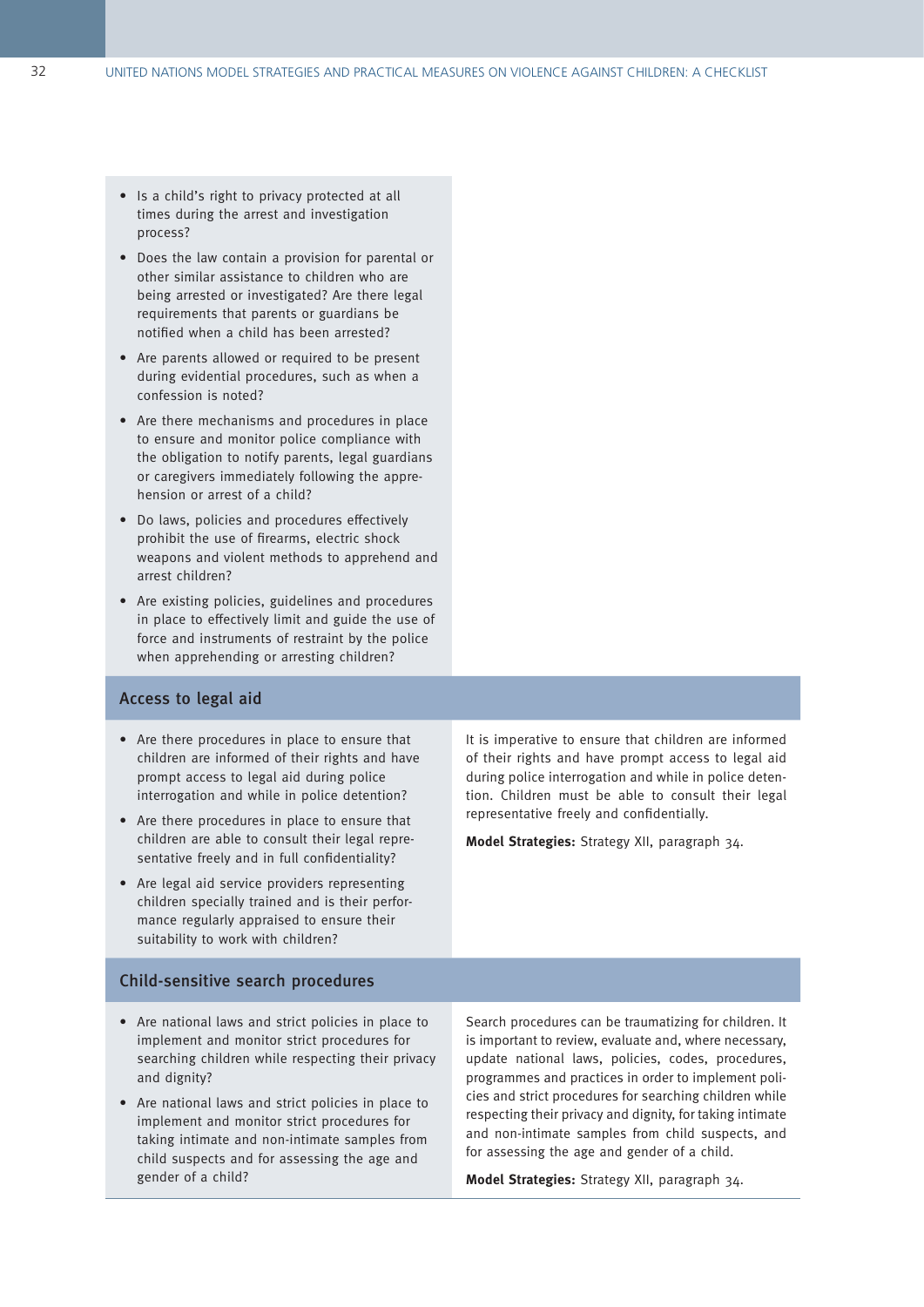- Is a child's right to privacy protected at all times during the arrest and investigation process?
- Does the law contain a provision for parental or other similar assistance to children who are being arrested or investigated? Are there legal requirements that parents or guardians be notified when a child has been arrested?
- Are parents allowed or required to be present during evidential procedures, such as when a confession is noted?
- Are there mechanisms and procedures in place to ensure and monitor police compliance with the obligation to notify parents, legal guardians or caregivers immediately following the apprehension or arrest of a child?
- Do laws, policies and procedures effectively prohibit the use of firearms, electric shock weapons and violent methods to apprehend and arrest children?
- Are existing policies, guidelines and procedures in place to effectively limit and guide the use of force and instruments of restraint by the police when apprehending or arresting children?

## Access to legal aid

- Are there procedures in place to ensure that children are informed of their rights and have prompt access to legal aid during police interrogation and while in police detention?
- Are there procedures in place to ensure that children are able to consult their legal representative freely and in full confidentiality?
- Are legal aid service providers representing children specially trained and is their performance regularly appraised to ensure their suitability to work with children?

It is imperative to ensure that children are informed of their rights and have prompt access to legal aid during police interrogation and while in police detention. Children must be able to consult their legal representative freely and confidentially.

**Model Strategies:** Strategy XII, paragraph 34.

## Child-sensitive search procedures

- Are national laws and strict policies in place to implement and monitor strict procedures for searching children while respecting their privacy and dignity?
- Are national laws and strict policies in place to implement and monitor strict procedures for taking intimate and non-intimate samples from child suspects and for assessing the age and gender of a child?

Search procedures can be traumatizing for children. It is important to review, evaluate and, where necessary, update national laws, policies, codes, procedures, programmes and practices in order to implement policies and strict procedures for searching children while respecting their privacy and dignity, for taking intimate and non-intimate samples from child suspects, and for assessing the age and gender of a child.

**Model Strategies:** Strategy XII, paragraph 34.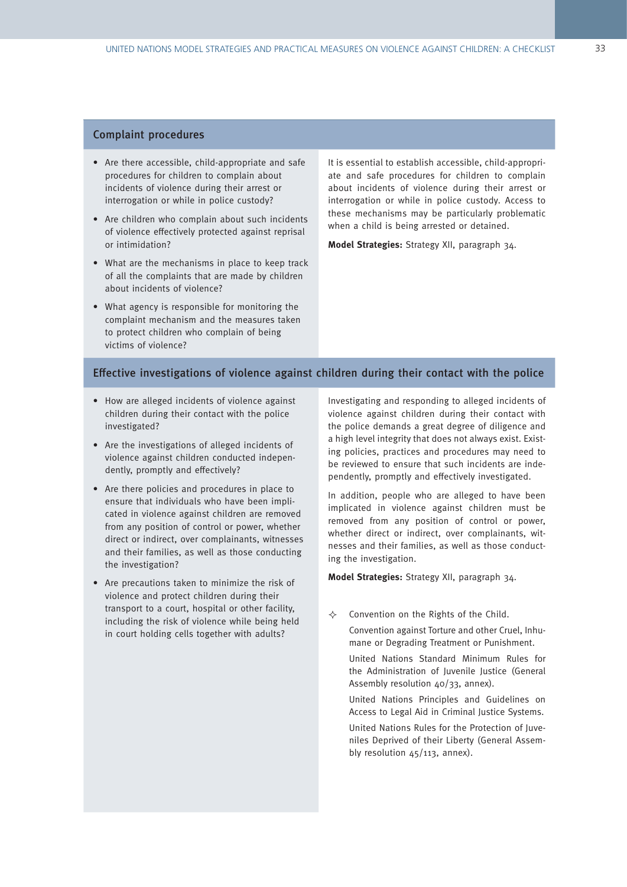## Complaint procedures

- Are there accessible, child-appropriate and safe procedures for children to complain about incidents of violence during their arrest or interrogation or while in police custody?
- Are children who complain about such incidents of violence effectively protected against reprisal or intimidation?
- What are the mechanisms in place to keep track of all the complaints that are made by children about incidents of violence?
- What agency is responsible for monitoring the complaint mechanism and the measures taken to protect children who complain of being victims of violence?

It is essential to establish accessible, child-appropriate and safe procedures for children to complain about incidents of violence during their arrest or interrogation or while in police custody. Access to these mechanisms may be particularly problematic when a child is being arrested or detained.

**Model Strategies:** Strategy XII, paragraph 34.

## Effective investigations of violence against children during their contact with the police

- How are alleged incidents of violence against children during their contact with the police investigated?
- Are the investigations of alleged incidents of violence against children conducted independently, promptly and effectively?
- Are there policies and procedures in place to ensure that individuals who have been implicated in violence against children are removed from any position of control or power, whether direct or indirect, over complainants, witnesses and their families, as well as those conducting the investigation?
- Are precautions taken to minimize the risk of violence and protect children during their transport to a court, hospital or other facility, including the risk of violence while being held in court holding cells together with adults?

Investigating and responding to alleged incidents of violence against children during their contact with the police demands a great degree of diligence and a high level integrity that does not always exist. Existing policies, practices and procedures may need to be reviewed to ensure that such incidents are independently, promptly and effectively investigated.

In addition, people who are alleged to have been implicated in violence against children must be removed from any position of control or power, whether direct or indirect, over complainants, witnesses and their families, as well as those conducting the investigation.

**Model Strategies:** Strategy XII, paragraph 34.

✧ Convention on the Rights of the Child.

Convention against Torture and other Cruel, Inhumane or Degrading Treatment or Punishment.

United Nations Standard Minimum Rules for the Administration of Juvenile Justice (General Assembly resolution 40/33, annex).

United Nations Principles and Guidelines on Access to Legal Aid in Criminal Justice Systems.

United Nations Rules for the Protection of Juveniles Deprived of their Liberty (General Assembly resolution 45/113, annex).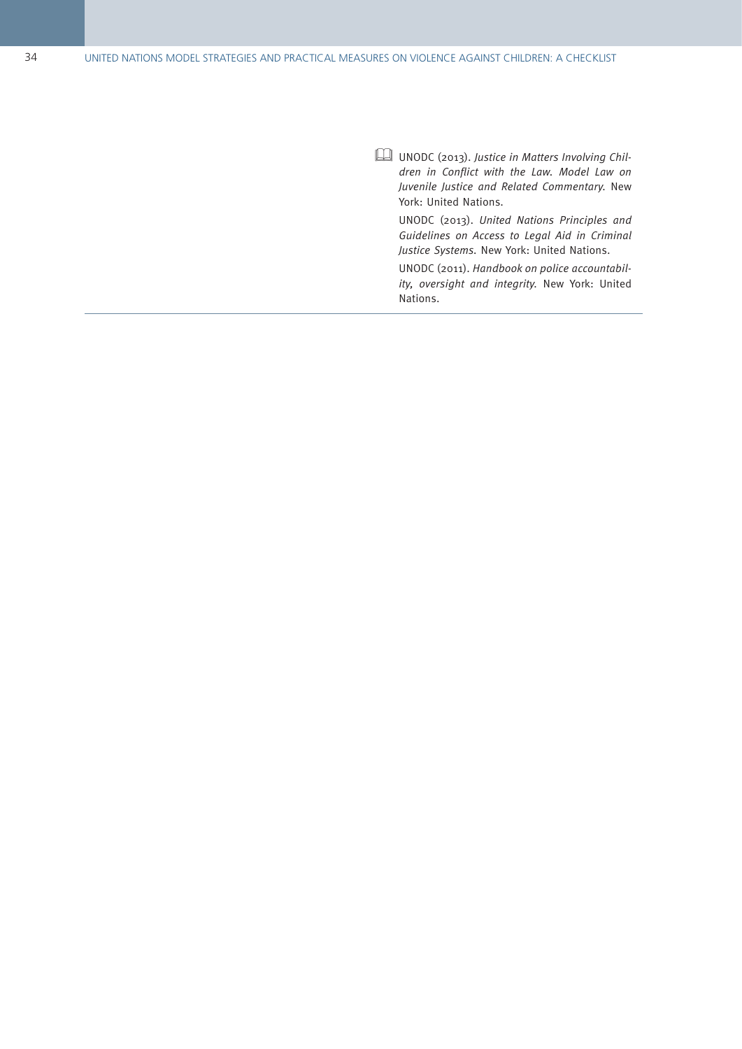UNODC (2013). *Justice in Matters Involving Children in Conflict with the Law. Model Law on Juvenile Justice and Related Commentary*. New York: United Nations.

UNODC (2013). *United Nations Principles and Guidelines on Access to Legal Aid in Criminal Justice Systems*. New York: United Nations.

UNODC (2011). *Handbook on police accountability, oversight and integrity*. New York: United Nations.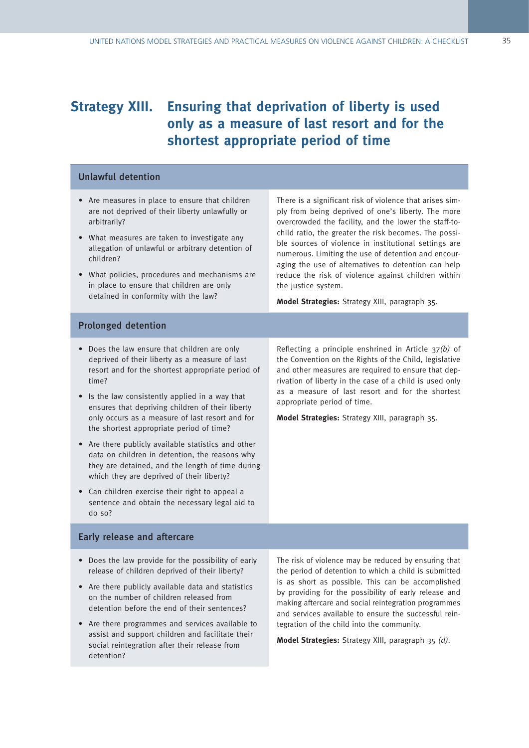# Strategy XIII. Ensuring that deprivation of liberty is used only as a measure of last resort and for the shortest appropriate period of time

## Unlawful detention

- Are measures in place to ensure that children are not deprived of their liberty unlawfully or arbitrarily?
- What measures are taken to investigate any allegation of unlawful or arbitrary detention of children?
- What policies, procedures and mechanisms are in place to ensure that children are only detained in conformity with the law?

There is a significant risk of violence that arises simply from being deprived of one's liberty. The more overcrowded the facility, and the lower the staff-to-child ratio, the greater the risk becomes. The possible sources of violence in institutional settings are numerous. Limiting the use of detention and encouraging the use of alternatives to detention can help reduce the risk of violence against children within the justice system.

**Model Strategies:** Strategy XIII, paragraph 35.

## Prolonged detention

- Does the law ensure that children are only deprived of their liberty as a measure of last resort and for the shortest appropriate period of time?
- Is the law consistently applied in a way that ensures that depriving children of their liberty only occurs as a measure of last resort and for the shortest appropriate period of time?
- Are there publicly available statistics and other data on children in detention, the reasons why they are detained, and the length of time during which they are deprived of their liberty?
- Can children exercise their right to appeal a sentence and obtain the necessary legal aid to do so?

Reflecting a principle enshrined in Article 37*(b)* of the Convention on the Rights of the Child, legislative and other measures are required to ensure that deprivation of liberty in the case of a child is used only as a measure of last resort and for the shortest appropriate period of time.

**Model Strategies:** Strategy XIII, paragraph 35.

## Early release and aftercare

- Does the law provide for the possibility of early release of children deprived of their liberty?
- Are there publicly available data and statistics on the number of children released from detention before the end of their sentences?
- Are there programmes and services available to assist and support children and facilitate their social reintegration after their release from detention?

The risk of violence may be reduced by ensuring that the period of detention to which a child is submitted is as short as possible. This can be accomplished by providing for the possibility of early release and making aftercare and social reintegration programmes and services available to ensure the successful reintegration of the child into the community.

**Model Strategies:** Strategy XIII, paragraph 35 *(d)*.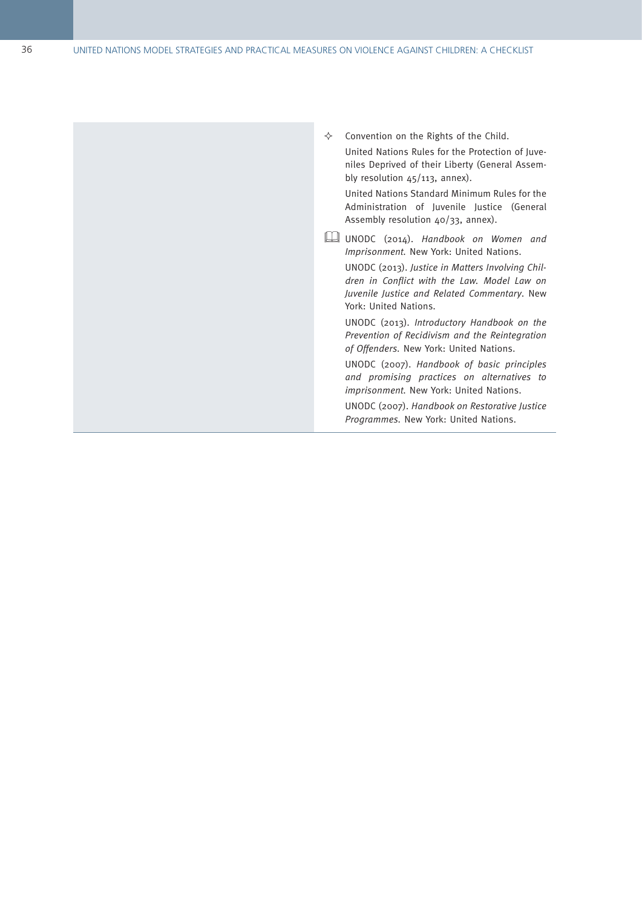✧ Convention on the Rights of the Child.

United Nations Rules for the Protection of Juveniles Deprived of their Liberty (General Assembly resolution 45/113, annex).

United Nations Standard Minimum Rules for the Administration of Juvenile Justice (General Assembly resolution 40/33, annex).

📖 UNODC (2014). *Handbook on Women and Imprisonment*. New York: United Nations.

UNODC (2013). *Justice in Matters Involving Children in Conflict with the Law. Model Law on Juvenile Justice and Related Commentary*. New York: United Nations.

UNODC (2013). *Introductory Handbook on the Prevention of Recidivism and the Reintegration of Offenders*. New York: United Nations.

UNODC (2007). *Handbook of basic principles and promising practices on alternatives to imprisonment*. New York: United Nations.

UNODC (2007). *Handbook on Restorative Justice Programmes*. New York: United Nations.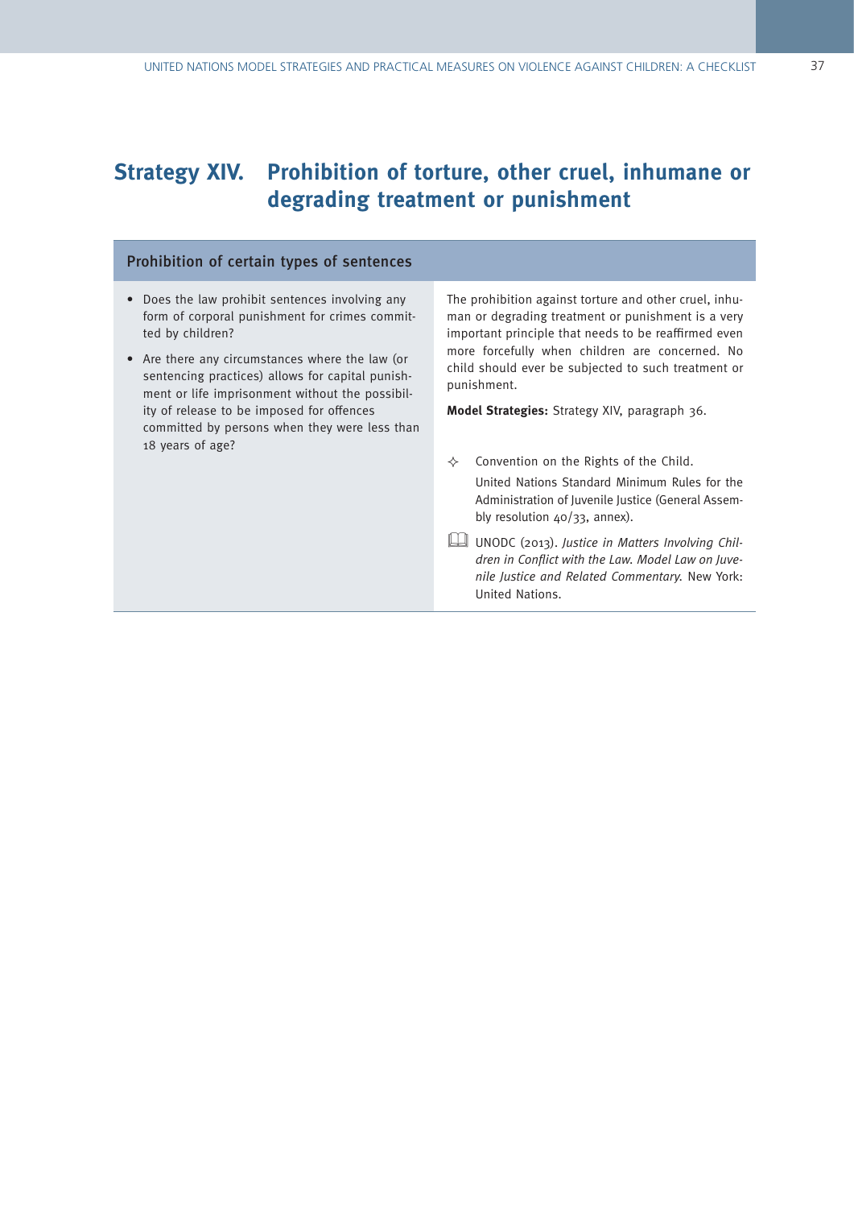# Strategy XIV. Prohibition of torture, other cruel, inhumane or degrading treatment or punishment

## Prohibition of certain types of sentences

- Does the law prohibit sentences involving any form of corporal punishment for crimes committed by children?
- Are there any circumstances where the law (or sentencing practices) allows for capital punishment or life imprisonment without the possibility of release to be imposed for offences committed by persons when they were less than 18 years of age?

The prohibition against torture and other cruel, inhuman or degrading treatment or punishment is a very important principle that needs to be reaffirmed even more forcefully when children are concerned. No child should ever be subjected to such treatment or punishment.

**Model Strategies:** Strategy XIV, paragraph 36.

✧ Convention on the Rights of the Child.

United Nations Standard Minimum Rules for the Administration of Juvenile Justice (General Assembly resolution 40/33, annex).

UNODC (2013). *Justice in Matters Involving Children in Conflict with the Law. Model Law on Juvenile Justice and Related Commentary*. New York: United Nations.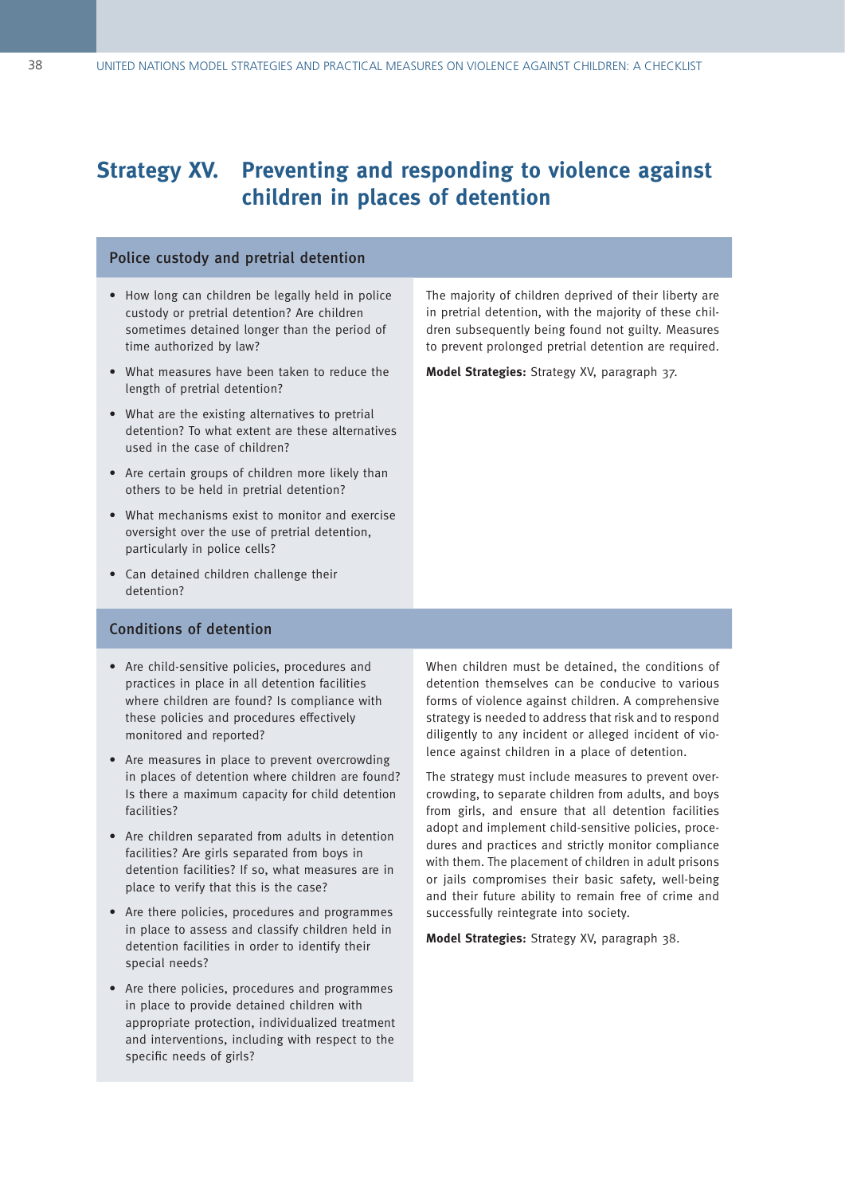# Strategy XV. Preventing and responding to violence against children in places of detention

## Police custody and pretrial detention

- How long can children be legally held in police custody or pretrial detention? Are children sometimes detained longer than the period of time authorized by law?
- What measures have been taken to reduce the length of pretrial detention?
- What are the existing alternatives to pretrial detention? To what extent are these alternatives used in the case of children?
- Are certain groups of children more likely than others to be held in pretrial detention?
- What mechanisms exist to monitor and exercise oversight over the use of pretrial detention, particularly in police cells?
- Can detained children challenge their detention?

The majority of children deprived of their liberty are in pretrial detention, with the majority of these children subsequently being found not guilty. Measures to prevent prolonged pretrial detention are required.

**Model Strategies:** Strategy XV, paragraph 37.

## Conditions of detention

- Are child-sensitive policies, procedures and practices in place in all detention facilities where children are found? Is compliance with these policies and procedures effectively monitored and reported?
- Are measures in place to prevent overcrowding in places of detention where children are found? Is there a maximum capacity for child detention facilities?
- Are children separated from adults in detention facilities? Are girls separated from boys in detention facilities? If so, what measures are in place to verify that this is the case?
- Are there policies, procedures and programmes in place to assess and classify children held in detention facilities in order to identify their special needs?
- Are there policies, procedures and programmes in place to provide detained children with appropriate protection, individualized treatment and interventions, including with respect to the specific needs of girls?

When children must be detained, the conditions of detention themselves can be conducive to various forms of violence against children. A comprehensive strategy is needed to address that risk and to respond diligently to any incident or alleged incident of violence against children in a place of detention.

The strategy must include measures to prevent overcrowding, to separate children from adults, and boys from girls, and ensure that all detention facilities adopt and implement child-sensitive policies, procedures and practices and strictly monitor compliance with them. The placement of children in adult prisons or jails compromises their basic safety, well-being and their future ability to remain free of crime and successfully reintegrate into society.

**Model Strategies:** Strategy XV, paragraph 38.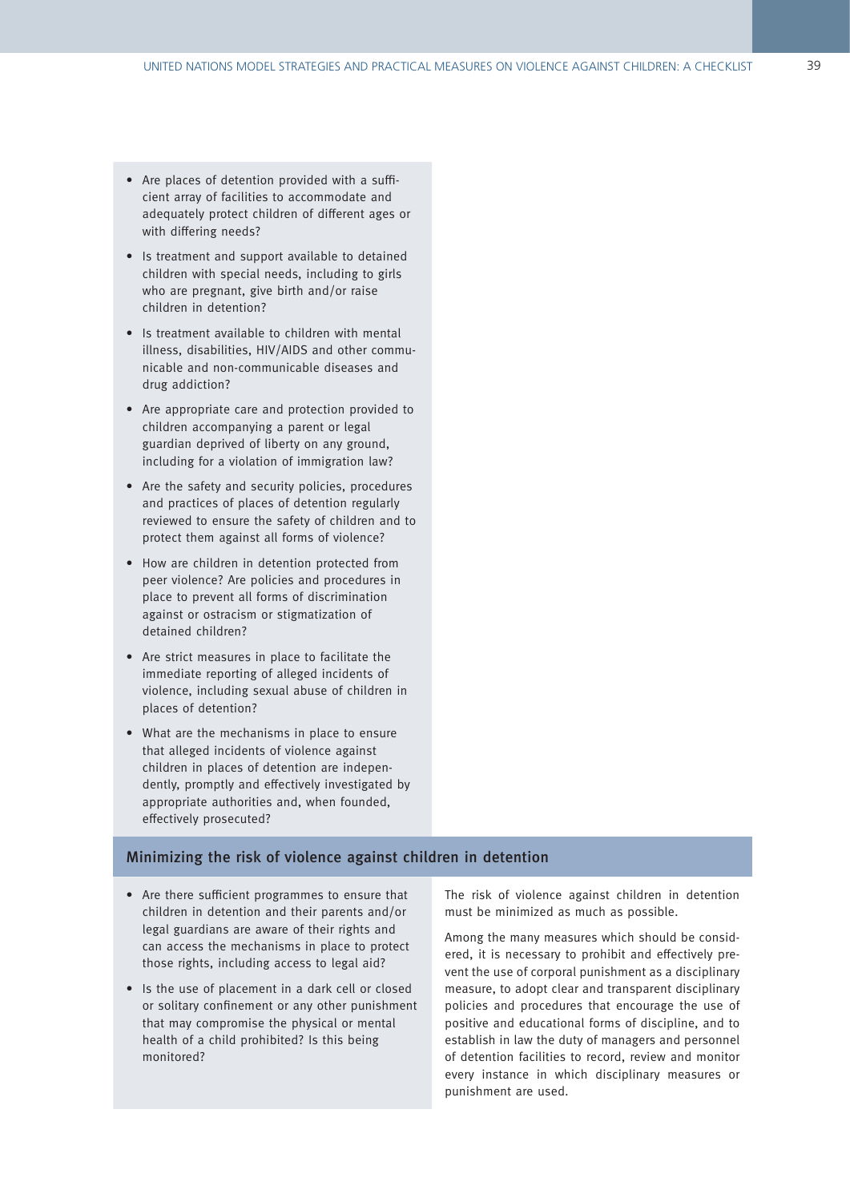- Are places of detention provided with a sufficient array of facilities to accommodate and adequately protect children of different ages or with differing needs?
- Is treatment and support available to detained children with special needs, including to girls who are pregnant, give birth and/or raise children in detention?
- Is treatment available to children with mental illness, disabilities, HIV/AIDS and other communicable and non-communicable diseases and drug addiction?
- Are appropriate care and protection provided to children accompanying a parent or legal guardian deprived of liberty on any ground, including for a violation of immigration law?
- Are the safety and security policies, procedures and practices of places of detention regularly reviewed to ensure the safety of children and to protect them against all forms of violence?
- How are children in detention protected from peer violence? Are policies and procedures in place to prevent all forms of discrimination against or ostracism or stigmatization of detained children?
- Are strict measures in place to facilitate the immediate reporting of alleged incidents of violence, including sexual abuse of children in places of detention?
- What are the mechanisms in place to ensure that alleged incidents of violence against children in places of detention are independently, promptly and effectively investigated by appropriate authorities and, when founded, effectively prosecuted?

## Minimizing the risk of violence against children in detention

The risk of violence against children in detention must be minimized as much as possible.

Among the many measures which should be considered, it is necessary to prohibit and effectively prevent the use of corporal punishment as a disciplinary measure, to adopt clear and transparent disciplinary policies and procedures that encourage the use of positive and educational forms of discipline, and to establish in law the duty of managers and personnel of detention facilities to record, review and monitor every instance in which disciplinary measures or punishment are used.

- Are there sufficient programmes to ensure that children in detention and their parents and/or legal guardians are aware of their rights and can access the mechanisms in place to protect those rights, including access to legal aid?
- Is the use of placement in a dark cell or closed or solitary confinement or any other punishment that may compromise the physical or mental health of a child prohibited? Is this being monitored?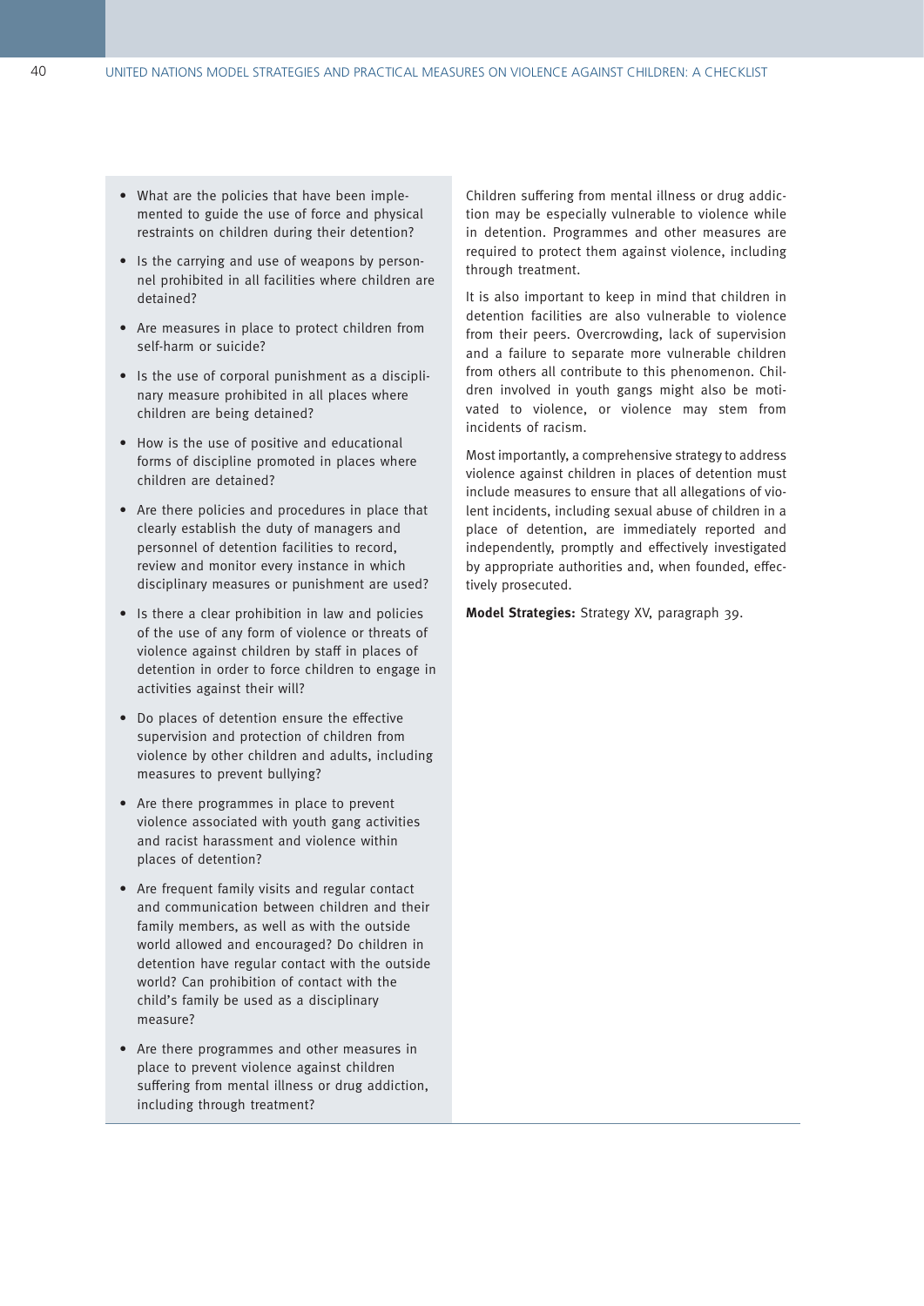- What are the policies that have been implemented to guide the use of force and physical restraints on children during their detention?
- Is the carrying and use of weapons by personnel prohibited in all facilities where children are detained?
- Are measures in place to protect children from self-harm or suicide?
- Is the use of corporal punishment as a disciplinary measure prohibited in all places where children are being detained?
- How is the use of positive and educational forms of discipline promoted in places where children are detained?
- Are there policies and procedures in place that clearly establish the duty of managers and personnel of detention facilities to record, review and monitor every instance in which disciplinary measures or punishment are used?
- Is there a clear prohibition in law and policies of the use of any form of violence or threats of violence against children by staff in places of detention in order to force children to engage in activities against their will?
- Do places of detention ensure the effective supervision and protection of children from violence by other children and adults, including measures to prevent bullying?
- Are there programmes in place to prevent violence associated with youth gang activities and racist harassment and violence within places of detention?
- Are frequent family visits and regular contact and communication between children and their family members, as well as with the outside world allowed and encouraged? Do children in detention have regular contact with the outside world? Can prohibition of contact with the child's family be used as a disciplinary measure?
- Are there programmes and other measures in place to prevent violence against children suffering from mental illness or drug addiction, including through treatment?

Children suffering from mental illness or drug addiction may be especially vulnerable to violence while in detention. Programmes and other measures are required to protect them against violence, including through treatment.

It is also important to keep in mind that children in detention facilities are also vulnerable to violence from their peers. Overcrowding, lack of supervision and a failure to separate more vulnerable children from others all contribute to this phenomenon. Children involved in youth gangs might also be motivated to violence, or violence may stem from incidents of racism.

Most importantly, a comprehensive strategy to address violence against children in places of detention must include measures to ensure that all allegations of violent incidents, including sexual abuse of children in a place of detention, are immediately reported and independently, promptly and effectively investigated by appropriate authorities and, when founded, effectively prosecuted.

**Model Strategies:** Strategy XV, paragraph 39.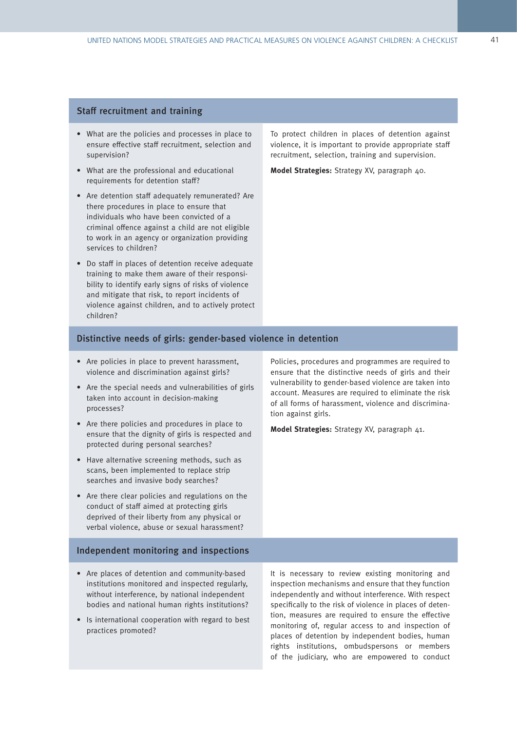## Staff recruitment and training

- What are the policies and processes in place to ensure effective staff recruitment, selection and supervision?
- What are the professional and educational requirements for detention staff?
- Are detention staff adequately remunerated? Are there procedures in place to ensure that individuals who have been convicted of a criminal offence against a child are not eligible to work in an agency or organization providing services to children?
- Do staff in places of detention receive adequate training to make them aware of their responsibility to identify early signs of risks of violence and mitigate that risk, to report incidents of violence against children, and to actively protect children?

To protect children in places of detention against violence, it is important to provide appropriate staff recruitment, selection, training and supervision.

**Model Strategies:** Strategy XV, paragraph 40.

## Distinctive needs of girls: gender-based violence in detention

- Are policies in place to prevent harassment, violence and discrimination against girls?
- Are the special needs and vulnerabilities of girls taken into account in decision-making processes?
- Are there policies and procedures in place to ensure that the dignity of girls is respected and protected during personal searches?
- Have alternative screening methods, such as scans, been implemented to replace strip searches and invasive body searches?
- Are there clear policies and regulations on the conduct of staff aimed at protecting girls deprived of their liberty from any physical or verbal violence, abuse or sexual harassment?

Policies, procedures and programmes are required to ensure that the distinctive needs of girls and their vulnerability to gender-based violence are taken into account. Measures are required to eliminate the risk of all forms of harassment, violence and discrimination against girls.

**Model Strategies:** Strategy XV, paragraph 41.

## Independent monitoring and inspections

- Are places of detention and community-based institutions monitored and inspected regularly, without interference, by national independent bodies and national human rights institutions?
- Is international cooperation with regard to best practices promoted?

It is necessary to review existing monitoring and inspection mechanisms and ensure that they function independently and without interference. With respect specifically to the risk of violence in places of detention, measures are required to ensure the effective monitoring of, regular access to and inspection of places of detention by independent bodies, human rights institutions, ombudspersons or members of the judiciary, who are empowered to conduct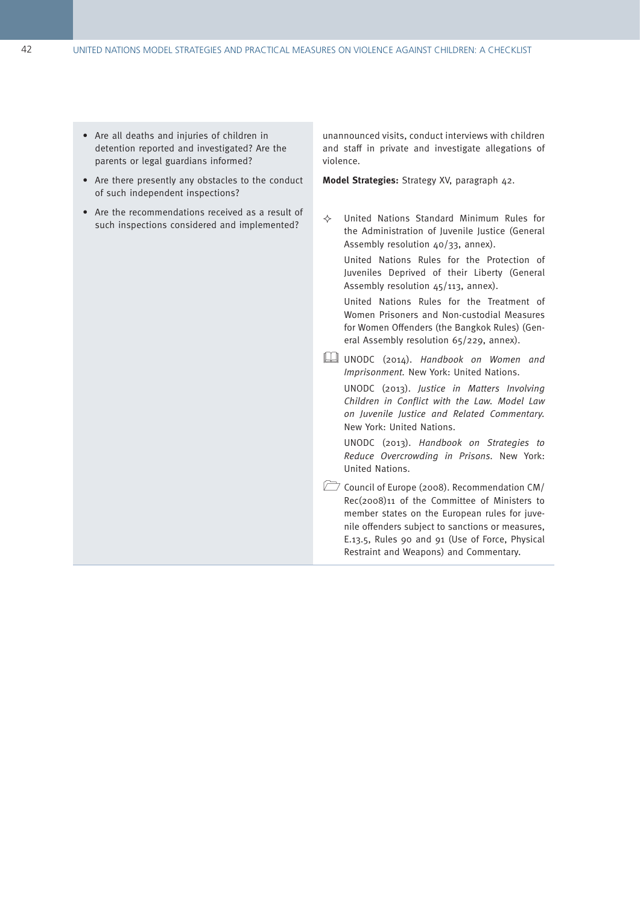- Are all deaths and injuries of children in detention reported and investigated? Are the parents or legal guardians informed?
- Are there presently any obstacles to the conduct of such independent inspections?
- Are the recommendations received as a result of such inspections considered and implemented?

unannounced visits, conduct interviews with children and staff in private and investigate allegations of violence.

**Model Strategies:** Strategy XV, paragraph 42.

✧ United Nations Standard Minimum Rules for the Administration of Juvenile Justice (General Assembly resolution 40/33, annex).

United Nations Rules for the Protection of Juveniles Deprived of their Liberty (General Assembly resolution 45/113, annex).

United Nations Rules for the Treatment of Women Prisoners and Non-custodial Measures for Women Offenders (the Bangkok Rules) (General Assembly resolution 65/229, annex).

UNODC (2014). *Handbook on Women and Imprisonment.* New York: United Nations.

UNODC (2013). *Justice in Matters Involving Children in Conflict with the Law. Model Law on Juvenile Justice and Related Commentary.* New York: United Nations.

UNODC (2013). *Handbook on Strategies to Reduce Overcrowding in Prisons.* New York: United Nations.

Council of Europe (2008). Recommendation CM/Rec(2008)11 of the Committee of Ministers to member states on the European rules for juvenile offenders subject to sanctions or measures, E.13.5, Rules 90 and 91 (Use of Force, Physical Restraint and Weapons) and Commentary.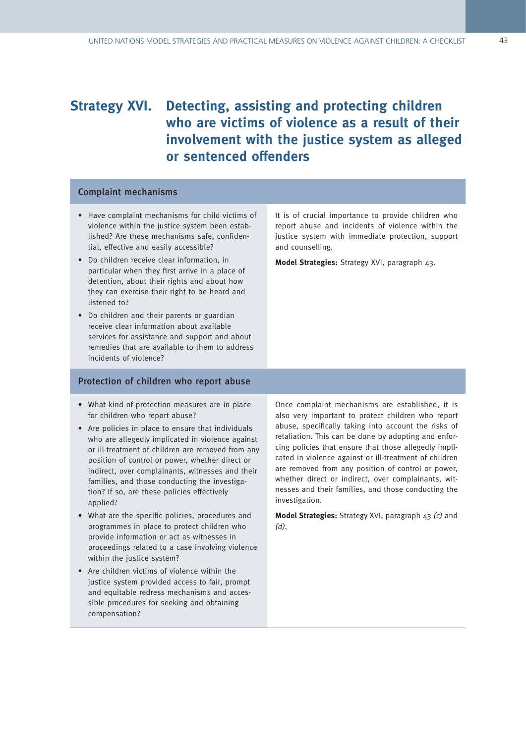# Strategy XVI. Detecting, assisting and protecting children who are victims of violence as a result of their involvement with the justice system as alleged or sentenced offenders

## Complaint mechanisms

- Have complaint mechanisms for child victims of violence within the justice system been established? Are these mechanisms safe, confidential, effective and easily accessible?
- Do children receive clear information, in particular when they first arrive in a place of detention, about their rights and about how they can exercise their right to be heard and listened to?
- Do children and their parents or guardian receive clear information about available services for assistance and support and about remedies that are available to them to address incidents of violence?

It is of crucial importance to provide children who report abuse and incidents of violence within the justice system with immediate protection, support and counselling.

**Model Strategies:** Strategy XVI, paragraph 43.

## Protection of children who report abuse

- What kind of protection measures are in place for children who report abuse?
- Are policies in place to ensure that individuals who are allegedly implicated in violence against or ill-treatment of children are removed from any position of control or power, whether direct or indirect, over complainants, witnesses and their families, and those conducting the investigation? If so, are these policies effectively applied?
- What are the specific policies, procedures and programmes in place to protect children who provide information or act as witnesses in proceedings related to a case involving violence within the justice system?
- Are children victims of violence within the justice system provided access to fair, prompt and equitable redress mechanisms and accessible procedures for seeking and obtaining compensation?

Once complaint mechanisms are established, it is also very important to protect children who report abuse, specifically taking into account the risks of retaliation. This can be done by adopting and enforcing policies that ensure that those allegedly implicated in violence against or ill-treatment of children are removed from any position of control or power, whether direct or indirect, over complainants, witnesses and their families, and those conducting the investigation.

**Model Strategies:** Strategy XVI, paragraph 43 *(c)* and *(d)*.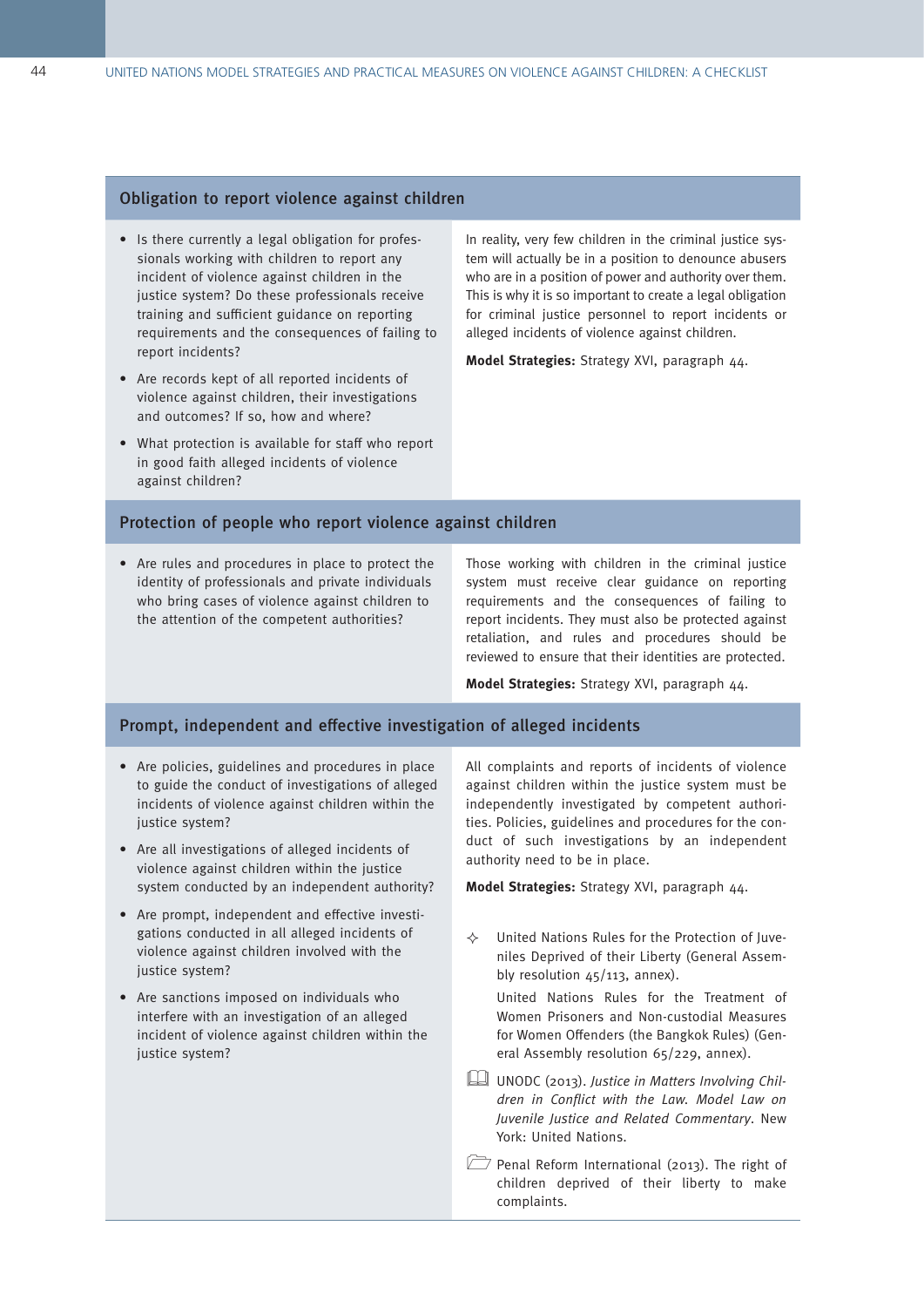## Obligation to report violence against children

- Is there currently a legal obligation for professionals working with children to report any incident of violence against children in the justice system? Do these professionals receive training and sufficient guidance on reporting requirements and the consequences of failing to report incidents?
- Are records kept of all reported incidents of violence against children, their investigations and outcomes? If so, how and where?
- What protection is available for staff who report in good faith alleged incidents of violence against children?

In reality, very few children in the criminal justice system will actually be in a position to denounce abusers who are in a position of power and authority over them. This is why it is so important to create a legal obligation for criminal justice personnel to report incidents or alleged incidents of violence against children.

**Model Strategies:** Strategy XVI, paragraph 44.

## Protection of people who report violence against children

- Are rules and procedures in place to protect the identity of professionals and private individuals who bring cases of violence against children to the attention of the competent authorities?

Those working with children in the criminal justice system must receive clear guidance on reporting requirements and the consequences of failing to report incidents. They must also be protected against retaliation, and rules and procedures should be reviewed to ensure that their identities are protected.

**Model Strategies:** Strategy XVI, paragraph 44.

## Prompt, independent and effective investigation of alleged incidents

- Are policies, guidelines and procedures in place to guide the conduct of investigations of alleged incidents of violence against children within the justice system?
- Are all investigations of alleged incidents of violence against children within the justice system conducted by an independent authority?
- Are prompt, independent and effective investigations conducted in all alleged incidents of violence against children involved with the justice system?
- Are sanctions imposed on individuals who interfere with an investigation of an alleged incident of violence against children within the justice system?

All complaints and reports of incidents of violence against children within the justice system must be independently investigated by competent authorities. Policies, guidelines and procedures for the conduct of such investigations by an independent authority need to be in place.

**Model Strategies:** Strategy XVI, paragraph 44.

✧ United Nations Rules for the Protection of Juveniles Deprived of their Liberty (General Assembly resolution 45/113, annex).

United Nations Rules for the Treatment of Women Prisoners and Non-custodial Measures for Women Offenders (the Bangkok Rules) (General Assembly resolution 65/229, annex).

UNODC (2013). *Justice in Matters Involving Children in Conflict with the Law. Model Law on Juvenile Justice and Related Commentary*. New York: United Nations.

Penal Reform International (2013). The right of children deprived of their liberty to make complaints.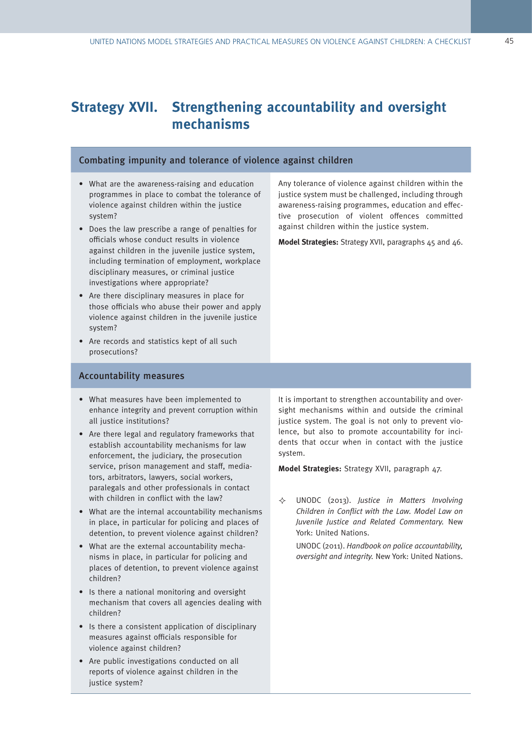# Strategy XVII. Strengthening accountability and oversight mechanisms

## Combating impunity and tolerance of violence against children

- What are the awareness-raising and education programmes in place to combat the tolerance of violence against children within the justice system?
- Does the law prescribe a range of penalties for officials whose conduct results in violence against children in the juvenile justice system, including termination of employment, workplace disciplinary measures, or criminal justice investigations where appropriate?
- Are there disciplinary measures in place for those officials who abuse their power and apply violence against children in the juvenile justice system?
- Are records and statistics kept of all such prosecutions?

Any tolerance of violence against children within the justice system must be challenged, including through awareness-raising programmes, education and effective prosecution of violent offences committed against children within the justice system.

**Model Strategies:** Strategy XVII, paragraphs 45 and 46.

## Accountability measures

- What measures have been implemented to enhance integrity and prevent corruption within all justice institutions?
- Are there legal and regulatory frameworks that establish accountability mechanisms for law enforcement, the judiciary, the prosecution service, prison management and staff, mediators, arbitrators, lawyers, social workers, paralegals and other professionals in contact with children in conflict with the law?
- What are the internal accountability mechanisms in place, in particular for policing and places of detention, to prevent violence against children?
- What are the external accountability mechanisms in place, in particular for policing and places of detention, to prevent violence against children?
- Is there a national monitoring and oversight mechanism that covers all agencies dealing with children?
- Is there a consistent application of disciplinary measures against officials responsible for violence against children?
- Are public investigations conducted on all reports of violence against children in the justice system?

It is important to strengthen accountability and oversight mechanisms within and outside the criminal justice system. The goal is not only to prevent violence, but also to promote accountability for incidents that occur when in contact with the justice system.

**Model Strategies:** Strategy XVII, paragraph 47.

✧ UNODC (2013). *Justice in Matters Involving Children in Conflict with the Law. Model Law on Juvenile Justice and Related Commentary.* New York: United Nations.

UNODC (2011). *Handbook on police accountability, oversight and integrity.* New York: United Nations.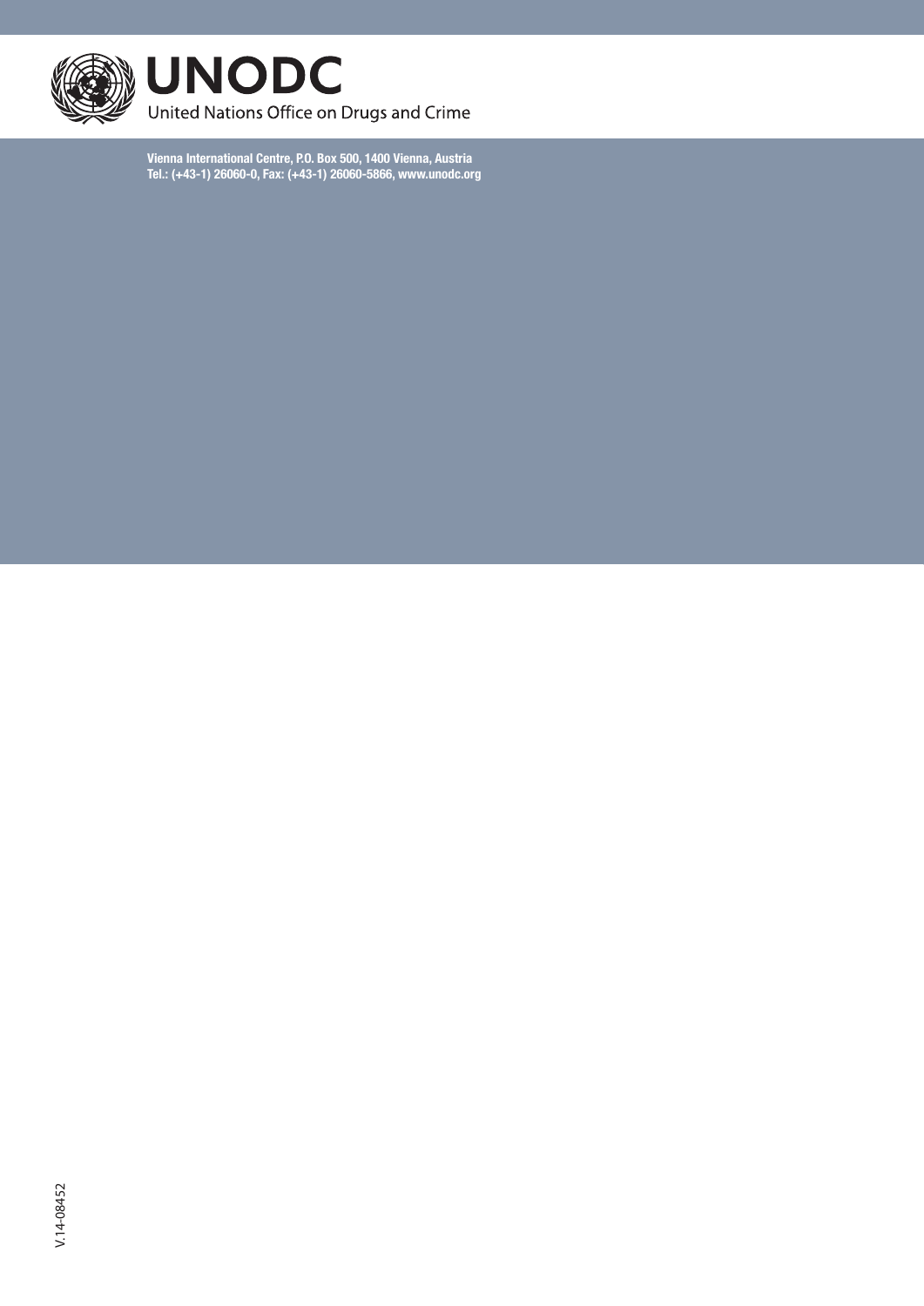# UNODC

United Nations Office on Drugs and Crime

**Vienna International Centre, P.O. Box 500, 1400 Vienna, Austria**
**Tel.: (+43-1) 26060-0, Fax: (+43-1) 26060-5866, www.unodc.org**

V.14-08452